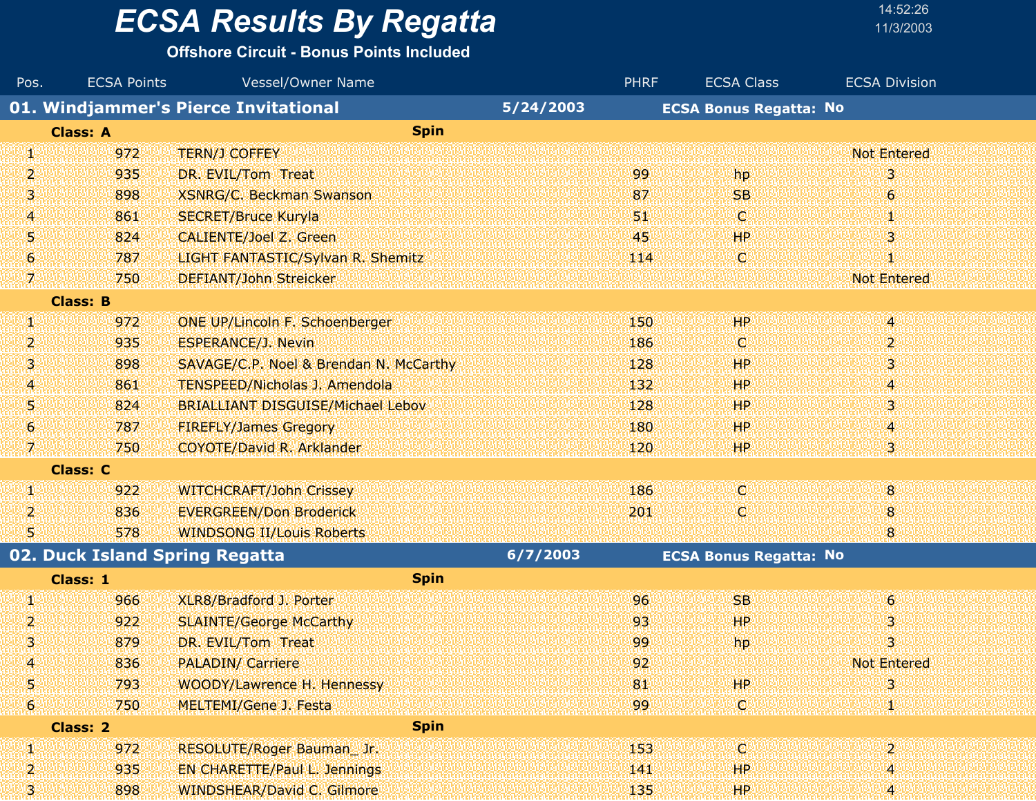# ECSA Results By Regatta

**Offshore Circuit - Bonus Points Included**

14:52:26
11/3/2003

| Pos. | ECSA Points | Vessel/Owner Name | PHRF | ECSA Class | ECSA Division |
|---|---|---|---|---|---|
| **01. Windjammer's Pierce Invitational** | | **5/24/2003** | | **ECSA Bonus Regatta:** | **No** |
| **Class: A** | | **Spin** | | | |
| 1 | 972 | TERN/J COFFEY | | | Not Entered |
| 2 | 935 | DR. EVIL/Tom Treat | 99 | hp | 3 |
| 3 | 898 | XSNRG/C. Beckman Swanson | 87 | SB | 6 |
| 4 | 861 | SECRET/Bruce Kuryla | 51 | C | 1 |
| 5 | 824 | CALIENTE/Joel Z. Green | 45 | HP | 3 |
| 6 | 787 | LIGHT FANTASTIC/Sylvan R. Shemitz | 114 | C | 1 |
| 7 | 750 | DEFIANT/John Streicker | | | Not Entered |
| **Class: B** | | | | | |
| 1 | 972 | ONE UP/Lincoln F. Schoenberger | 150 | HP | 4 |
| 2 | 935 | ESPERANCE/J. Nevin | 186 | C | 2 |
| 3 | 898 | SAVAGE/C.P. Noel & Brendan N. McCarthy | 128 | HP | 3 |
| 4 | 861 | TENSPEED/Nicholas J. Amendola | 132 | HP | 4 |
| 5 | 824 | BRIALLIANT DISGUISE/Michael Lebov | 128 | HP | 3 |
| 6 | 787 | FIREFLY/James Gregory | 180 | HP | 4 |
| 7 | 750 | COYOTE/David R. Arklander | 120 | HP | 3 |
| **Class: C** | | | | | |
| 1 | 922 | WITCHCRAFT/John Crissey | 186 | C | 8 |
| 2 | 836 | EVERGREEN/Don Broderick | 201 | C | 8 |
| 5 | 578 | WINDSONG II/Louis Roberts | | | 8 |
| **02. Duck Island Spring Regatta** | | **6/7/2003** | | **ECSA Bonus Regatta:** | **No** |
| **Class: 1** | | **Spin** | | | |
| 1 | 966 | XLR8/Bradford J. Porter | 96 | SB | 6 |
| 2 | 922 | SLAINTE/George McCarthy | 93 | HP | 3 |
| 3 | 879 | DR. EVIL/Tom Treat | 99 | hp | 3 |
| 4 | 836 | PALADIN/ Carriere | 92 | | Not Entered |
| 5 | 793 | WOODY/Lawrence H. Hennessy | 81 | HP | 3 |
| 6 | 750 | MELTEMI/Gene J. Festa | 99 | C | 1 |
| **Class: 2** | | **Spin** | | | |
| 1 | 972 | RESOLUTE/Roger Bauman_ Jr. | 153 | C | 2 |
| 2 | 935 | EN CHARETTE/Paul L. Jennings | 141 | HP | 4 |
| 3 | 898 | WINDSHEAR/David C. Gilmore | 135 | HP | 4 |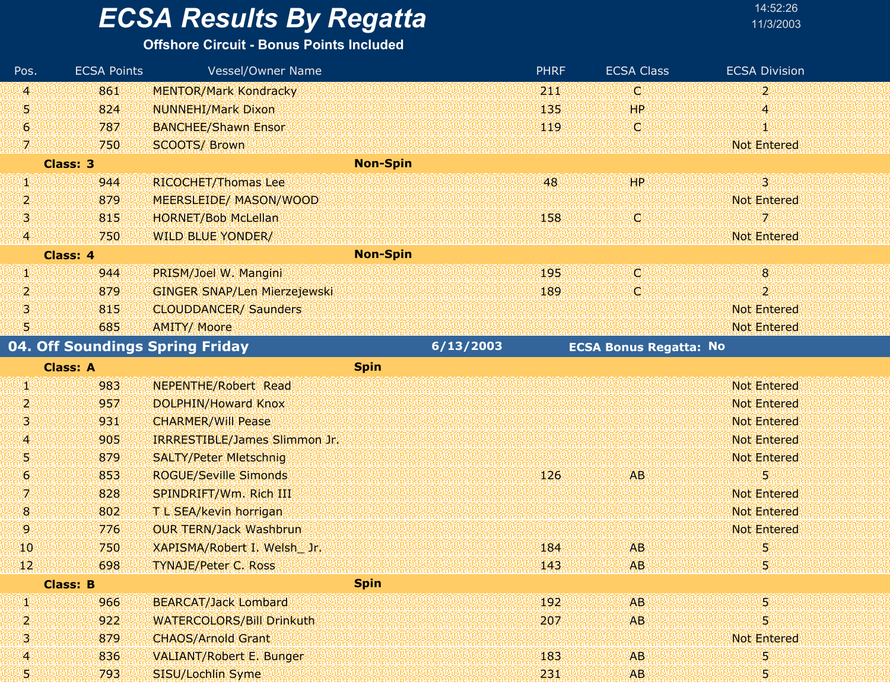# ECSA Results By Regatta

**Offshore Circuit - Bonus Points Included**

| Pos. | ECSA Points | Vessel/Owner Name | PHRF | ECSA Class | ECSA Division |
|---|---|---|---|---|---|
| 4 | 861 | MENTOR/Mark Kondracky | 211 | C | 2 |
| 5 | 824 | NUNNEHI/Mark Dixon | 135 | HP | 4 |
| 6 | 787 | BANCHEE/Shawn Ensor | 119 | C | 1 |
| 7 | 750 | SCOOTS/ Brown | | | Not Entered |
| **Class: 3** | | **Non-Spin** | | | |
| 1 | 944 | RICOCHET/Thomas Lee | 48 | HP | 3 |
| 2 | 879 | MEERSLEIDE/ MASON/WOOD | | | Not Entered |
| 3 | 815 | HORNET/Bob McLellan | 158 | C | 7 |
| 4 | 750 | WILD BLUE YONDER/ | | | Not Entered |
| **Class: 4** | | **Non-Spin** | | | |
| 1 | 944 | PRISM/Joel W. Mangini | 195 | C | 8 |
| 2 | 879 | GINGER SNAP/Len Mierzejewski | 189 | C | 2 |
| 3 | 815 | CLOUDDANCER/ Saunders | | | Not Entered |
| 5 | 685 | AMITY/ Moore | | | Not Entered |

## 04. Off Soundings Spring Friday — 6/13/2003 — ECSA Bonus Regatta: No

| Pos. | ECSA Points | Vessel/Owner Name | PHRF | ECSA Class | ECSA Division |
|---|---|---|---|---|---|
| **Class: A** | | **Spin** | | | |
| 1 | 983 | NEPENTHE/Robert Read | | | Not Entered |
| 2 | 957 | DOLPHIN/Howard Knox | | | Not Entered |
| 3 | 931 | CHARMER/Will Pease | | | Not Entered |
| 4 | 905 | IRRRESTIBLE/James Slimmon Jr. | | | Not Entered |
| 5 | 879 | SALTY/Peter Mletschnig | | | Not Entered |
| 6 | 853 | ROGUE/Seville Simonds | 126 | AB | 5 |
| 7 | 828 | SPINDRIFT/Wm. Rich III | | | Not Entered |
| 8 | 802 | T L SEA/kevin horrigan | | | Not Entered |
| 9 | 776 | OUR TERN/Jack Washbrun | | | Not Entered |
| 10 | 750 | XAPISMA/Robert I. Welsh_ Jr. | 184 | AB | 5 |
| 12 | 698 | TYNAJE/Peter C. Ross | 143 | AB | 5 |
| **Class: B** | | **Spin** | | | |
| 1 | 966 | BEARCAT/Jack Lombard | 192 | AB | 5 |
| 2 | 922 | WATERCOLORS/Bill Drinkuth | 207 | AB | 5 |
| 3 | 879 | CHAOS/Arnold Grant | | | Not Entered |
| 4 | 836 | VALIANT/Robert E. Bunger | 183 | AB | 5 |
| 5 | 793 | SISU/Lochlin Syme | 231 | AB | 5 |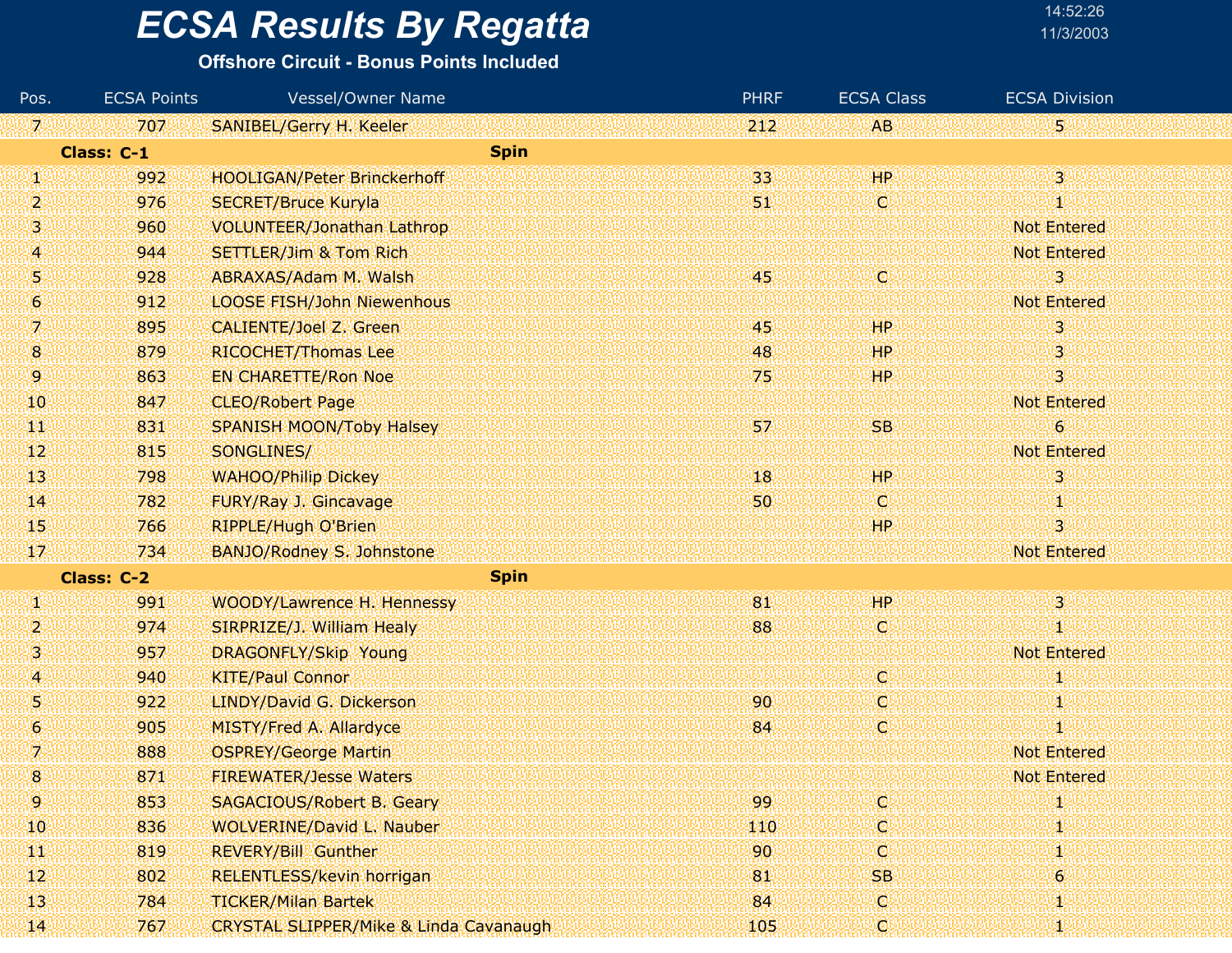# ECSA Results By Regatta

**Offshore Circuit - Bonus Points Included**

14:52:26
11/3/2003

| Pos. | ECSA Points | Vessel/Owner Name | PHRF | ECSA Class | ECSA Division |
|---|---|---|---|---|---|
| 7 | 707 | SANIBEL/Gerry H. Keeler | 212 | AB | 5 |
| **Class: C-1** | | **Spin** | | | |
| 1 | 992 | HOOLIGAN/Peter Brinckerhoff | 33 | HP | 3 |
| 2 | 976 | SECRET/Bruce Kuryla | 51 | C | 1 |
| 3 | 960 | VOLUNTEER/Jonathan Lathrop | | | Not Entered |
| 4 | 944 | SETTLER/Jim & Tom Rich | | | Not Entered |
| 5 | 928 | ABRAXAS/Adam M. Walsh | 45 | C | 3 |
| 6 | 912 | LOOSE FISH/John Niewenhous | | | Not Entered |
| 7 | 895 | CALIENTE/Joel Z. Green | 45 | HP | 3 |
| 8 | 879 | RICOCHET/Thomas Lee | 48 | HP | 3 |
| 9 | 863 | EN CHARETTE/Ron Noe | 75 | HP | 3 |
| 10 | 847 | CLEO/Robert Page | | | Not Entered |
| 11 | 831 | SPANISH MOON/Toby Halsey | 57 | SB | 6 |
| 12 | 815 | SONGLINES/ | | | Not Entered |
| 13 | 798 | WAHOO/Philip Dickey | 18 | HP | 3 |
| 14 | 782 | FURY/Ray J. Gincavage | 50 | C | 1 |
| 15 | 766 | RIPPLE/Hugh O'Brien | | HP | 3 |
| 17 | 734 | BANJO/Rodney S. Johnstone | | | Not Entered |
| **Class: C-2** | | **Spin** | | | |
| 1 | 991 | WOODY/Lawrence H. Hennessy | 81 | HP | 3 |
| 2 | 974 | SIRPRIZE/J. William Healy | 88 | C | 1 |
| 3 | 957 | DRAGONFLY/Skip Young | | | Not Entered |
| 4 | 940 | KITE/Paul Connor | | C | 1 |
| 5 | 922 | LINDY/David G. Dickerson | 90 | C | 1 |
| 6 | 905 | MISTY/Fred A. Allardyce | 84 | C | 1 |
| 7 | 888 | OSPREY/George Martin | | | Not Entered |
| 8 | 871 | FIREWATER/Jesse Waters | | | Not Entered |
| 9 | 853 | SAGACIOUS/Robert B. Geary | 99 | C | 1 |
| 10 | 836 | WOLVERINE/David L. Nauber | 110 | C | 1 |
| 11 | 819 | REVERY/Bill Gunther | 90 | C | 1 |
| 12 | 802 | RELENTLESS/kevin horrigan | 81 | SB | 6 |
| 13 | 784 | TICKER/Milan Bartek | 84 | C | 1 |
| 14 | 767 | CRYSTAL SLIPPER/Mike & Linda Cavanaugh | 105 | C | 1 |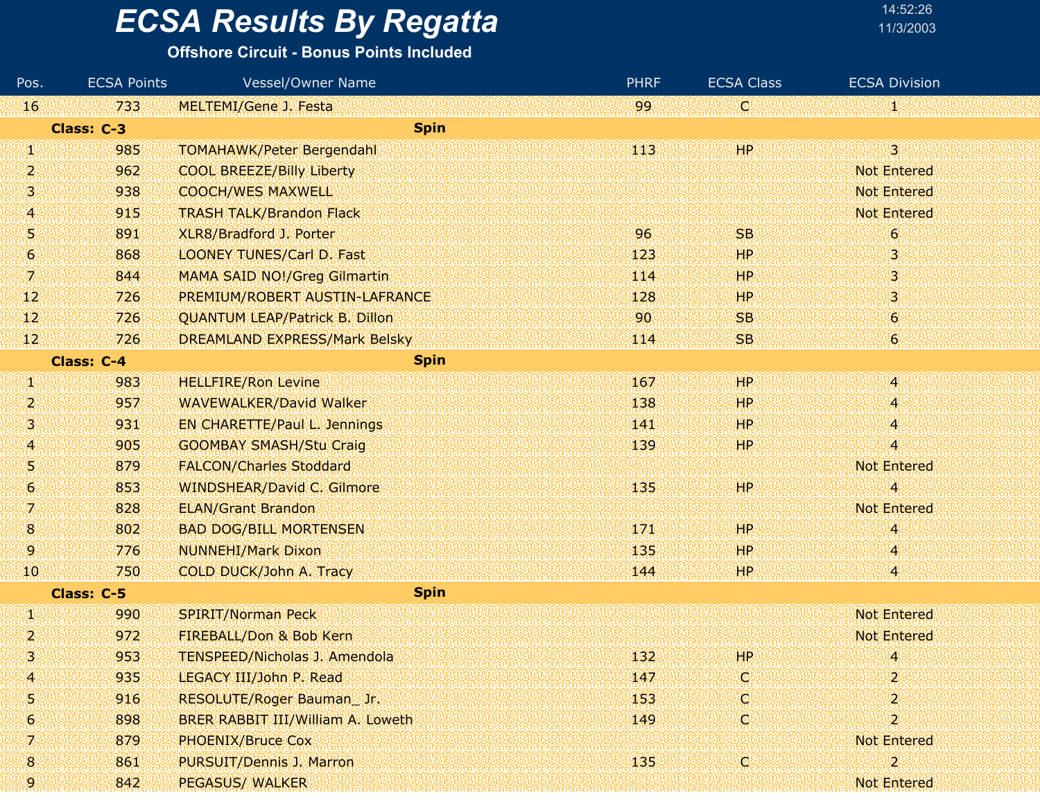# ECSA Results By Regatta

**Offshore Circuit - Bonus Points Included**

14:52:26
11/3/2003

| Pos. | ECSA Points | Vessel/Owner Name | PHRF | ECSA Class | ECSA Division |
|---|---|---|---|---|---|
| 16 | 733 | MELTEMI/Gene J. Festa | 99 | C | 1 |
| **Class: C-3** | | **Spin** | | | |
| 1 | 985 | TOMAHAWK/Peter Bergendahl | 113 | HP | 3 |
| 2 | 962 | COOL BREEZE/Billy Liberty | | | Not Entered |
| 3 | 938 | COOCH/WES MAXWELL | | | Not Entered |
| 4 | 915 | TRASH TALK/Brandon Flack | | | Not Entered |
| 5 | 891 | XLR8/Bradford J. Porter | 96 | SB | 6 |
| 6 | 868 | LOONEY TUNES/Carl D. Fast | 123 | HP | 3 |
| 7 | 844 | MAMA SAID NO!/Greg Gilmartin | 114 | HP | 3 |
| 12 | 726 | PREMIUM/ROBERT AUSTIN-LAFRANCE | 128 | HP | 3 |
| 12 | 726 | QUANTUM LEAP/Patrick B. Dillon | 90 | SB | 6 |
| 12 | 726 | DREAMLAND EXPRESS/Mark Belsky | 114 | SB | 6 |
| **Class: C-4** | | **Spin** | | | |
| 1 | 983 | HELLFIRE/Ron Levine | 167 | HP | 4 |
| 2 | 957 | WAVEWALKER/David Walker | 138 | HP | 4 |
| 3 | 931 | EN CHARETTE/Paul L. Jennings | 141 | HP | 4 |
| 4 | 905 | GOOMBAY SMASH/Stu Craig | 139 | HP | 4 |
| 5 | 879 | FALCON/Charles Stoddard | | | Not Entered |
| 6 | 853 | WINDSHEAR/David C. Gilmore | 135 | HP | 4 |
| 7 | 828 | ELAN/Grant Brandon | | | Not Entered |
| 8 | 802 | BAD DOG/BILL MORTENSEN | 171 | HP | 4 |
| 9 | 776 | NUNNEHI/Mark Dixon | 135 | HP | 4 |
| 10 | 750 | COLD DUCK/John A. Tracy | 144 | HP | 4 |
| **Class: C-5** | | **Spin** | | | |
| 1 | 990 | SPIRIT/Norman Peck | | | Not Entered |
| 2 | 972 | FIREBALL/Don & Bob Kern | | | Not Entered |
| 3 | 953 | TENSPEED/Nicholas J. Amendola | 132 | HP | 4 |
| 4 | 935 | LEGACY III/John P. Read | 147 | C | 2 |
| 5 | 916 | RESOLUTE/Roger Bauman_ Jr. | 153 | C | 2 |
| 6 | 898 | BRER RABBIT III/William A. Loweth | 149 | C | 2 |
| 7 | 879 | PHOENIX/Bruce Cox | | | Not Entered |
| 8 | 861 | PURSUIT/Dennis J. Marron | 135 | C | 2 |
| 9 | 842 | PEGASUS/ WALKER | | | Not Entered |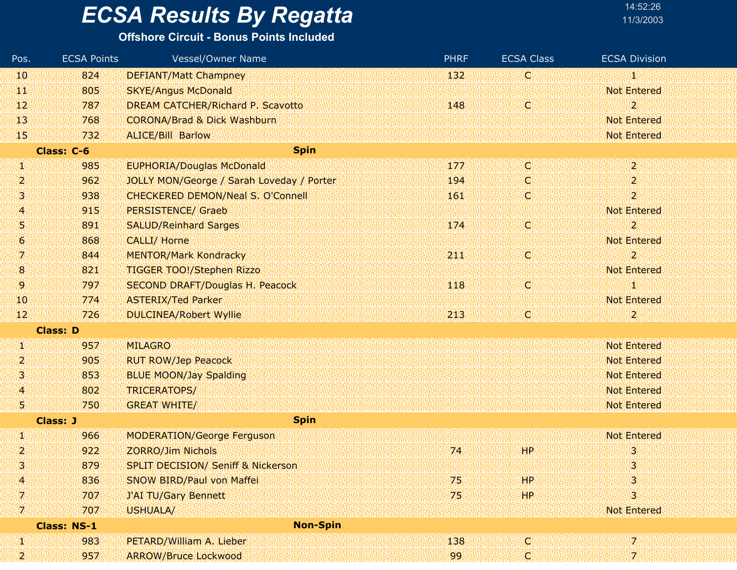# ECSA Results By Regatta

**Offshore Circuit - Bonus Points Included**

14:52:26
11/3/2003

| Pos. | ECSA Points | Vessel/Owner Name | PHRF | ECSA Class | ECSA Division |
|---|---|---|---|---|---|
| 10 | 824 | DEFIANT/Matt Champney | 132 | C | 1 |
| 11 | 805 | SKYE/Angus McDonald | | | Not Entered |
| 12 | 787 | DREAM CATCHER/Richard P. Scavotto | 148 | C | 2 |
| 13 | 768 | CORONA/Brad & Dick Washburn | | | Not Entered |
| 15 | 732 | ALICE/Bill Barlow | | | Not Entered |
| **Class: C-6** | | **Spin** | | | |
| 1 | 985 | EUPHORIA/Douglas McDonald | 177 | C | 2 |
| 2 | 962 | JOLLY MON/George / Sarah Loveday / Porter | 194 | C | 2 |
| 3 | 938 | CHECKERED DEMON/Neal S. O'Connell | 161 | C | 2 |
| 4 | 915 | PERSISTENCE/ Graeb | | | Not Entered |
| 5 | 891 | SALUD/Reinhard Sarges | 174 | C | 2 |
| 6 | 868 | CALLI/ Horne | | | Not Entered |
| 7 | 844 | MENTOR/Mark Kondracky | 211 | C | 2 |
| 8 | 821 | TIGGER TOO!/Stephen Rizzo | | | Not Entered |
| 9 | 797 | SECOND DRAFT/Douglas H. Peacock | 118 | C | 1 |
| 10 | 774 | ASTERIX/Ted Parker | | | Not Entered |
| 12 | 726 | DULCINEA/Robert Wyllie | 213 | C | 2 |
| **Class: D** | | | | | |
| 1 | 957 | MILAGRO | | | Not Entered |
| 2 | 905 | RUT ROW/Jep Peacock | | | Not Entered |
| 3 | 853 | BLUE MOON/Jay Spalding | | | Not Entered |
| 4 | 802 | TRICERATOPS/ | | | Not Entered |
| 5 | 750 | GREAT WHITE/ | | | Not Entered |
| **Class: J** | | **Spin** | | | |
| 1 | 966 | MODERATION/George Ferguson | | | Not Entered |
| 2 | 922 | ZORRO/Jim Nichols | 74 | HP | 3 |
| 3 | 879 | SPLIT DECISION/ Seniff & Nickerson | | | 3 |
| 4 | 836 | SNOW BIRD/Paul von Maffei | 75 | HP | 3 |
| 7 | 707 | J'AI TU/Gary Bennett | 75 | HP | 3 |
| 7 | 707 | USHUALA/ | | | Not Entered |
| **Class: NS-1** | | **Non-Spin** | | | |
| 1 | 983 | PETARD/William A. Lieber | 138 | C | 7 |
| 2 | 957 | ARROW/Bruce Lockwood | 99 | C | 7 |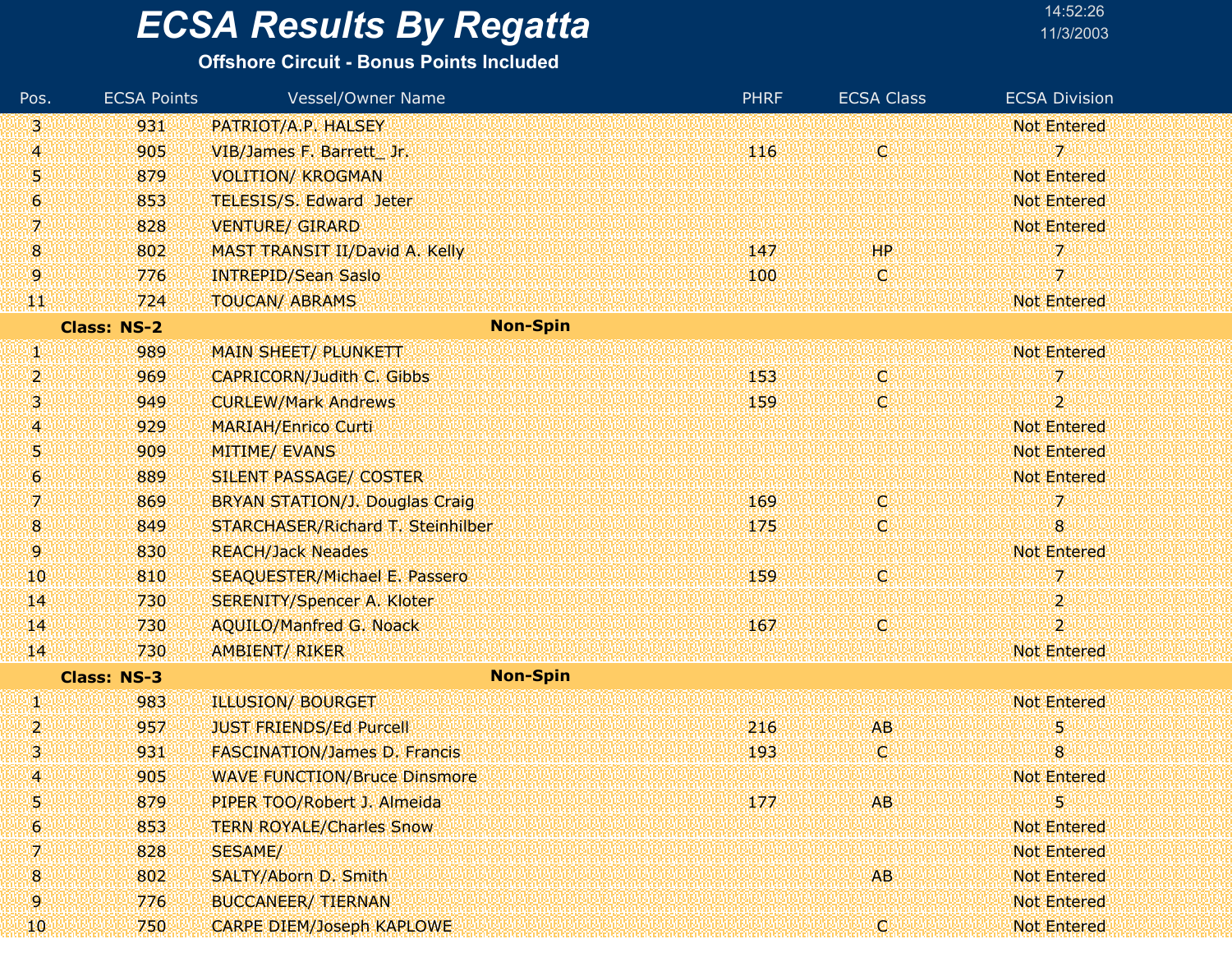# ECSA Results By Regatta

**Offshore Circuit - Bonus Points Included**

14:52:26
11/3/2003

| Pos. | ECSA Points | Vessel/Owner Name | PHRF | ECSA Class | ECSA Division |
|---|---|---|---|---|---|
| 3 | 931 | PATRIOT/A.P. HALSEY | | | Not Entered |
| 4 | 905 | VIB/James F. Barrett_ Jr. | 116 | C | 7 |
| 5 | 879 | VOLITION/ KROGMAN | | | Not Entered |
| 6 | 853 | TELESIS/S. Edward Jeter | | | Not Entered |
| 7 | 828 | VENTURE/ GIRARD | | | Not Entered |
| 8 | 802 | MAST TRANSIT II/David A. Kelly | 147 | HP | 7 |
| 9 | 776 | INTREPID/Sean Saslo | 100 | C | 7 |
| 11 | 724 | TOUCAN/ ABRAMS | | | Not Entered |
| **Class: NS-2** | | **Non-Spin** | | | |
| 1 | 989 | MAIN SHEET/ PLUNKETT | | | Not Entered |
| 2 | 969 | CAPRICORN/Judith C. Gibbs | 153 | C | 7 |
| 3 | 949 | CURLEW/Mark Andrews | 159 | C | 2 |
| 4 | 929 | MARIAH/Enrico Curti | | | Not Entered |
| 5 | 909 | MITIME/ EVANS | | | Not Entered |
| 6 | 889 | SILENT PASSAGE/ COSTER | | | Not Entered |
| 7 | 869 | BRYAN STATION/J. Douglas Craig | 169 | C | 7 |
| 8 | 849 | STARCHASER/Richard T. Steinhilber | 175 | C | 8 |
| 9 | 830 | REACH/Jack Neades | | | Not Entered |
| 10 | 810 | SEAQUESTER/Michael E. Passero | 159 | C | 7 |
| 14 | 730 | SERENITY/Spencer A. Kloter | | | 2 |
| 14 | 730 | AQUILO/Manfred G. Noack | 167 | C | 2 |
| 14 | 730 | AMBIENT/ RIKER | | | Not Entered |
| **Class: NS-3** | | **Non-Spin** | | | |
| 1 | 983 | ILLUSION/ BOURGET | | | Not Entered |
| 2 | 957 | JUST FRIENDS/Ed Purcell | 216 | AB | 5 |
| 3 | 931 | FASCINATION/James D. Francis | 193 | C | 8 |
| 4 | 905 | WAVE FUNCTION/Bruce Dinsmore | | | Not Entered |
| 5 | 879 | PIPER TOO/Robert J. Almeida | 177 | AB | 5 |
| 6 | 853 | TERN ROYALE/Charles Snow | | | Not Entered |
| 7 | 828 | SESAME/ | | | Not Entered |
| 8 | 802 | SALTY/Aborn D. Smith | | AB | Not Entered |
| 9 | 776 | BUCCANEER/ TIERNAN | | | Not Entered |
| 10 | 750 | CARPE DIEM/Joseph KAPLOWE | | C | Not Entered |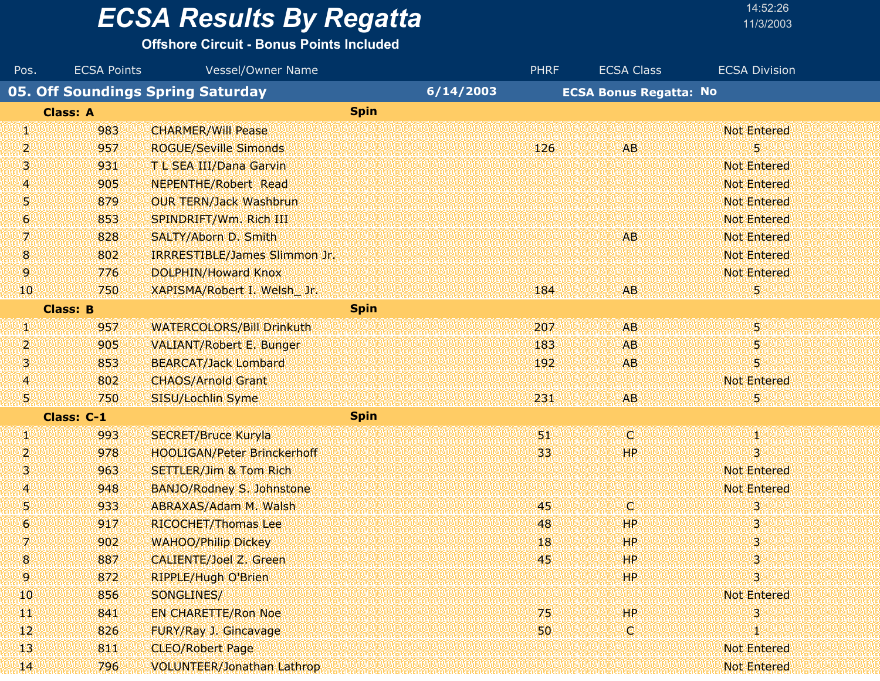# ECSA Results By Regatta

**Offshore Circuit - Bonus Points Included**

14:52:26
11/3/2003

## 05. Off Soundings Spring Saturday — 6/14/2003 — ECSA Bonus Regatta: No

### Class: A — Spin

| Pos. | ECSA Points | Vessel/Owner Name | PHRF | ECSA Class | ECSA Division |
|---|---|---|---|---|---|
| 1 | 983 | CHARMER/Will Pease | | | Not Entered |
| 2 | 957 | ROGUE/Seville Simonds | 126 | AB | 5 |
| 3 | 931 | T L SEA III/Dana Garvin | | | Not Entered |
| 4 | 905 | NEPENTHE/Robert Read | | | Not Entered |
| 5 | 879 | OUR TERN/Jack Washbrun | | | Not Entered |
| 6 | 853 | SPINDRIFT/Wm. Rich III | | | Not Entered |
| 7 | 828 | SALTY/Aborn D. Smith | | AB | Not Entered |
| 8 | 802 | IRRRESTIBLE/James Slimmon Jr. | | | Not Entered |
| 9 | 776 | DOLPHIN/Howard Knox | | | Not Entered |
| 10 | 750 | XAPISMA/Robert I. Welsh_ Jr. | 184 | AB | 5 |

### Class: B — Spin

| Pos. | ECSA Points | Vessel/Owner Name | PHRF | ECSA Class | ECSA Division |
|---|---|---|---|---|---|
| 1 | 957 | WATERCOLORS/Bill Drinkuth | 207 | AB | 5 |
| 2 | 905 | VALIANT/Robert E. Bunger | 183 | AB | 5 |
| 3 | 853 | BEARCAT/Jack Lombard | 192 | AB | 5 |
| 4 | 802 | CHAOS/Arnold Grant | | | Not Entered |
| 5 | 750 | SISU/Lochlin Syme | 231 | AB | 5 |

### Class: C-1 — Spin

| Pos. | ECSA Points | Vessel/Owner Name | PHRF | ECSA Class | ECSA Division |
|---|---|---|---|---|---|
| 1 | 993 | SECRET/Bruce Kuryla | 51 | C | 1 |
| 2 | 978 | HOOLIGAN/Peter Brinckerhoff | 33 | HP | 3 |
| 3 | 963 | SETTLER/Jim & Tom Rich | | | Not Entered |
| 4 | 948 | BANJO/Rodney S. Johnstone | | | Not Entered |
| 5 | 933 | ABRAXAS/Adam M. Walsh | 45 | C | 3 |
| 6 | 917 | RICOCHET/Thomas Lee | 48 | HP | 3 |
| 7 | 902 | WAHOO/Philip Dickey | 18 | HP | 3 |
| 8 | 887 | CALIENTE/Joel Z. Green | 45 | HP | 3 |
| 9 | 872 | RIPPLE/Hugh O'Brien | | HP | 3 |
| 10 | 856 | SONGLINES/ | | | Not Entered |
| 11 | 841 | EN CHARETTE/Ron Noe | 75 | HP | 3 |
| 12 | 826 | FURY/Ray J. Gincavage | 50 | C | 1 |
| 13 | 811 | CLEO/Robert Page | | | Not Entered |
| 14 | 796 | VOLUNTEER/Jonathan Lathrop | | | Not Entered |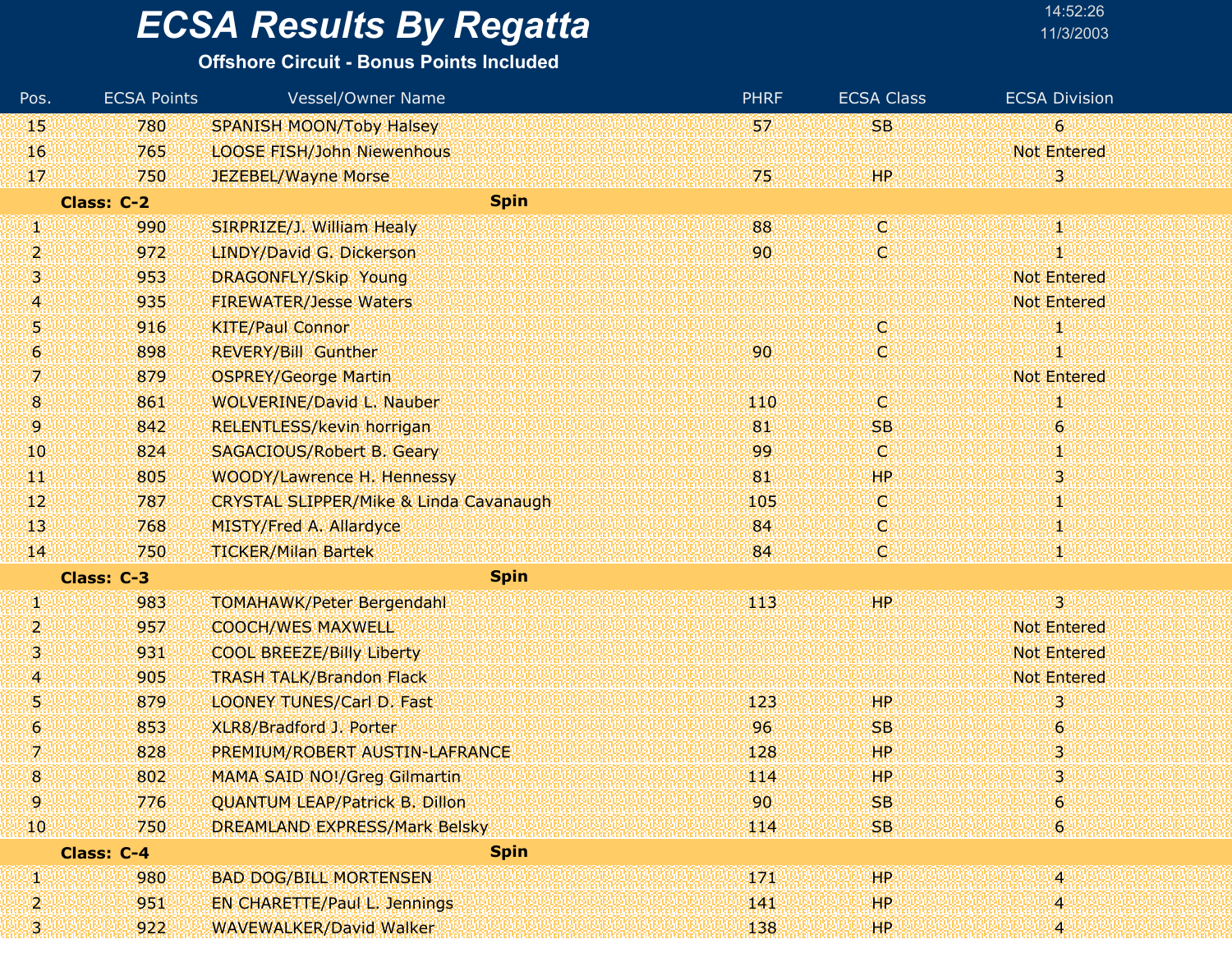# ECSA Results By Regatta

**Offshore Circuit - Bonus Points Included**

14:52:26
11/3/2003

| Pos. | ECSA Points | Vessel/Owner Name | PHRF | ECSA Class | ECSA Division |
|---|---|---|---|---|---|
| 15 | 780 | SPANISH MOON/Toby Halsey | 57 | SB | 6 |
| 16 | 765 | LOOSE FISH/John Niewenhous | | | Not Entered |
| 17 | 750 | JEZEBEL/Wayne Morse | 75 | HP | 3 |
| **Class: C-2** | | **Spin** | | | |
| 1 | 990 | SIRPRIZE/J. William Healy | 88 | C | 1 |
| 2 | 972 | LINDY/David G. Dickerson | 90 | C | 1 |
| 3 | 953 | DRAGONFLY/Skip Young | | | Not Entered |
| 4 | 935 | FIREWATER/Jesse Waters | | | Not Entered |
| 5 | 916 | KITE/Paul Connor | | C | 1 |
| 6 | 898 | REVERY/Bill Gunther | 90 | C | 1 |
| 7 | 879 | OSPREY/George Martin | | | Not Entered |
| 8 | 861 | WOLVERINE/David L. Nauber | 110 | C | 1 |
| 9 | 842 | RELENTLESS/kevin horrigan | 81 | SB | 6 |
| 10 | 824 | SAGACIOUS/Robert B. Geary | 99 | C | 1 |
| 11 | 805 | WOODY/Lawrence H. Hennessy | 81 | HP | 3 |
| 12 | 787 | CRYSTAL SLIPPER/Mike & Linda Cavanaugh | 105 | C | 1 |
| 13 | 768 | MISTY/Fred A. Allardyce | 84 | C | 1 |
| 14 | 750 | TICKER/Milan Bartek | 84 | C | 1 |
| **Class: C-3** | | **Spin** | | | |
| 1 | 983 | TOMAHAWK/Peter Bergendahl | 113 | HP | 3 |
| 2 | 957 | COOCH/WES MAXWELL | | | Not Entered |
| 3 | 931 | COOL BREEZE/Billy Liberty | | | Not Entered |
| 4 | 905 | TRASH TALK/Brandon Flack | | | Not Entered |
| 5 | 879 | LOONEY TUNES/Carl D. Fast | 123 | HP | 3 |
| 6 | 853 | XLR8/Bradford J. Porter | 96 | SB | 6 |
| 7 | 828 | PREMIUM/ROBERT AUSTIN-LAFRANCE | 128 | HP | 3 |
| 8 | 802 | MAMA SAID NO!/Greg Gilmartin | 114 | HP | 3 |
| 9 | 776 | QUANTUM LEAP/Patrick B. Dillon | 90 | SB | 6 |
| 10 | 750 | DREAMLAND EXPRESS/Mark Belsky | 114 | SB | 6 |
| **Class: C-4** | | **Spin** | | | |
| 1 | 980 | BAD DOG/BILL MORTENSEN | 171 | HP | 4 |
| 2 | 951 | EN CHARETTE/Paul L. Jennings | 141 | HP | 4 |
| 3 | 922 | WAVEWALKER/David Walker | 138 | HP | 4 |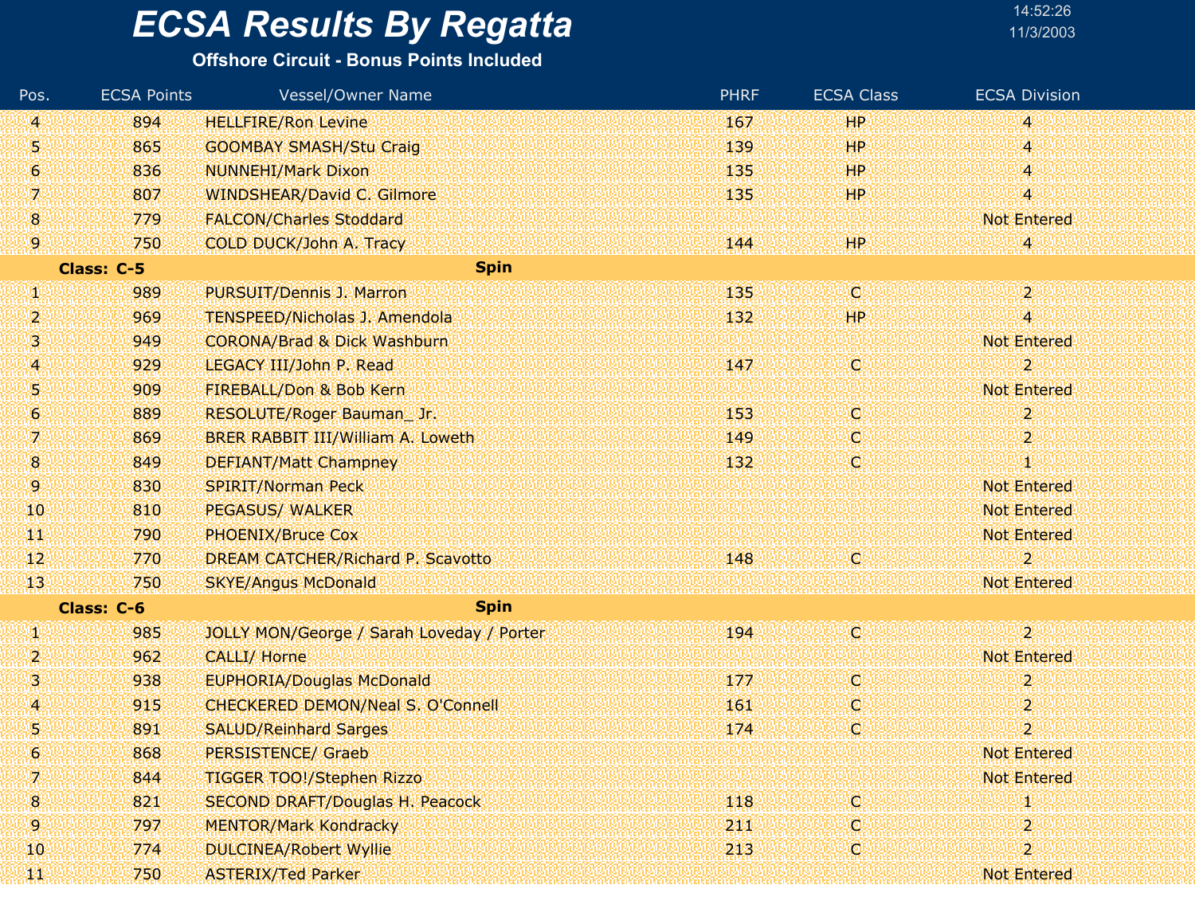# ECSA Results By Regatta

**Offshore Circuit - Bonus Points Included**

14:52:26
11/3/2003

| Pos. | ECSA Points | Vessel/Owner Name | PHRF | ECSA Class | ECSA Division |
|---|---|---|---|---|---|
| 4 | 894 | HELLFIRE/Ron Levine | 167 | HP | 4 |
| 5 | 865 | GOOMBAY SMASH/Stu Craig | 139 | HP | 4 |
| 6 | 836 | NUNNEHI/Mark Dixon | 135 | HP | 4 |
| 7 | 807 | WINDSHEAR/David C. Gilmore | 135 | HP | 4 |
| 8 | 779 | FALCON/Charles Stoddard | | | Not Entered |
| 9 | 750 | COLD DUCK/John A. Tracy | 144 | HP | 4 |
| **Class: C-5** | | **Spin** | | | |
| 1 | 989 | PURSUIT/Dennis J. Marron | 135 | C | 2 |
| 2 | 969 | TENSPEED/Nicholas J. Amendola | 132 | HP | 4 |
| 3 | 949 | CORONA/Brad & Dick Washburn | | | Not Entered |
| 4 | 929 | LEGACY III/John P. Read | 147 | C | 2 |
| 5 | 909 | FIREBALL/Don & Bob Kern | | | Not Entered |
| 6 | 889 | RESOLUTE/Roger Bauman_ Jr. | 153 | C | 2 |
| 7 | 869 | BRER RABBIT III/William A. Loweth | 149 | C | 2 |
| 8 | 849 | DEFIANT/Matt Champney | 132 | C | 1 |
| 9 | 830 | SPIRIT/Norman Peck | | | Not Entered |
| 10 | 810 | PEGASUS/ WALKER | | | Not Entered |
| 11 | 790 | PHOENIX/Bruce Cox | | | Not Entered |
| 12 | 770 | DREAM CATCHER/Richard P. Scavotto | 148 | C | 2 |
| 13 | 750 | SKYE/Angus McDonald | | | Not Entered |
| **Class: C-6** | | **Spin** | | | |
| 1 | 985 | JOLLY MON/George / Sarah Loveday / Porter | 194 | C | 2 |
| 2 | 962 | CALLI/ Horne | | | Not Entered |
| 3 | 938 | EUPHORIA/Douglas McDonald | 177 | C | 2 |
| 4 | 915 | CHECKERED DEMON/Neal S. O'Connell | 161 | C | 2 |
| 5 | 891 | SALUD/Reinhard Sarges | 174 | C | 2 |
| 6 | 868 | PERSISTENCE/ Graeb | | | Not Entered |
| 7 | 844 | TIGGER TOO!/Stephen Rizzo | | | Not Entered |
| 8 | 821 | SECOND DRAFT/Douglas H. Peacock | 118 | C | 1 |
| 9 | 797 | MENTOR/Mark Kondracky | 211 | C | 2 |
| 10 | 774 | DULCINEA/Robert Wyllie | 213 | C | 2 |
| 11 | 750 | ASTERIX/Ted Parker | | | Not Entered |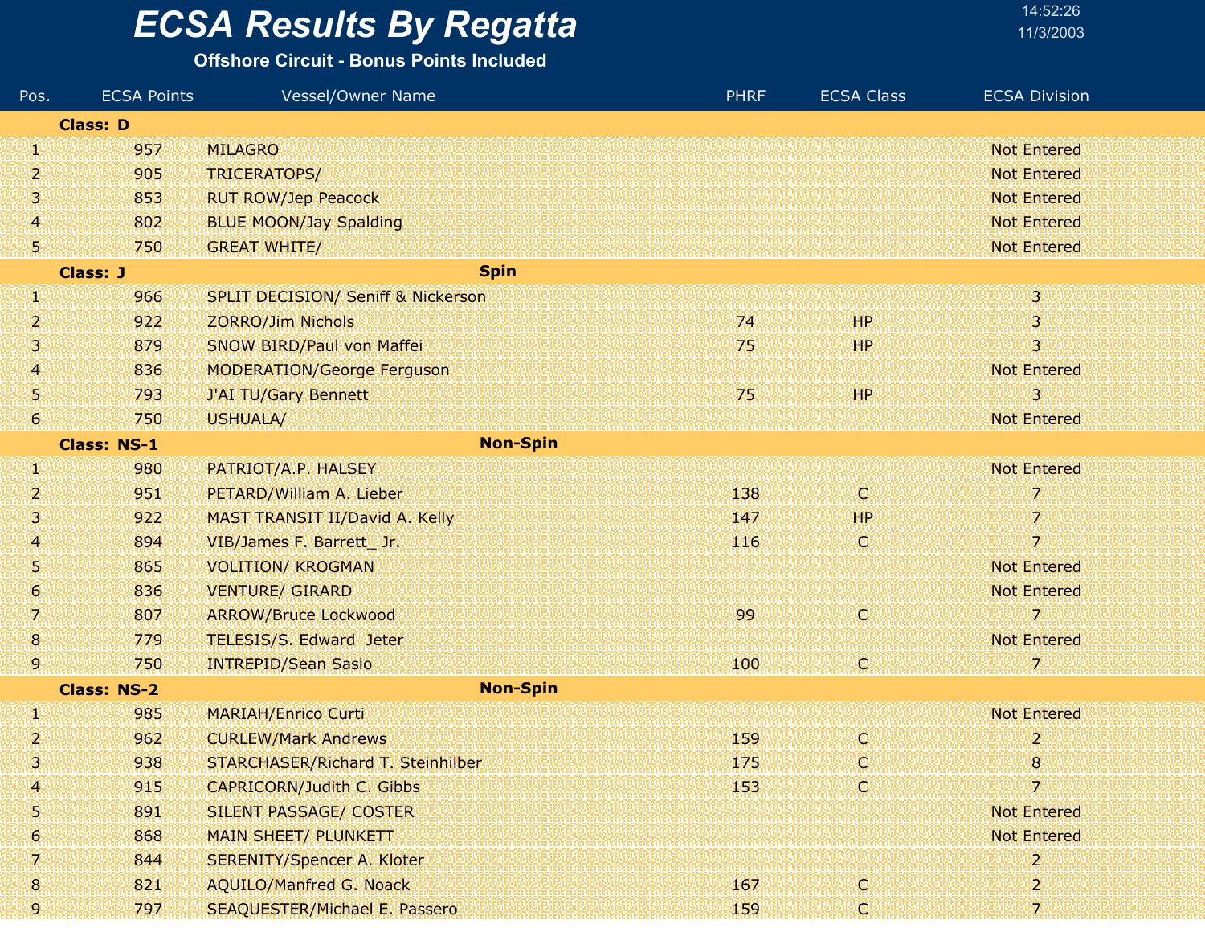# ECSA Results By Regatta

**Offshore Circuit - Bonus Points Included**

14:52:26
11/3/2003

| Pos. | ECSA Points | Vessel/Owner Name | PHRF | ECSA Class | ECSA Division |
|---|---|---|---|---|---|
| **Class: D** | | | | | |
| 1 | 957 | MILAGRO | | | Not Entered |
| 2 | 905 | TRICERATOPS/ | | | Not Entered |
| 3 | 853 | RUT ROW/Jep Peacock | | | Not Entered |
| 4 | 802 | BLUE MOON/Jay Spalding | | | Not Entered |
| 5 | 750 | GREAT WHITE/ | | | Not Entered |
| **Class: J** | | **Spin** | | | |
| 1 | 966 | SPLIT DECISION/ Seniff & Nickerson | | | 3 |
| 2 | 922 | ZORRO/Jim Nichols | 74 | HP | 3 |
| 3 | 879 | SNOW BIRD/Paul von Maffei | 75 | HP | 3 |
| 4 | 836 | MODERATION/George Ferguson | | | Not Entered |
| 5 | 793 | J'AI TU/Gary Bennett | 75 | HP | 3 |
| 6 | 750 | USHUALA/ | | | Not Entered |
| **Class: NS-1** | | **Non-Spin** | | | |
| 1 | 980 | PATRIOT/A.P. HALSEY | | | Not Entered |
| 2 | 951 | PETARD/William A. Lieber | 138 | C | 7 |
| 3 | 922 | MAST TRANSIT II/David A. Kelly | 147 | HP | 7 |
| 4 | 894 | VIB/James F. Barrett_ Jr. | 116 | C | 7 |
| 5 | 865 | VOLITION/ KROGMAN | | | Not Entered |
| 6 | 836 | VENTURE/ GIRARD | | | Not Entered |
| 7 | 807 | ARROW/Bruce Lockwood | 99 | C | 7 |
| 8 | 779 | TELESIS/S. Edward Jeter | | | Not Entered |
| 9 | 750 | INTREPID/Sean Saslo | 100 | C | 7 |
| **Class: NS-2** | | **Non-Spin** | | | |
| 1 | 985 | MARIAH/Enrico Curti | | | Not Entered |
| 2 | 962 | CURLEW/Mark Andrews | 159 | C | 2 |
| 3 | 938 | STARCHASER/Richard T. Steinhilber | 175 | C | 8 |
| 4 | 915 | CAPRICORN/Judith C. Gibbs | 153 | C | 7 |
| 5 | 891 | SILENT PASSAGE/ COSTER | | | Not Entered |
| 6 | 868 | MAIN SHEET/ PLUNKETT | | | Not Entered |
| 7 | 844 | SERENITY/Spencer A. Kloter | | | 2 |
| 8 | 821 | AQUILO/Manfred G. Noack | 167 | C | 2 |
| 9 | 797 | SEAQUESTER/Michael E. Passero | 159 | C | 7 |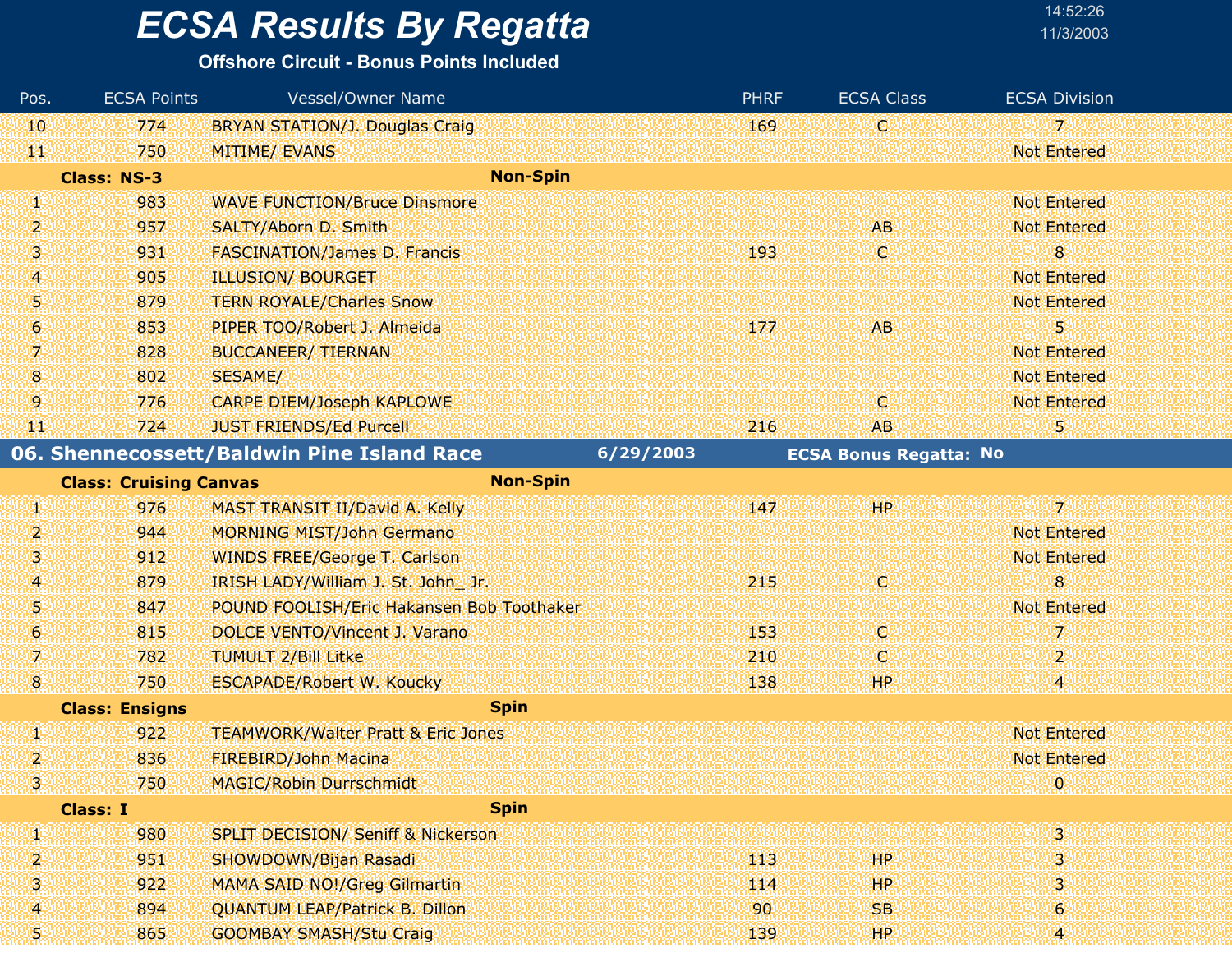# ECSA Results By Regatta

**Offshore Circuit - Bonus Points Included**

14:52:26
11/3/2003

| Pos. | ECSA Points | Vessel/Owner Name | PHRF | ECSA Class | ECSA Division |
|---|---|---|---|---|---|
| 10 | 774 | BRYAN STATION/J. Douglas Craig | 169 | C | 7 |
| 11 | 750 | MITIME/ EVANS | | | Not Entered |
| **Class: NS-3** | | **Non-Spin** | | | |
| 1 | 983 | WAVE FUNCTION/Bruce Dinsmore | | | Not Entered |
| 2 | 957 | SALTY/Aborn D. Smith | | AB | Not Entered |
| 3 | 931 | FASCINATION/James D. Francis | 193 | C | 8 |
| 4 | 905 | ILLUSION/ BOURGET | | | Not Entered |
| 5 | 879 | TERN ROYALE/Charles Snow | | | Not Entered |
| 6 | 853 | PIPER TOO/Robert J. Almeida | 177 | AB | 5 |
| 7 | 828 | BUCCANEER/ TIERNAN | | | Not Entered |
| 8 | 802 | SESAME/ | | | Not Entered |
| 9 | 776 | CARPE DIEM/Joseph KAPLOWE | | C | Not Entered |
| 11 | 724 | JUST FRIENDS/Ed Purcell | 216 | AB | 5 |

## 06. Shennecossett/Baldwin Pine Island Race — 6/29/2003 — ECSA Bonus Regatta: No

| Pos. | ECSA Points | Vessel/Owner Name | PHRF | ECSA Class | ECSA Division |
|---|---|---|---|---|---|
| **Class: Cruising Canvas** | | **Non-Spin** | | | |
| 1 | 976 | MAST TRANSIT II/David A. Kelly | 147 | HP | 7 |
| 2 | 944 | MORNING MIST/John Germano | | | Not Entered |
| 3 | 912 | WINDS FREE/George T. Carlson | | | Not Entered |
| 4 | 879 | IRISH LADY/William J. St. John_ Jr. | 215 | C | 8 |
| 5 | 847 | POUND FOOLISH/Eric Hakansen Bob Toothaker | | | Not Entered |
| 6 | 815 | DOLCE VENTO/Vincent J. Varano | 153 | C | 7 |
| 7 | 782 | TUMULT 2/Bill Litke | 210 | C | 2 |
| 8 | 750 | ESCAPADE/Robert W. Koucky | 138 | HP | 4 |
| **Class: Ensigns** | | **Spin** | | | |
| 1 | 922 | TEAMWORK/Walter Pratt & Eric Jones | | | Not Entered |
| 2 | 836 | FIREBIRD/John Macina | | | Not Entered |
| 3 | 750 | MAGIC/Robin Durrschmidt | | | 0 |
| **Class: I** | | **Spin** | | | |
| 1 | 980 | SPLIT DECISION/ Seniff & Nickerson | | | 3 |
| 2 | 951 | SHOWDOWN/Bijan Rasadi | 113 | HP | 3 |
| 3 | 922 | MAMA SAID NO!/Greg Gilmartin | 114 | HP | 3 |
| 4 | 894 | QUANTUM LEAP/Patrick B. Dillon | 90 | SB | 6 |
| 5 | 865 | GOOMBAY SMASH/Stu Craig | 139 | HP | 4 |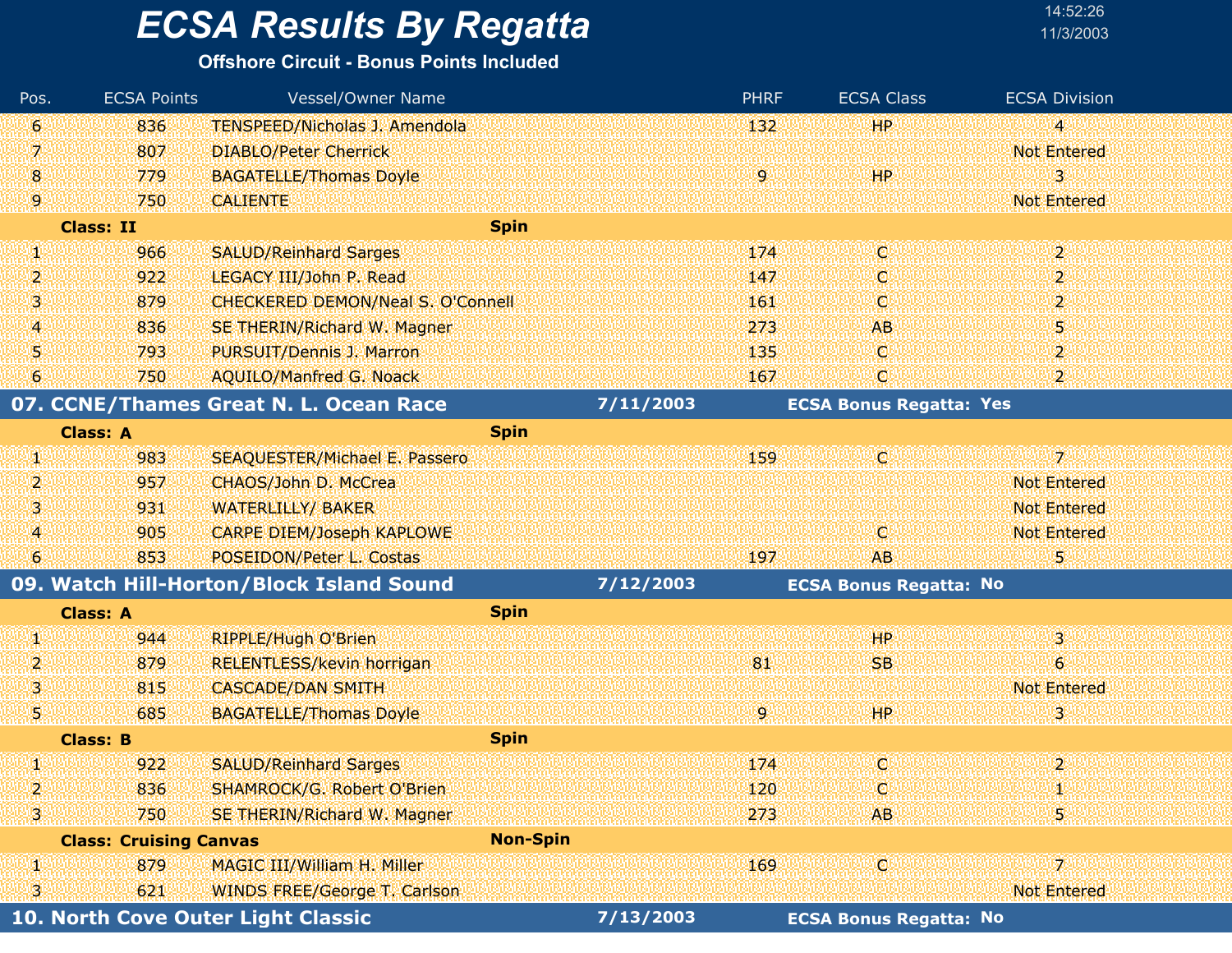# ECSA Results By Regatta

**Offshore Circuit - Bonus Points Included**

| Pos. | ECSA Points | Vessel/Owner Name | PHRF | ECSA Class | ECSA Division |
|---|---|---|---|---|---|
| 6 | 836 | TENSPEED/Nicholas J. Amendola | 132 | HP | 4 |
| 7 | 807 | DIABLO/Peter Cherrick | | | Not Entered |
| 8 | 779 | BAGATELLE/Thomas Doyle | 9 | HP | 3 |
| 9 | 750 | CALIENTE | | | Not Entered |
| **Class: II** | | **Spin** | | | |
| 1 | 966 | SALUD/Reinhard Sarges | 174 | C | 2 |
| 2 | 922 | LEGACY III/John P. Read | 147 | C | 2 |
| 3 | 879 | CHECKERED DEMON/Neal S. O'Connell | 161 | C | 2 |
| 4 | 836 | SE THERIN/Richard W. Magner | 273 | AB | 5 |
| 5 | 793 | PURSUIT/Dennis J. Marron | 135 | C | 2 |
| 6 | 750 | AQUILO/Manfred G. Noack | 167 | C | 2 |

## 07. CCNE/Thames Great N. L. Ocean Race — 7/11/2003 — ECSA Bonus Regatta: Yes

| Pos. | ECSA Points | Vessel/Owner Name | PHRF | ECSA Class | ECSA Division |
|---|---|---|---|---|---|
| **Class: A** | | **Spin** | | | |
| 1 | 983 | SEAQUESTER/Michael E. Passero | 159 | C | 7 |
| 2 | 957 | CHAOS/John D. McCrea | | | Not Entered |
| 3 | 931 | WATERLILLY/ BAKER | | | Not Entered |
| 4 | 905 | CARPE DIEM/Joseph KAPLOWE | | C | Not Entered |
| 6 | 853 | POSEIDON/Peter L. Costas | 197 | AB | 5 |

## 09. Watch Hill-Horton/Block Island Sound — 7/12/2003 — ECSA Bonus Regatta: No

| Pos. | ECSA Points | Vessel/Owner Name | PHRF | ECSA Class | ECSA Division |
|---|---|---|---|---|---|
| **Class: A** | | **Spin** | | | |
| 1 | 944 | RIPPLE/Hugh O'Brien | | HP | 3 |
| 2 | 879 | RELENTLESS/kevin horrigan | 81 | SB | 6 |
| 3 | 815 | CASCADE/DAN SMITH | | | Not Entered |
| 5 | 685 | BAGATELLE/Thomas Doyle | 9 | HP | 3 |
| **Class: B** | | **Spin** | | | |
| 1 | 922 | SALUD/Reinhard Sarges | 174 | C | 2 |
| 2 | 836 | SHAMROCK/G. Robert O'Brien | 120 | C | 1 |
| 3 | 750 | SE THERIN/Richard W. Magner | 273 | AB | 5 |
| **Class: Cruising Canvas** | | **Non-Spin** | | | |
| 1 | 879 | MAGIC III/William H. Miller | 169 | C | 7 |
| 3 | 621 | WINDS FREE/George T. Carlson | | | Not Entered |

## 10. North Cove Outer Light Classic — 7/13/2003 — ECSA Bonus Regatta: No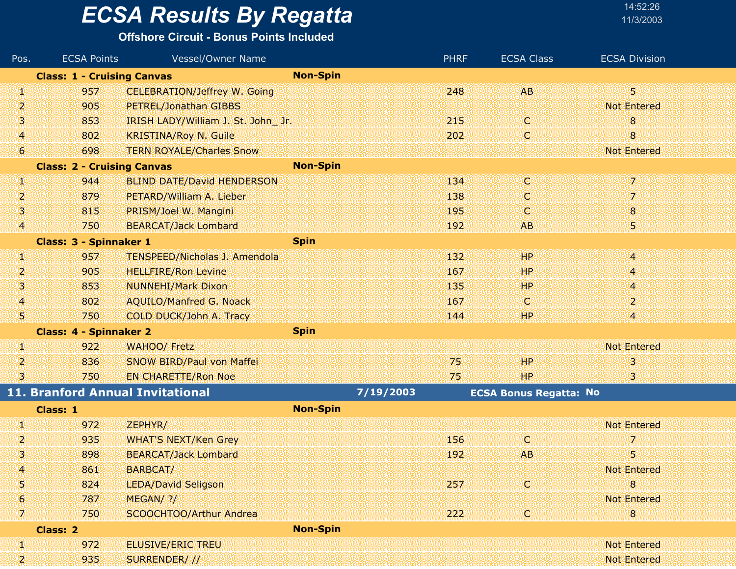# ECSA Results By Regatta

**Offshore Circuit - Bonus Points Included**

14:52:26
11/3/2003

| Pos. | ECSA Points | Vessel/Owner Name | PHRF | ECSA Class | ECSA Division |
|---|---|---|---|---|---|
| **Class: 1 - Cruising Canvas** | | **Non-Spin** | | | |
| 1 | 957 | CELEBRATION/Jeffrey W. Going | 248 | AB | 5 |
| 2 | 905 | PETREL/Jonathan GIBBS | | | Not Entered |
| 3 | 853 | IRISH LADY/William J. St. John_ Jr. | 215 | C | 8 |
| 4 | 802 | KRISTINA/Roy N. Guile | 202 | C | 8 |
| 6 | 698 | TERN ROYALE/Charles Snow | | | Not Entered |
| **Class: 2 - Cruising Canvas** | | **Non-Spin** | | | |
| 1 | 944 | BLIND DATE/David HENDERSON | 134 | C | 7 |
| 2 | 879 | PETARD/William A. Lieber | 138 | C | 7 |
| 3 | 815 | PRISM/Joel W. Mangini | 195 | C | 8 |
| 4 | 750 | BEARCAT/Jack Lombard | 192 | AB | 5 |
| **Class: 3 - Spinnaker 1** | | **Spin** | | | |
| 1 | 957 | TENSPEED/Nicholas J. Amendola | 132 | HP | 4 |
| 2 | 905 | HELLFIRE/Ron Levine | 167 | HP | 4 |
| 3 | 853 | NUNNEHI/Mark Dixon | 135 | HP | 4 |
| 4 | 802 | AQUILO/Manfred G. Noack | 167 | C | 2 |
| 5 | 750 | COLD DUCK/John A. Tracy | 144 | HP | 4 |
| **Class: 4 - Spinnaker 2** | | **Spin** | | | |
| 1 | 922 | WAHOO/ Fretz | | | Not Entered |
| 2 | 836 | SNOW BIRD/Paul von Maffei | 75 | HP | 3 |
| 3 | 750 | EN CHARETTE/Ron Noe | 75 | HP | 3 |

## 11. Branford Annual Invitational — 7/19/2003 — ECSA Bonus Regatta: No

| Pos. | ECSA Points | Vessel/Owner Name | PHRF | ECSA Class | ECSA Division |
|---|---|---|---|---|---|
| **Class: 1** | | **Non-Spin** | | | |
| 1 | 972 | ZEPHYR/ | | | Not Entered |
| 2 | 935 | WHAT'S NEXT/Ken Grey | 156 | C | 7 |
| 3 | 898 | BEARCAT/Jack Lombard | 192 | AB | 5 |
| 4 | 861 | BARBCAT/ | | | Not Entered |
| 5 | 824 | LEDA/David Seligson | 257 | C | 8 |
| 6 | 787 | MEGAN/ ?/ | | | Not Entered |
| 7 | 750 | SCOOCHTOO/Arthur Andrea | 222 | C | 8 |
| **Class: 2** | | **Non-Spin** | | | |
| 1 | 972 | ELUSIVE/ERIC TREU | | | Not Entered |
| 2 | 935 | SURRENDER/ // | | | Not Entered |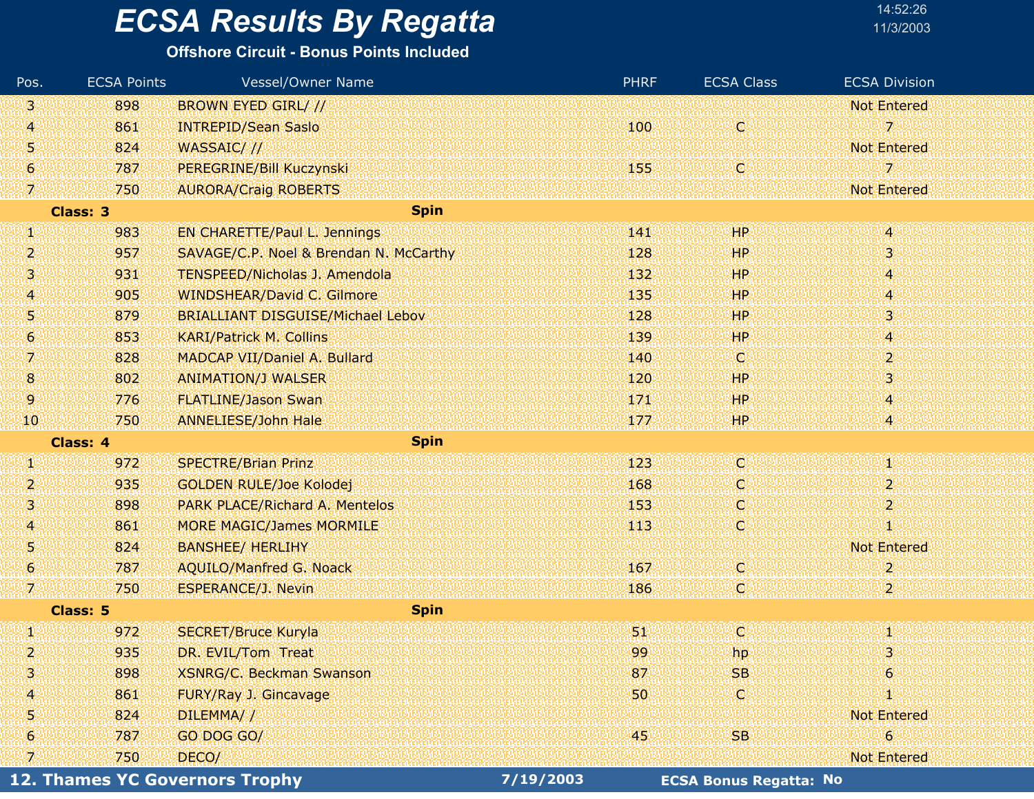# ECSA Results By Regatta

**Offshore Circuit - Bonus Points Included**

14:52:26
11/3/2003

| Pos. | ECSA Points | Vessel/Owner Name | PHRF | ECSA Class | ECSA Division |
|---|---|---|---|---|---|
| 3 | 898 | BROWN EYED GIRL/ // | | | Not Entered |
| 4 | 861 | INTREPID/Sean Saslo | 100 | C | 7 |
| 5 | 824 | WASSAIC/ // | | | Not Entered |
| 6 | 787 | PEREGRINE/Bill Kuczynski | 155 | C | 7 |
| 7 | 750 | AURORA/Craig ROBERTS | | | Not Entered |
| **Class: 3** | | **Spin** | | | |
| 1 | 983 | EN CHARETTE/Paul L. Jennings | 141 | HP | 4 |
| 2 | 957 | SAVAGE/C.P. Noel & Brendan N. McCarthy | 128 | HP | 3 |
| 3 | 931 | TENSPEED/Nicholas J. Amendola | 132 | HP | 4 |
| 4 | 905 | WINDSHEAR/David C. Gilmore | 135 | HP | 4 |
| 5 | 879 | BRIALLIANT DISGUISE/Michael Lebov | 128 | HP | 3 |
| 6 | 853 | KARI/Patrick M. Collins | 139 | HP | 4 |
| 7 | 828 | MADCAP VII/Daniel A. Bullard | 140 | C | 2 |
| 8 | 802 | ANIMATION/J WALSER | 120 | HP | 3 |
| 9 | 776 | FLATLINE/Jason Swan | 171 | HP | 4 |
| 10 | 750 | ANNELIESE/John Hale | 177 | HP | 4 |
| **Class: 4** | | **Spin** | | | |
| 1 | 972 | SPECTRE/Brian Prinz | 123 | C | 1 |
| 2 | 935 | GOLDEN RULE/Joe Kolodej | 168 | C | 2 |
| 3 | 898 | PARK PLACE/Richard A. Mentelos | 153 | C | 2 |
| 4 | 861 | MORE MAGIC/James MORMILE | 113 | C | 1 |
| 5 | 824 | BANSHEE/ HERLIHY | | | Not Entered |
| 6 | 787 | AQUILO/Manfred G. Noack | 167 | C | 2 |
| 7 | 750 | ESPERANCE/J. Nevin | 186 | C | 2 |
| **Class: 5** | | **Spin** | | | |
| 1 | 972 | SECRET/Bruce Kuryla | 51 | C | 1 |
| 2 | 935 | DR. EVIL/Tom Treat | 99 | hp | 3 |
| 3 | 898 | XSNRG/C. Beckman Swanson | 87 | SB | 6 |
| 4 | 861 | FURY/Ray J. Gincavage | 50 | C | 1 |
| 5 | 824 | DILEMMA/ / | | | Not Entered |
| 6 | 787 | GO DOG GO/ | 45 | SB | 6 |
| 7 | 750 | DECO/ | | | Not Entered |

**12. Thames YC Governors Trophy** **7/19/2003** **ECSA Bonus Regatta: No**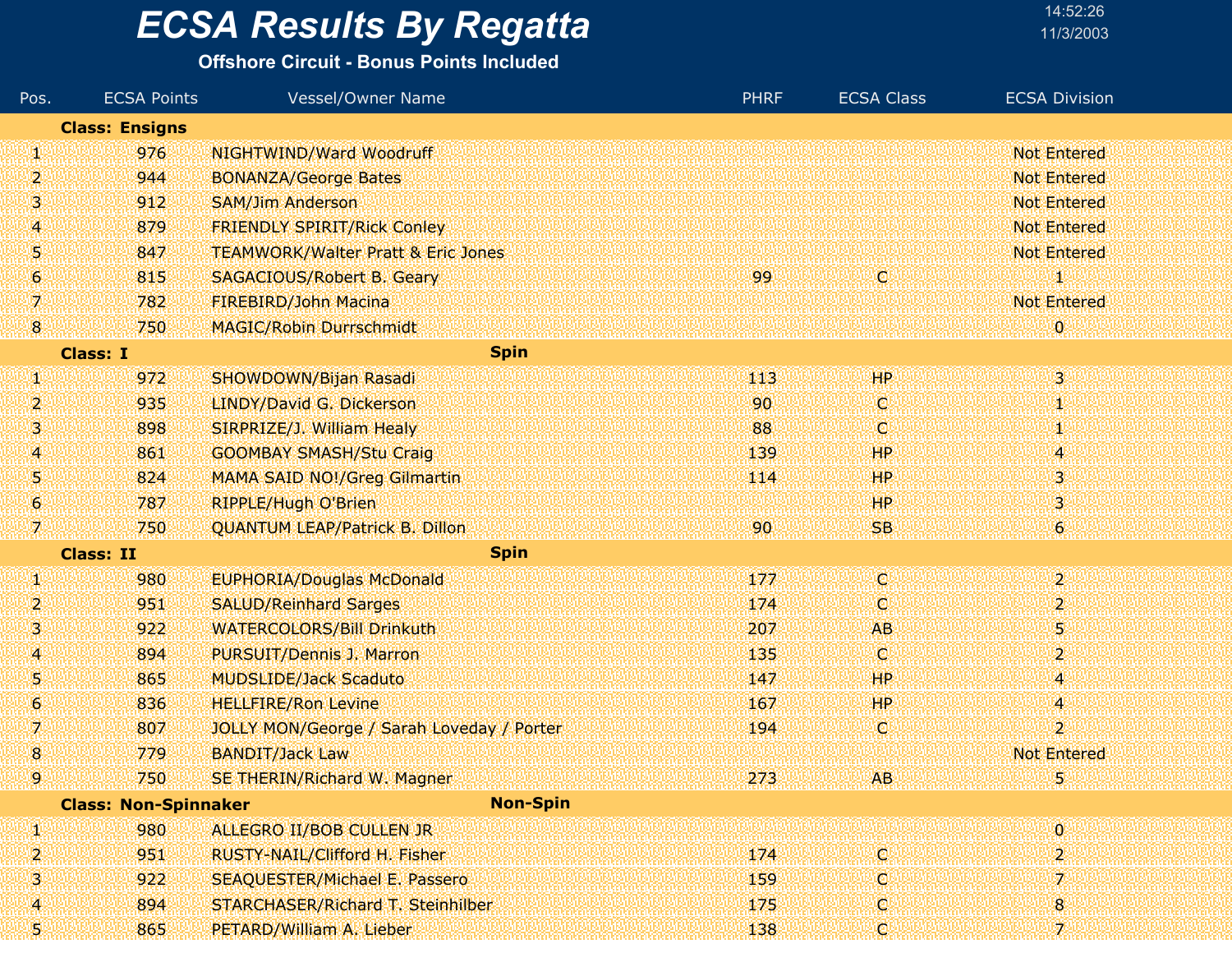# ECSA Results By Regatta

**Offshore Circuit - Bonus Points Included**

14:52:26
11/3/2003

| Pos. | ECSA Points | Vessel/Owner Name | PHRF | ECSA Class | ECSA Division |
|---|---|---|---|---|---|
| **Class: Ensigns** | | | | | |
| 1 | 976 | NIGHTWIND/Ward Woodruff | | | Not Entered |
| 2 | 944 | BONANZA/George Bates | | | Not Entered |
| 3 | 912 | SAM/Jim Anderson | | | Not Entered |
| 4 | 879 | FRIENDLY SPIRIT/Rick Conley | | | Not Entered |
| 5 | 847 | TEAMWORK/Walter Pratt & Eric Jones | | | Not Entered |
| 6 | 815 | SAGACIOUS/Robert B. Geary | 99 | C | 1 |
| 7 | 782 | FIREBIRD/John Macina | | | Not Entered |
| 8 | 750 | MAGIC/Robin Durrschmidt | | | 0 |
| **Class: I** | | **Spin** | | | |
| 1 | 972 | SHOWDOWN/Bijan Rasadi | 113 | HP | 3 |
| 2 | 935 | LINDY/David G. Dickerson | 90 | C | 1 |
| 3 | 898 | SIRPRIZE/J. William Healy | 88 | C | 1 |
| 4 | 861 | GOOMBAY SMASH/Stu Craig | 139 | HP | 4 |
| 5 | 824 | MAMA SAID NO!/Greg Gilmartin | 114 | HP | 3 |
| 6 | 787 | RIPPLE/Hugh O'Brien | | HP | 3 |
| 7 | 750 | QUANTUM LEAP/Patrick B. Dillon | 90 | SB | 6 |
| **Class: II** | | **Spin** | | | |
| 1 | 980 | EUPHORIA/Douglas McDonald | 177 | C | 2 |
| 2 | 951 | SALUD/Reinhard Sarges | 174 | C | 2 |
| 3 | 922 | WATERCOLORS/Bill Drinkuth | 207 | AB | 5 |
| 4 | 894 | PURSUIT/Dennis J. Marron | 135 | C | 2 |
| 5 | 865 | MUDSLIDE/Jack Scaduto | 147 | HP | 4 |
| 6 | 836 | HELLFIRE/Ron Levine | 167 | HP | 4 |
| 7 | 807 | JOLLY MON/George / Sarah Loveday / Porter | 194 | C | 2 |
| 8 | 779 | BANDIT/Jack Law | | | Not Entered |
| 9 | 750 | SE THERIN/Richard W. Magner | 273 | AB | 5 |
| **Class: Non-Spinnaker** | | **Non-Spin** | | | |
| 1 | 980 | ALLEGRO II/BOB CULLEN JR | | | 0 |
| 2 | 951 | RUSTY-NAIL/Clifford H. Fisher | 174 | C | 2 |
| 3 | 922 | SEAQUESTER/Michael E. Passero | 159 | C | 7 |
| 4 | 894 | STARCHASER/Richard T. Steinhilber | 175 | C | 8 |
| 5 | 865 | PETARD/William A. Lieber | 138 | C | 7 |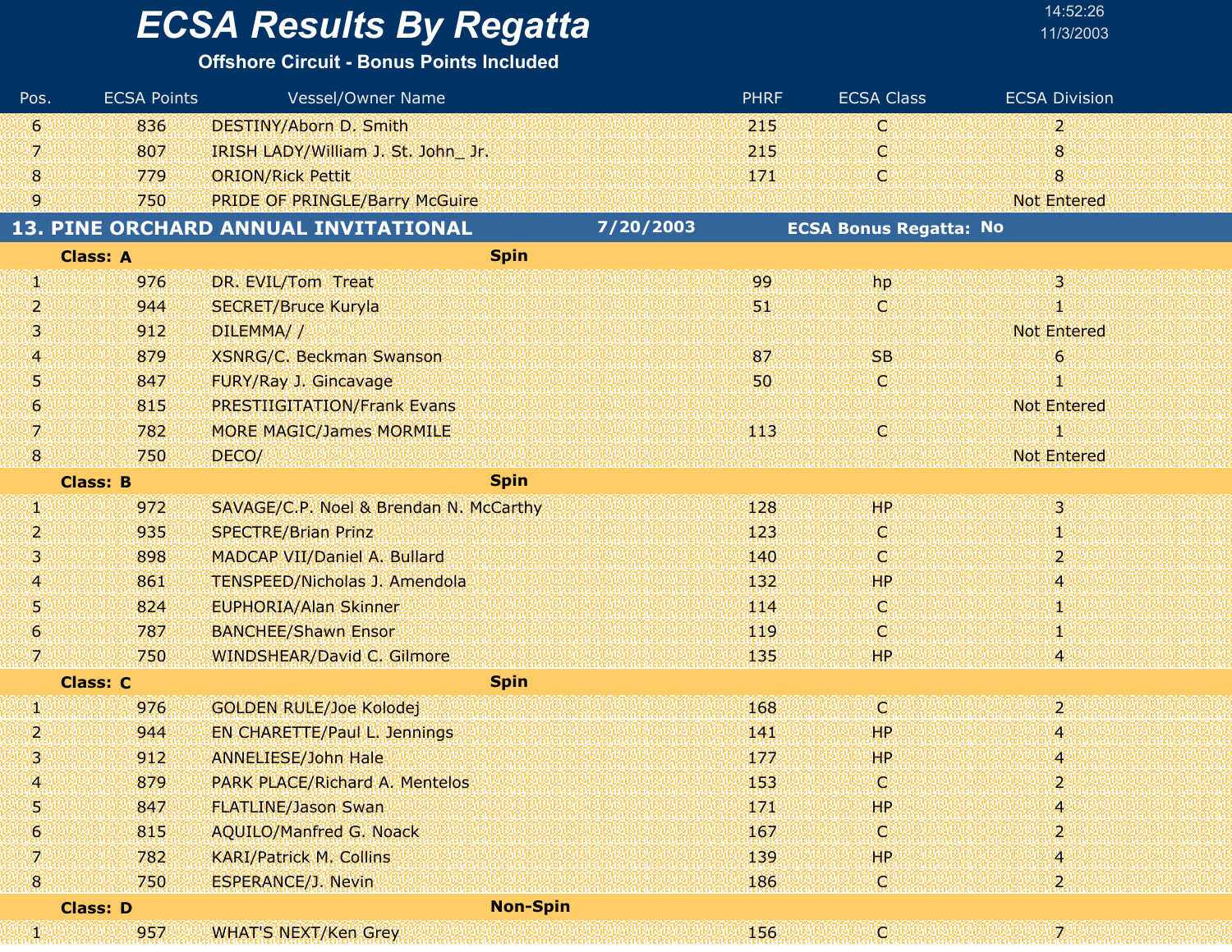# ECSA Results By Regatta

**Offshore Circuit - Bonus Points Included**

| Pos. | ECSA Points | Vessel/Owner Name | PHRF | ECSA Class | ECSA Division |
|---|---|---|---|---|---|
| 6 | 836 | DESTINY/Aborn D. Smith | 215 | C | 2 |
| 7 | 807 | IRISH LADY/William J. St. John_ Jr. | 215 | C | 8 |
| 8 | 779 | ORION/Rick Pettit | 171 | C | 8 |
| 9 | 750 | PRIDE OF PRINGLE/Barry McGuire | | | Not Entered |

## 13. PINE ORCHARD ANNUAL INVITATIONAL — 7/20/2003 — ECSA Bonus Regatta: No

**Class: A** — Spin

| Pos. | ECSA Points | Vessel/Owner Name | PHRF | ECSA Class | ECSA Division |
|---|---|---|---|---|---|
| 1 | 976 | DR. EVIL/Tom Treat | 99 | hp | 3 |
| 2 | 944 | SECRET/Bruce Kuryla | 51 | C | 1 |
| 3 | 912 | DILEMMA/ / | | | Not Entered |
| 4 | 879 | XSNRG/C. Beckman Swanson | 87 | SB | 6 |
| 5 | 847 | FURY/Ray J. Gincavage | 50 | C | 1 |
| 6 | 815 | PRESTIIGITATION/Frank Evans | | | Not Entered |
| 7 | 782 | MORE MAGIC/James MORMILE | 113 | C | 1 |
| 8 | 750 | DECO/ | | | Not Entered |

**Class: B** — Spin

| Pos. | ECSA Points | Vessel/Owner Name | PHRF | ECSA Class | ECSA Division |
|---|---|---|---|---|---|
| 1 | 972 | SAVAGE/C.P. Noel & Brendan N. McCarthy | 128 | HP | 3 |
| 2 | 935 | SPECTRE/Brian Prinz | 123 | C | 1 |
| 3 | 898 | MADCAP VII/Daniel A. Bullard | 140 | C | 2 |
| 4 | 861 | TENSPEED/Nicholas J. Amendola | 132 | HP | 4 |
| 5 | 824 | EUPHORIA/Alan Skinner | 114 | C | 1 |
| 6 | 787 | BANCHEE/Shawn Ensor | 119 | C | 1 |
| 7 | 750 | WINDSHEAR/David C. Gilmore | 135 | HP | 4 |

**Class: C** — Spin

| Pos. | ECSA Points | Vessel/Owner Name | PHRF | ECSA Class | ECSA Division |
|---|---|---|---|---|---|
| 1 | 976 | GOLDEN RULE/Joe Kolodej | 168 | C | 2 |
| 2 | 944 | EN CHARETTE/Paul L. Jennings | 141 | HP | 4 |
| 3 | 912 | ANNELIESE/John Hale | 177 | HP | 4 |
| 4 | 879 | PARK PLACE/Richard A. Mentelos | 153 | C | 2 |
| 5 | 847 | FLATLINE/Jason Swan | 171 | HP | 4 |
| 6 | 815 | AQUILO/Manfred G. Noack | 167 | C | 2 |
| 7 | 782 | KARI/Patrick M. Collins | 139 | HP | 4 |
| 8 | 750 | ESPERANCE/J. Nevin | 186 | C | 2 |

**Class: D** — Non-Spin

| Pos. | ECSA Points | Vessel/Owner Name | PHRF | ECSA Class | ECSA Division |
|---|---|---|---|---|---|
| 1 | 957 | WHAT'S NEXT/Ken Grey | 156 | C | 7 |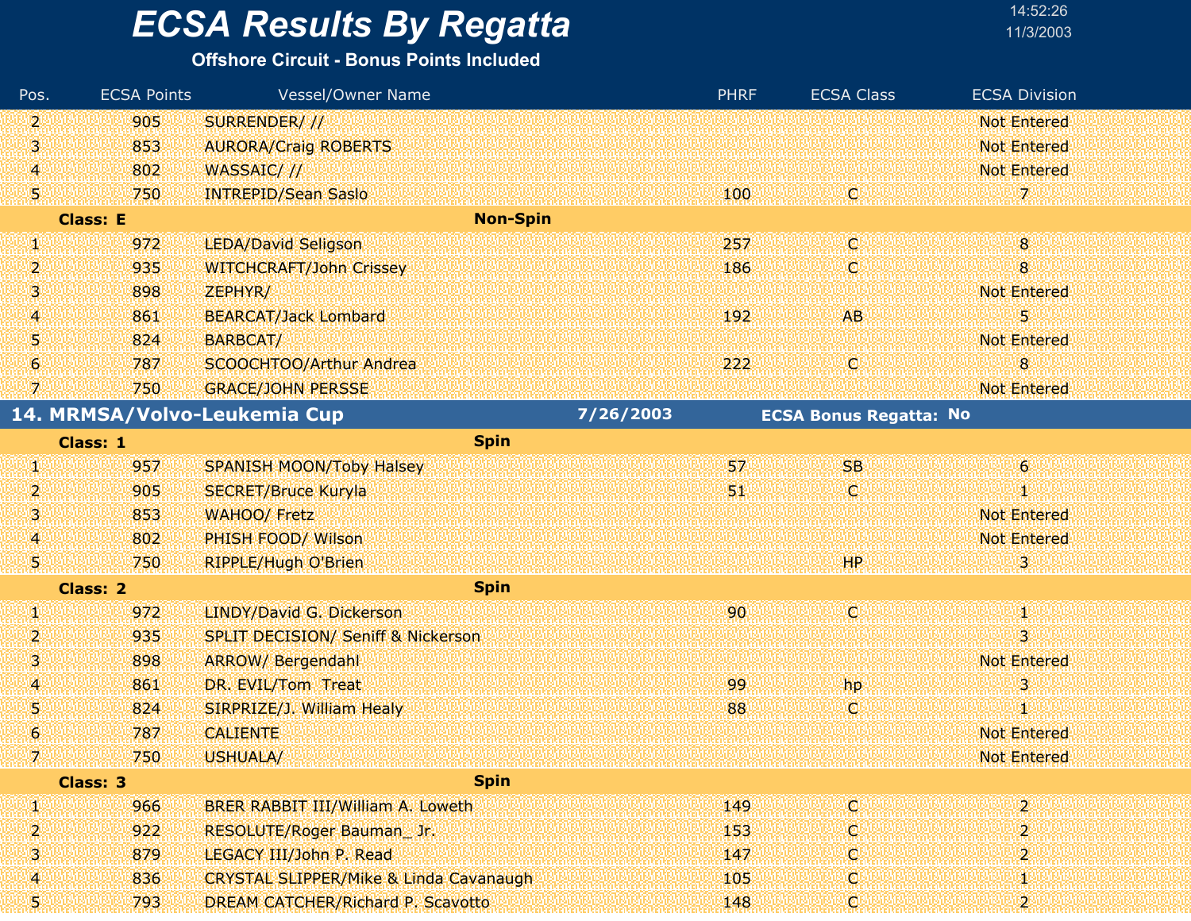# ECSA Results By Regatta

**Offshore Circuit - Bonus Points Included**

| Pos. | ECSA Points | Vessel/Owner Name | PHRF | ECSA Class | ECSA Division |
|---|---|---|---|---|---|
| 2 | 905 | SURRENDER/ // | | | Not Entered |
| 3 | 853 | AURORA/Craig ROBERTS | | | Not Entered |
| 4 | 802 | WASSAIC/ // | | | Not Entered |
| 5 | 750 | INTREPID/Sean Saslo | 100 | C | 7 |
| **Class: E** | | **Non-Spin** | | | |
| 1 | 972 | LEDA/David Seligson | 257 | C | 8 |
| 2 | 935 | WITCHCRAFT/John Crissey | 186 | C | 8 |
| 3 | 898 | ZEPHYR/ | | | Not Entered |
| 4 | 861 | BEARCAT/Jack Lombard | 192 | AB | 5 |
| 5 | 824 | BARBCAT/ | | | Not Entered |
| 6 | 787 | SCOOCHTOO/Arthur Andrea | 222 | C | 8 |
| 7 | 750 | GRACE/JOHN PERSSE | | | Not Entered |

## 14. MRMSA/Volvo-Leukemia Cup — 7/26/2003 — ECSA Bonus Regatta: No

| Pos. | ECSA Points | Vessel/Owner Name | PHRF | ECSA Class | ECSA Division |
|---|---|---|---|---|---|
| **Class: 1** | | **Spin** | | | |
| 1 | 957 | SPANISH MOON/Toby Halsey | 57 | SB | 6 |
| 2 | 905 | SECRET/Bruce Kuryla | 51 | C | 1 |
| 3 | 853 | WAHOO/ Fretz | | | Not Entered |
| 4 | 802 | PHISH FOOD/ Wilson | | | Not Entered |
| 5 | 750 | RIPPLE/Hugh O'Brien | | HP | 3 |
| **Class: 2** | | **Spin** | | | |
| 1 | 972 | LINDY/David G. Dickerson | 90 | C | 1 |
| 2 | 935 | SPLIT DECISION/ Seniff & Nickerson | | | 3 |
| 3 | 898 | ARROW/ Bergendahl | | | Not Entered |
| 4 | 861 | DR. EVIL/Tom Treat | 99 | hp | 3 |
| 5 | 824 | SIRPRIZE/J. William Healy | 88 | C | 1 |
| 6 | 787 | CALIENTE | | | Not Entered |
| 7 | 750 | USHUALA/ | | | Not Entered |
| **Class: 3** | | **Spin** | | | |
| 1 | 966 | BRER RABBIT III/William A. Loweth | 149 | C | 2 |
| 2 | 922 | RESOLUTE/Roger Bauman_ Jr. | 153 | C | 2 |
| 3 | 879 | LEGACY III/John P. Read | 147 | C | 2 |
| 4 | 836 | CRYSTAL SLIPPER/Mike & Linda Cavanaugh | 105 | C | 1 |
| 5 | 793 | DREAM CATCHER/Richard P. Scavotto | 148 | C | 2 |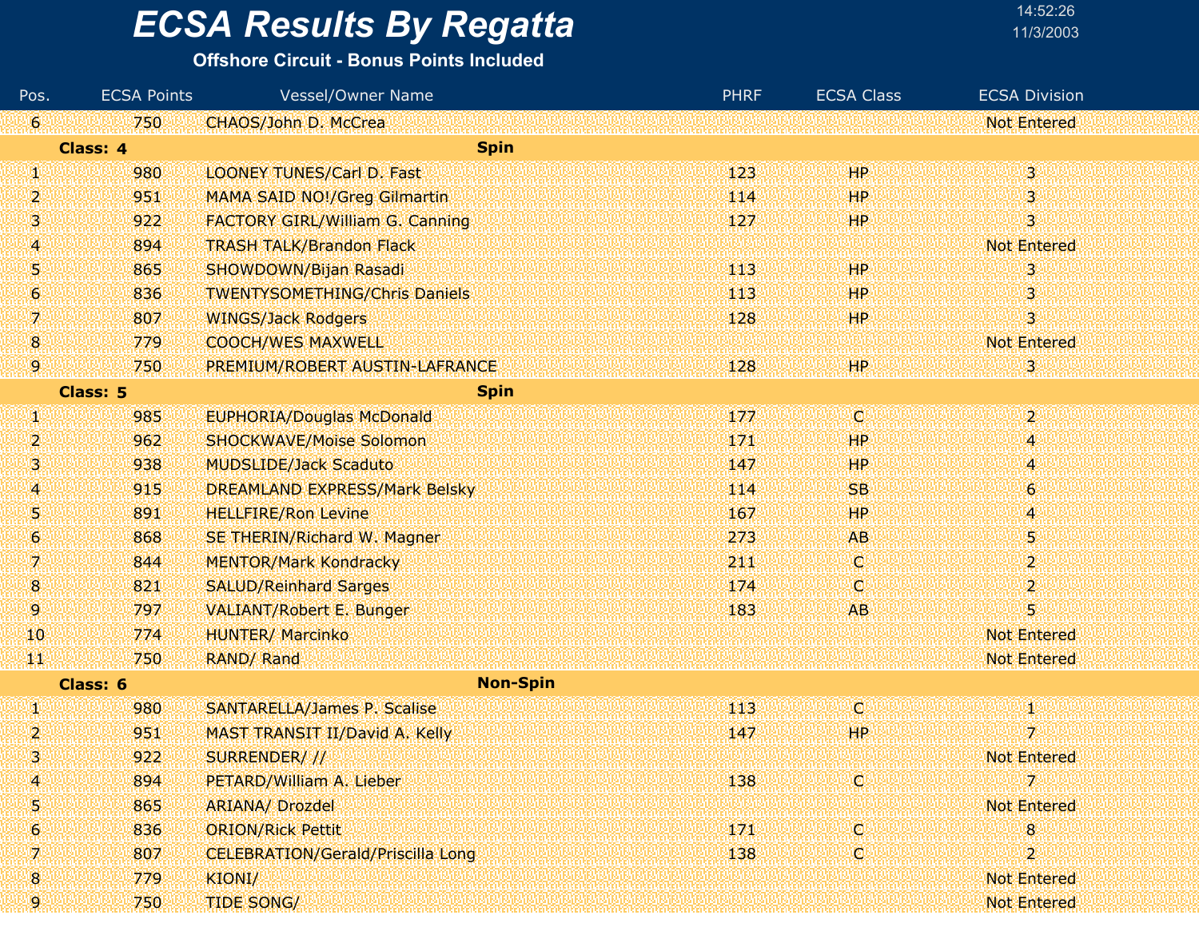# ECSA Results By Regatta

**Offshore Circuit - Bonus Points Included**

14:52:26
11/3/2003

| Pos. | ECSA Points | Vessel/Owner Name | PHRF | ECSA Class | ECSA Division |
|---|---|---|---|---|---|
| 6 | 750 | CHAOS/John D. McCrea | | | Not Entered |
| **Class: 4** | | **Spin** | | | |
| 1 | 980 | LOONEY TUNES/Carl D. Fast | 123 | HP | 3 |
| 2 | 951 | MAMA SAID NO!/Greg Gilmartin | 114 | HP | 3 |
| 3 | 922 | FACTORY GIRL/William G. Canning | 127 | HP | 3 |
| 4 | 894 | TRASH TALK/Brandon Flack | | | Not Entered |
| 5 | 865 | SHOWDOWN/Bijan Rasadi | 113 | HP | 3 |
| 6 | 836 | TWENTYSOMETHING/Chris Daniels | 113 | HP | 3 |
| 7 | 807 | WINGS/Jack Rodgers | 128 | HP | 3 |
| 8 | 779 | COOCH/WES MAXWELL | | | Not Entered |
| 9 | 750 | PREMIUM/ROBERT AUSTIN-LAFRANCE | 128 | HP | 3 |
| **Class: 5** | | **Spin** | | | |
| 1 | 985 | EUPHORIA/Douglas McDonald | 177 | C | 2 |
| 2 | 962 | SHOCKWAVE/Moise Solomon | 171 | HP | 4 |
| 3 | 938 | MUDSLIDE/Jack Scaduto | 147 | HP | 4 |
| 4 | 915 | DREAMLAND EXPRESS/Mark Belsky | 114 | SB | 6 |
| 5 | 891 | HELLFIRE/Ron Levine | 167 | HP | 4 |
| 6 | 868 | SE THERIN/Richard W. Magner | 273 | AB | 5 |
| 7 | 844 | MENTOR/Mark Kondracky | 211 | C | 2 |
| 8 | 821 | SALUD/Reinhard Sarges | 174 | C | 2 |
| 9 | 797 | VALIANT/Robert E. Bunger | 183 | AB | 5 |
| 10 | 774 | HUNTER/ Marcinko | | | Not Entered |
| 11 | 750 | RAND/ Rand | | | Not Entered |
| **Class: 6** | | **Non-Spin** | | | |
| 1 | 980 | SANTARELLA/James P. Scalise | 113 | C | 1 |
| 2 | 951 | MAST TRANSIT II/David A. Kelly | 147 | HP | 7 |
| 3 | 922 | SURRENDER/ // | | | Not Entered |
| 4 | 894 | PETARD/William A. Lieber | 138 | C | 7 |
| 5 | 865 | ARIANA/ Drozdel | | | Not Entered |
| 6 | 836 | ORION/Rick Pettit | 171 | C | 8 |
| 7 | 807 | CELEBRATION/Gerald/Priscilla Long | 138 | C | 2 |
| 8 | 779 | KIONI/ | | | Not Entered |
| 9 | 750 | TIDE SONG/ | | | Not Entered |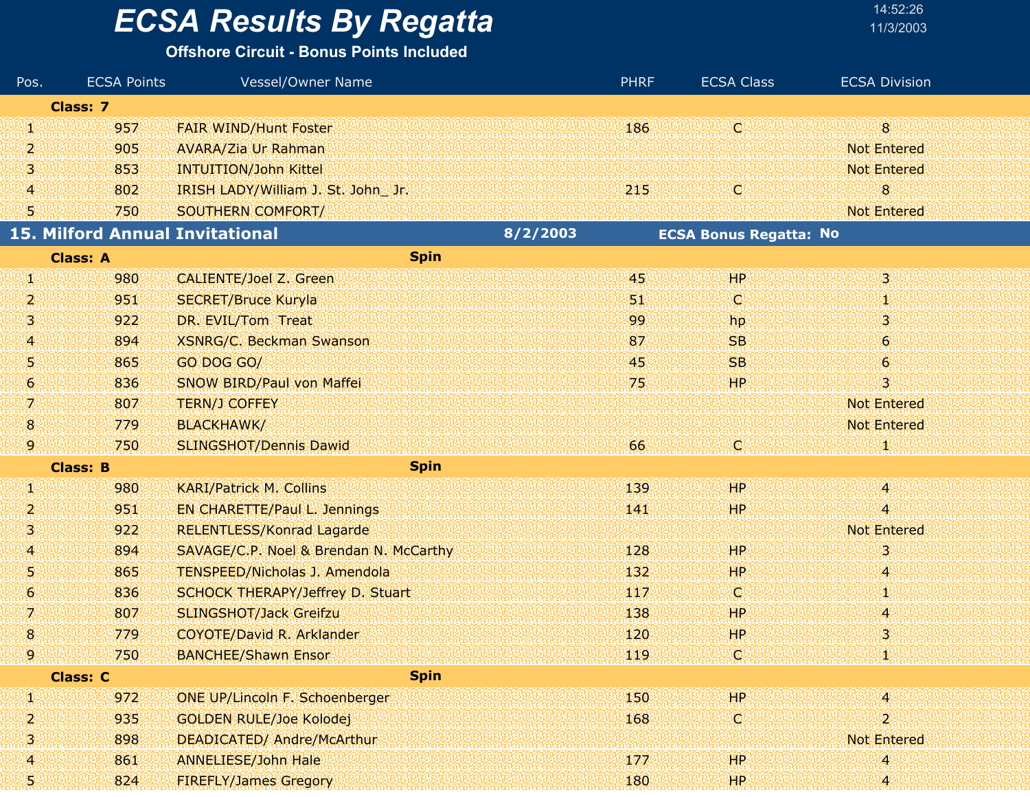# ECSA Results By Regatta

**Offshore Circuit - Bonus Points Included**

| Pos. | ECSA Points | Vessel/Owner Name | PHRF | ECSA Class | ECSA Division |
|---|---|---|---|---|---|
| **Class: 7** | | | | | |
| 1 | 957 | FAIR WIND/Hunt Foster | 186 | C | 8 |
| 2 | 905 | AVARA/Zia Ur Rahman | | | Not Entered |
| 3 | 853 | INTUITION/John Kittel | | | Not Entered |
| 4 | 802 | IRISH LADY/William J. St. John_ Jr. | 215 | C | 8 |
| 5 | 750 | SOUTHERN COMFORT/ | | | Not Entered |

## 15. Milford Annual Invitational — 8/2/2003 — ECSA Bonus Regatta: No

| Pos. | ECSA Points | Vessel/Owner Name | PHRF | ECSA Class | ECSA Division |
|---|---|---|---|---|---|
| **Class: A** | | **Spin** | | | |
| 1 | 980 | CALIENTE/Joel Z. Green | 45 | HP | 3 |
| 2 | 951 | SECRET/Bruce Kuryla | 51 | C | 1 |
| 3 | 922 | DR. EVIL/Tom Treat | 99 | hp | 3 |
| 4 | 894 | XSNRG/C. Beckman Swanson | 87 | SB | 6 |
| 5 | 865 | GO DOG GO/ | 45 | SB | 6 |
| 6 | 836 | SNOW BIRD/Paul von Maffei | 75 | HP | 3 |
| 7 | 807 | TERN/J COFFEY | | | Not Entered |
| 8 | 779 | BLACKHAWK/ | | | Not Entered |
| 9 | 750 | SLINGSHOT/Dennis Dawid | 66 | C | 1 |
| **Class: B** | | **Spin** | | | |
| 1 | 980 | KARI/Patrick M. Collins | 139 | HP | 4 |
| 2 | 951 | EN CHARETTE/Paul L. Jennings | 141 | HP | 4 |
| 3 | 922 | RELENTLESS/Konrad Lagarde | | | Not Entered |
| 4 | 894 | SAVAGE/C.P. Noel & Brendan N. McCarthy | 128 | HP | 3 |
| 5 | 865 | TENSPEED/Nicholas J. Amendola | 132 | HP | 4 |
| 6 | 836 | SCHOCK THERAPY/Jeffrey D. Stuart | 117 | C | 1 |
| 7 | 807 | SLINGSHOT/Jack Greifzu | 138 | HP | 4 |
| 8 | 779 | COYOTE/David R. Arklander | 120 | HP | 3 |
| 9 | 750 | BANCHEE/Shawn Ensor | 119 | C | 1 |
| **Class: C** | | **Spin** | | | |
| 1 | 972 | ONE UP/Lincoln F. Schoenberger | 150 | HP | 4 |
| 2 | 935 | GOLDEN RULE/Joe Kolodej | 168 | C | 2 |
| 3 | 898 | DEADICATED/ Andre/McArthur | | | Not Entered |
| 4 | 861 | ANNELIESE/John Hale | 177 | HP | 4 |
| 5 | 824 | FIREFLY/James Gregory | 180 | HP | 4 |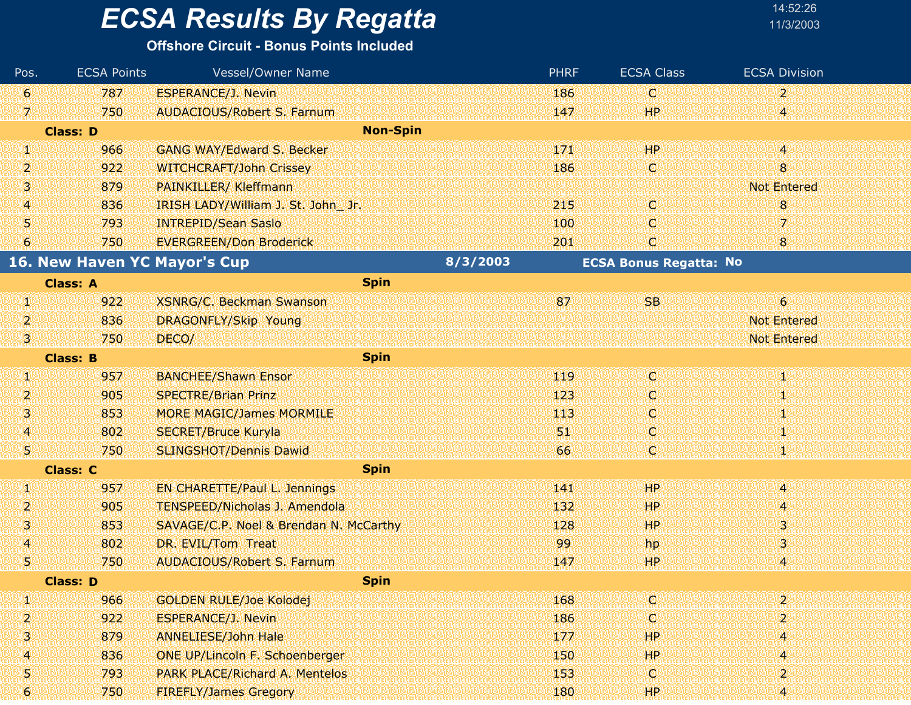# ECSA Results By Regatta

**Offshore Circuit - Bonus Points Included**

| Pos. | ECSA Points | Vessel/Owner Name | PHRF | ECSA Class | ECSA Division |
|---|---|---|---|---|---|
| 6 | 787 | ESPERANCE/J. Nevin | 186 | C | 2 |
| 7 | 750 | AUDACIOUS/Robert S. Farnum | 147 | HP | 4 |
| **Class: D** | | **Non-Spin** | | | |
| 1 | 966 | GANG WAY/Edward S. Becker | 171 | HP | 4 |
| 2 | 922 | WITCHCRAFT/John Crissey | 186 | C | 8 |
| 3 | 879 | PAINKILLER/ Kleffmann | | | Not Entered |
| 4 | 836 | IRISH LADY/William J. St. John_ Jr. | 215 | C | 8 |
| 5 | 793 | INTREPID/Sean Saslo | 100 | C | 7 |
| 6 | 750 | EVERGREEN/Don Broderick | 201 | C | 8 |

## 16. New Haven YC Mayor's Cup — 8/3/2003 — ECSA Bonus Regatta: No

| Pos. | ECSA Points | Vessel/Owner Name | PHRF | ECSA Class | ECSA Division |
|---|---|---|---|---|---|
| **Class: A** | | **Spin** | | | |
| 1 | 922 | XSNRG/C. Beckman Swanson | 87 | SB | 6 |
| 2 | 836 | DRAGONFLY/Skip Young | | | Not Entered |
| 3 | 750 | DECO/ | | | Not Entered |
| **Class: B** | | **Spin** | | | |
| 1 | 957 | BANCHEE/Shawn Ensor | 119 | C | 1 |
| 2 | 905 | SPECTRE/Brian Prinz | 123 | C | 1 |
| 3 | 853 | MORE MAGIC/James MORMILE | 113 | C | 1 |
| 4 | 802 | SECRET/Bruce Kuryla | 51 | C | 1 |
| 5 | 750 | SLINGSHOT/Dennis Dawid | 66 | C | 1 |
| **Class: C** | | **Spin** | | | |
| 1 | 957 | EN CHARETTE/Paul L. Jennings | 141 | HP | 4 |
| 2 | 905 | TENSPEED/Nicholas J. Amendola | 132 | HP | 4 |
| 3 | 853 | SAVAGE/C.P. Noel & Brendan N. McCarthy | 128 | HP | 3 |
| 4 | 802 | DR. EVIL/Tom Treat | 99 | hp | 3 |
| 5 | 750 | AUDACIOUS/Robert S. Farnum | 147 | HP | 4 |
| **Class: D** | | **Spin** | | | |
| 1 | 966 | GOLDEN RULE/Joe Kolodej | 168 | C | 2 |
| 2 | 922 | ESPERANCE/J. Nevin | 186 | C | 2 |
| 3 | 879 | ANNELIESE/John Hale | 177 | HP | 4 |
| 4 | 836 | ONE UP/Lincoln F. Schoenberger | 150 | HP | 4 |
| 5 | 793 | PARK PLACE/Richard A. Mentelos | 153 | C | 2 |
| 6 | 750 | FIREFLY/James Gregory | 180 | HP | 4 |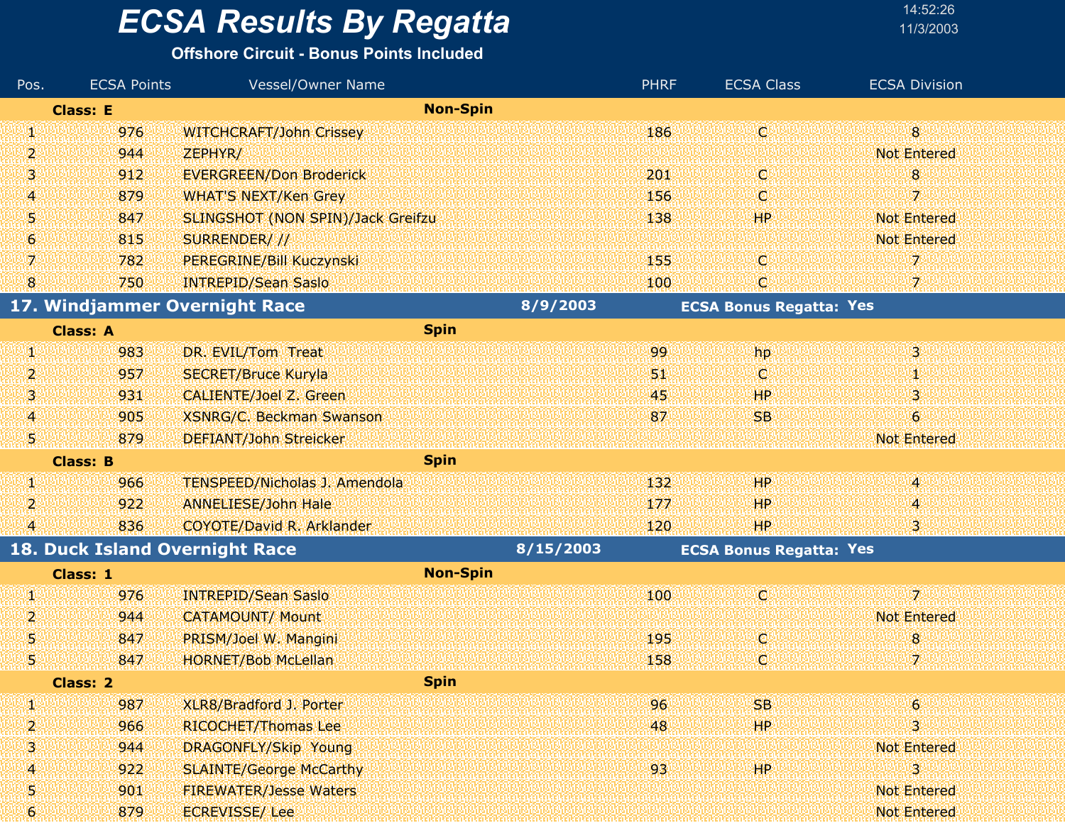# ECSA Results By Regatta

**Offshore Circuit - Bonus Points Included**

14:52:26
11/3/2003

| Pos. | ECSA Points | Vessel/Owner Name | PHRF | ECSA Class | ECSA Division |
|---|---|---|---|---|---|
| **Class: E** | | **Non-Spin** | | | |
| 1 | 976 | WITCHCRAFT/John Crissey | 186 | C | 8 |
| 2 | 944 | ZEPHYR/ | | | Not Entered |
| 3 | 912 | EVERGREEN/Don Broderick | 201 | C | 8 |
| 4 | 879 | WHAT'S NEXT/Ken Grey | 156 | C | 7 |
| 5 | 847 | SLINGSHOT (NON SPIN)/Jack Greifzu | 138 | HP | Not Entered |
| 6 | 815 | SURRENDER/ // | | | Not Entered |
| 7 | 782 | PEREGRINE/Bill Kuczynski | 155 | C | 7 |
| 8 | 750 | INTREPID/Sean Saslo | 100 | C | 7 |

## 17. Windjammer Overnight Race — 8/9/2003 — ECSA Bonus Regatta: Yes

| Pos. | ECSA Points | Vessel/Owner Name | PHRF | ECSA Class | ECSA Division |
|---|---|---|---|---|---|
| **Class: A** | | **Spin** | | | |
| 1 | 983 | DR. EVIL/Tom Treat | 99 | hp | 3 |
| 2 | 957 | SECRET/Bruce Kuryla | 51 | C | 1 |
| 3 | 931 | CALIENTE/Joel Z. Green | 45 | HP | 3 |
| 4 | 905 | XSNRG/C. Beckman Swanson | 87 | SB | 6 |
| 5 | 879 | DEFIANT/John Streicker | | | Not Entered |
| **Class: B** | | **Spin** | | | |
| 1 | 966 | TENSPEED/Nicholas J. Amendola | 132 | HP | 4 |
| 2 | 922 | ANNELIESE/John Hale | 177 | HP | 4 |
| 4 | 836 | COYOTE/David R. Arklander | 120 | HP | 3 |

## 18. Duck Island Overnight Race — 8/15/2003 — ECSA Bonus Regatta: Yes

| Pos. | ECSA Points | Vessel/Owner Name | PHRF | ECSA Class | ECSA Division |
|---|---|---|---|---|---|
| **Class: 1** | | **Non-Spin** | | | |
| 1 | 976 | INTREPID/Sean Saslo | 100 | C | 7 |
| 2 | 944 | CATAMOUNT/ Mount | | | Not Entered |
| 5 | 847 | PRISM/Joel W. Mangini | 195 | C | 8 |
| 5 | 847 | HORNET/Bob McLellan | 158 | C | 7 |
| **Class: 2** | | **Spin** | | | |
| 1 | 987 | XLR8/Bradford J. Porter | 96 | SB | 6 |
| 2 | 966 | RICOCHET/Thomas Lee | 48 | HP | 3 |
| 3 | 944 | DRAGONFLY/Skip Young | | | Not Entered |
| 4 | 922 | SLAINTE/George McCarthy | 93 | HP | 3 |
| 5 | 901 | FIREWATER/Jesse Waters | | | Not Entered |
| 6 | 879 | ECREVISSE/ Lee | | | Not Entered |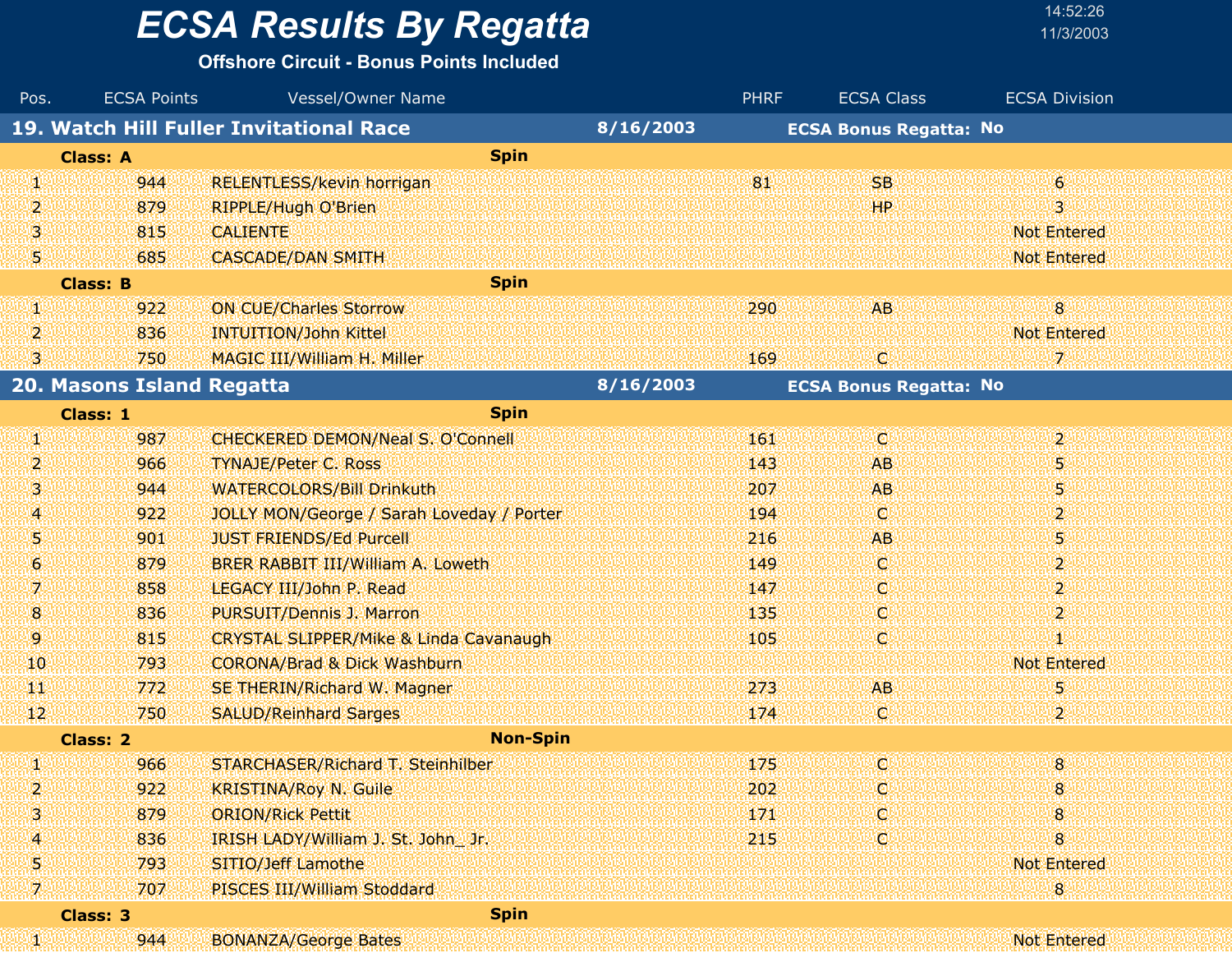# ECSA Results By Regatta

**Offshore Circuit - Bonus Points Included**

14:52:26
11/3/2003

| Pos. | ECSA Points | Vessel/Owner Name | PHRF | ECSA Class | ECSA Division |
|---|---|---|---|---|---|
| **19. Watch Hill Fuller Invitational Race** | | **8/16/2003** | | **ECSA Bonus Regatta: No** | |
| **Class: A** | | **Spin** | | | |
| 1 | 944 | RELENTLESS/kevin horrigan | 81 | SB | 6 |
| 2 | 879 | RIPPLE/Hugh O'Brien | | HP | 3 |
| 3 | 815 | CALIENTE | | | Not Entered |
| 5 | 685 | CASCADE/DAN SMITH | | | Not Entered |
| **Class: B** | | **Spin** | | | |
| 1 | 922 | ON CUE/Charles Storrow | 290 | AB | 8 |
| 2 | 836 | INTUITION/John Kittel | | | Not Entered |
| 3 | 750 | MAGIC III/William H. Miller | 169 | C | 7 |
| **20. Masons Island Regatta** | | **8/16/2003** | | **ECSA Bonus Regatta: No** | |
| **Class: 1** | | **Spin** | | | |
| 1 | 987 | CHECKERED DEMON/Neal S. O'Connell | 161 | C | 2 |
| 2 | 966 | TYNAJE/Peter C. Ross | 143 | AB | 5 |
| 3 | 944 | WATERCOLORS/Bill Drinkuth | 207 | AB | 5 |
| 4 | 922 | JOLLY MON/George / Sarah Loveday / Porter | 194 | C | 2 |
| 5 | 901 | JUST FRIENDS/Ed Purcell | 216 | AB | 5 |
| 6 | 879 | BRER RABBIT III/William A. Loweth | 149 | C | 2 |
| 7 | 858 | LEGACY III/John P. Read | 147 | C | 2 |
| 8 | 836 | PURSUIT/Dennis J. Marron | 135 | C | 2 |
| 9 | 815 | CRYSTAL SLIPPER/Mike & Linda Cavanaugh | 105 | C | 1 |
| 10 | 793 | CORONA/Brad & Dick Washburn | | | Not Entered |
| 11 | 772 | SE THERIN/Richard W. Magner | 273 | AB | 5 |
| 12 | 750 | SALUD/Reinhard Sarges | 174 | C | 2 |
| **Class: 2** | | **Non-Spin** | | | |
| 1 | 966 | STARCHASER/Richard T. Steinhilber | 175 | C | 8 |
| 2 | 922 | KRISTINA/Roy N. Guile | 202 | C | 8 |
| 3 | 879 | ORION/Rick Pettit | 171 | C | 8 |
| 4 | 836 | IRISH LADY/William J. St. John_ Jr. | 215 | C | 8 |
| 5 | 793 | SITIO/Jeff Lamothe | | | Not Entered |
| 7 | 707 | PISCES III/William Stoddard | | | 8 |
| **Class: 3** | | **Spin** | | | |
| 1 | 944 | BONANZA/George Bates | | | Not Entered |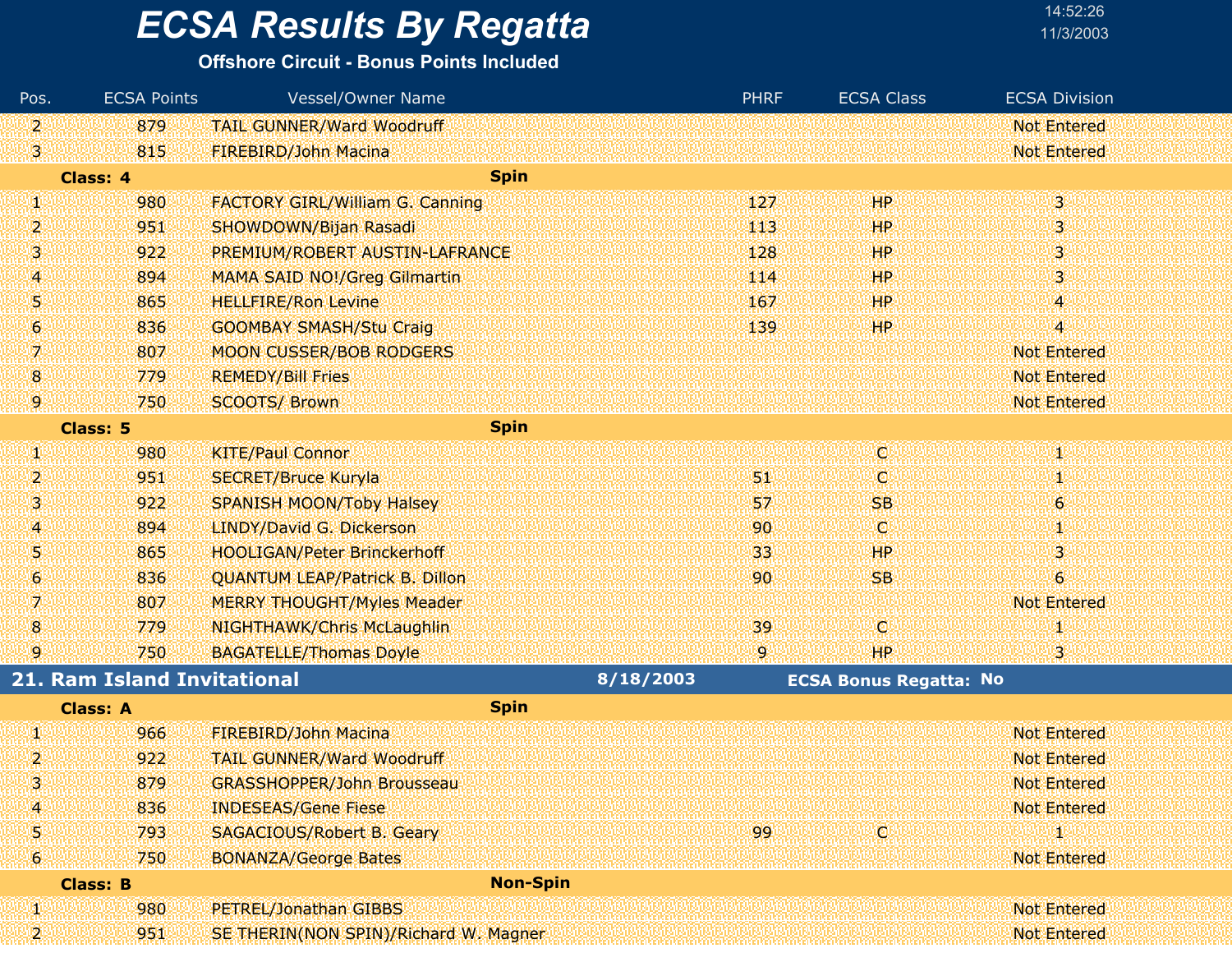# ECSA Results By Regatta

**Offshore Circuit - Bonus Points Included**

| Pos. | ECSA Points | Vessel/Owner Name | PHRF | ECSA Class | ECSA Division |
|---|---|---|---|---|---|
| 2 | 879 | TAIL GUNNER/Ward Woodruff | | | Not Entered |
| 3 | 815 | FIREBIRD/John Macina | | | Not Entered |
| **Class: 4** | | **Spin** | | | |
| 1 | 980 | FACTORY GIRL/William G. Canning | 127 | HP | 3 |
| 2 | 951 | SHOWDOWN/Bijan Rasadi | 113 | HP | 3 |
| 3 | 922 | PREMIUM/ROBERT AUSTIN-LAFRANCE | 128 | HP | 3 |
| 4 | 894 | MAMA SAID NO!/Greg Gilmartin | 114 | HP | 3 |
| 5 | 865 | HELLFIRE/Ron Levine | 167 | HP | 4 |
| 6 | 836 | GOOMBAY SMASH/Stu Craig | 139 | HP | 4 |
| 7 | 807 | MOON CUSSER/BOB RODGERS | | | Not Entered |
| 8 | 779 | REMEDY/Bill Fries | | | Not Entered |
| 9 | 750 | SCOOTS/ Brown | | | Not Entered |
| **Class: 5** | | **Spin** | | | |
| 1 | 980 | KITE/Paul Connor | | C | 1 |
| 2 | 951 | SECRET/Bruce Kuryla | 51 | C | 1 |
| 3 | 922 | SPANISH MOON/Toby Halsey | 57 | SB | 6 |
| 4 | 894 | LINDY/David G. Dickerson | 90 | C | 1 |
| 5 | 865 | HOOLIGAN/Peter Brinckerhoff | 33 | HP | 3 |
| 6 | 836 | QUANTUM LEAP/Patrick B. Dillon | 90 | SB | 6 |
| 7 | 807 | MERRY THOUGHT/Myles Meader | | | Not Entered |
| 8 | 779 | NIGHTHAWK/Chris McLaughlin | 39 | C | 1 |
| 9 | 750 | BAGATELLE/Thomas Doyle | 9 | HP | 3 |

## 21. Ram Island Invitational — 8/18/2003 — ECSA Bonus Regatta: No

| Pos. | ECSA Points | Vessel/Owner Name | PHRF | ECSA Class | ECSA Division |
|---|---|---|---|---|---|
| **Class: A** | | **Spin** | | | |
| 1 | 966 | FIREBIRD/John Macina | | | Not Entered |
| 2 | 922 | TAIL GUNNER/Ward Woodruff | | | Not Entered |
| 3 | 879 | GRASSHOPPER/John Brousseau | | | Not Entered |
| 4 | 836 | INDESEAS/Gene Fiese | | | Not Entered |
| 5 | 793 | SAGACIOUS/Robert B. Geary | 99 | C | 1 |
| 6 | 750 | BONANZA/George Bates | | | Not Entered |
| **Class: B** | | **Non-Spin** | | | |
| 1 | 980 | PETREL/Jonathan GIBBS | | | Not Entered |
| 2 | 951 | SE THERIN(NON SPIN)/Richard W. Magner | | | Not Entered |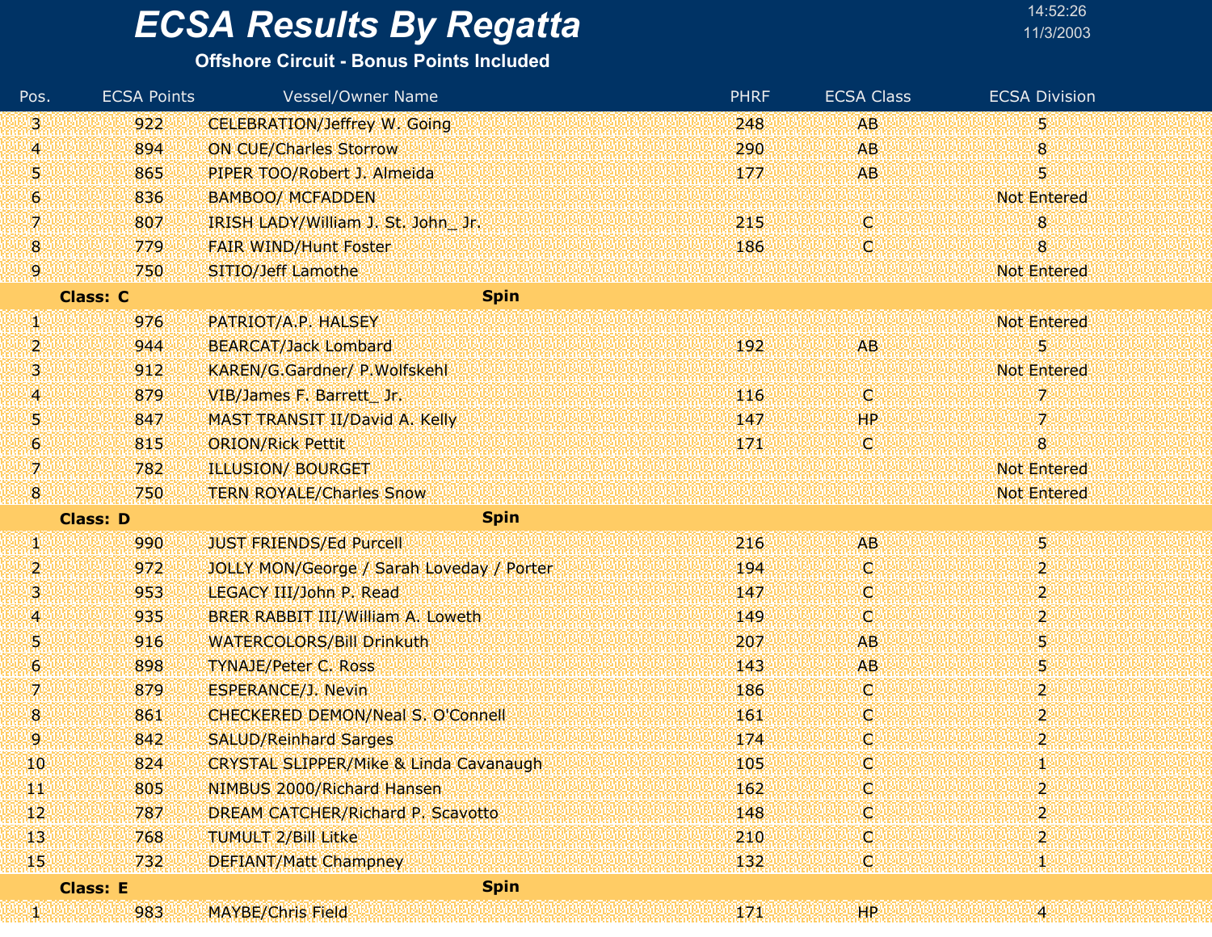# ECSA Results By Regatta

**Offshore Circuit - Bonus Points Included**

| Pos. | ECSA Points | Vessel/Owner Name | PHRF | ECSA Class | ECSA Division |
|---|---|---|---|---|---|
| 3 | 922 | CELEBRATION/Jeffrey W. Going | 248 | AB | 5 |
| 4 | 894 | ON CUE/Charles Storrow | 290 | AB | 8 |
| 5 | 865 | PIPER TOO/Robert J. Almeida | 177 | AB | 5 |
| 6 | 836 | BAMBOO/ MCFADDEN | | | Not Entered |
| 7 | 807 | IRISH LADY/William J. St. John_ Jr. | 215 | C | 8 |
| 8 | 779 | FAIR WIND/Hunt Foster | 186 | C | 8 |
| 9 | 750 | SITIO/Jeff Lamothe | | | Not Entered |
| **Class: C** | | **Spin** | | | |
| 1 | 976 | PATRIOT/A.P. HALSEY | | | Not Entered |
| 2 | 944 | BEARCAT/Jack Lombard | 192 | AB | 5 |
| 3 | 912 | KAREN/G.Gardner/ P.Wolfskehl | | | Not Entered |
| 4 | 879 | VIB/James F. Barrett_ Jr. | 116 | C | 7 |
| 5 | 847 | MAST TRANSIT II/David A. Kelly | 147 | HP | 7 |
| 6 | 815 | ORION/Rick Pettit | 171 | C | 8 |
| 7 | 782 | ILLUSION/ BOURGET | | | Not Entered |
| 8 | 750 | TERN ROYALE/Charles Snow | | | Not Entered |
| **Class: D** | | **Spin** | | | |
| 1 | 990 | JUST FRIENDS/Ed Purcell | 216 | AB | 5 |
| 2 | 972 | JOLLY MON/George / Sarah Loveday / Porter | 194 | C | 2 |
| 3 | 953 | LEGACY III/John P. Read | 147 | C | 2 |
| 4 | 935 | BRER RABBIT III/William A. Loweth | 149 | C | 2 |
| 5 | 916 | WATERCOLORS/Bill Drinkuth | 207 | AB | 5 |
| 6 | 898 | TYNAJE/Peter C. Ross | 143 | AB | 5 |
| 7 | 879 | ESPERANCE/J. Nevin | 186 | C | 2 |
| 8 | 861 | CHECKERED DEMON/Neal S. O'Connell | 161 | C | 2 |
| 9 | 842 | SALUD/Reinhard Sarges | 174 | C | 2 |
| 10 | 824 | CRYSTAL SLIPPER/Mike & Linda Cavanaugh | 105 | C | 1 |
| 11 | 805 | NIMBUS 2000/Richard Hansen | 162 | C | 2 |
| 12 | 787 | DREAM CATCHER/Richard P. Scavotto | 148 | C | 2 |
| 13 | 768 | TUMULT 2/Bill Litke | 210 | C | 2 |
| 15 | 732 | DEFIANT/Matt Champney | 132 | C | 1 |
| **Class: E** | | **Spin** | | | |
| 1 | 983 | MAYBE/Chris Field | 171 | HP | 4 |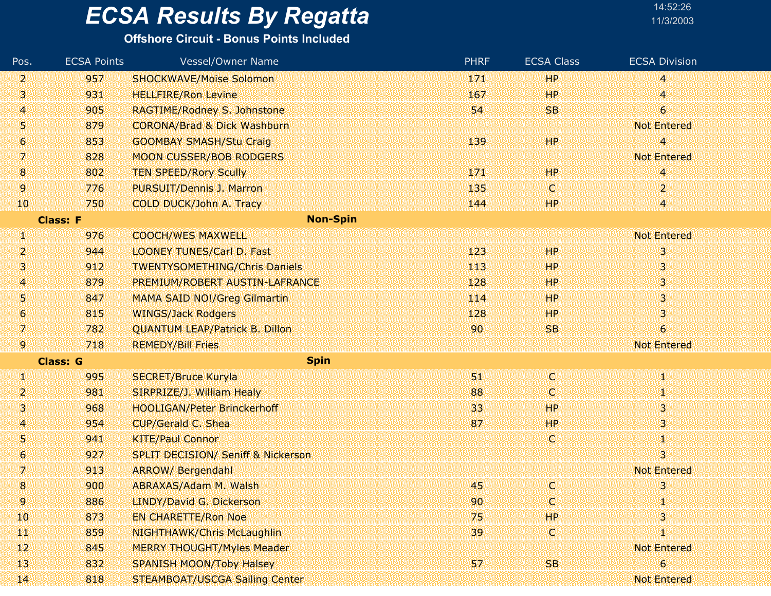# ECSA Results By Regatta

**Offshore Circuit - Bonus Points Included**

14:52:26
11/3/2003

| Pos. | ECSA Points | Vessel/Owner Name | PHRF | ECSA Class | ECSA Division |
|---|---|---|---|---|---|
| 2 | 957 | SHOCKWAVE/Moise Solomon | 171 | HP | 4 |
| 3 | 931 | HELLFIRE/Ron Levine | 167 | HP | 4 |
| 4 | 905 | RAGTIME/Rodney S. Johnstone | 54 | SB | 6 |
| 5 | 879 | CORONA/Brad & Dick Washburn | | | Not Entered |
| 6 | 853 | GOOMBAY SMASH/Stu Craig | 139 | HP | 4 |
| 7 | 828 | MOON CUSSER/BOB RODGERS | | | Not Entered |
| 8 | 802 | TEN SPEED/Rory Scully | 171 | HP | 4 |
| 9 | 776 | PURSUIT/Dennis J. Marron | 135 | C | 2 |
| 10 | 750 | COLD DUCK/John A. Tracy | 144 | HP | 4 |
| **Class: F** | | **Non-Spin** | | | |
| 1 | 976 | COOCH/WES MAXWELL | | | Not Entered |
| 2 | 944 | LOONEY TUNES/Carl D. Fast | 123 | HP | 3 |
| 3 | 912 | TWENTYSOMETHING/Chris Daniels | 113 | HP | 3 |
| 4 | 879 | PREMIUM/ROBERT AUSTIN-LAFRANCE | 128 | HP | 3 |
| 5 | 847 | MAMA SAID NO!/Greg Gilmartin | 114 | HP | 3 |
| 6 | 815 | WINGS/Jack Rodgers | 128 | HP | 3 |
| 7 | 782 | QUANTUM LEAP/Patrick B. Dillon | 90 | SB | 6 |
| 9 | 718 | REMEDY/Bill Fries | | | Not Entered |
| **Class: G** | | **Spin** | | | |
| 1 | 995 | SECRET/Bruce Kuryla | 51 | C | 1 |
| 2 | 981 | SIRPRIZE/J. William Healy | 88 | C | 1 |
| 3 | 968 | HOOLIGAN/Peter Brinckerhoff | 33 | HP | 3 |
| 4 | 954 | CUP/Gerald C. Shea | 87 | HP | 3 |
| 5 | 941 | KITE/Paul Connor | | C | 1 |
| 6 | 927 | SPLIT DECISION/ Seniff & Nickerson | | | 3 |
| 7 | 913 | ARROW/ Bergendahl | | | Not Entered |
| 8 | 900 | ABRAXAS/Adam M. Walsh | 45 | C | 3 |
| 9 | 886 | LINDY/David G. Dickerson | 90 | C | 1 |
| 10 | 873 | EN CHARETTE/Ron Noe | 75 | HP | 3 |
| 11 | 859 | NIGHTHAWK/Chris McLaughlin | 39 | C | 1 |
| 12 | 845 | MERRY THOUGHT/Myles Meader | | | Not Entered |
| 13 | 832 | SPANISH MOON/Toby Halsey | 57 | SB | 6 |
| 14 | 818 | STEAMBOAT/USCGA Sailing Center | | | Not Entered |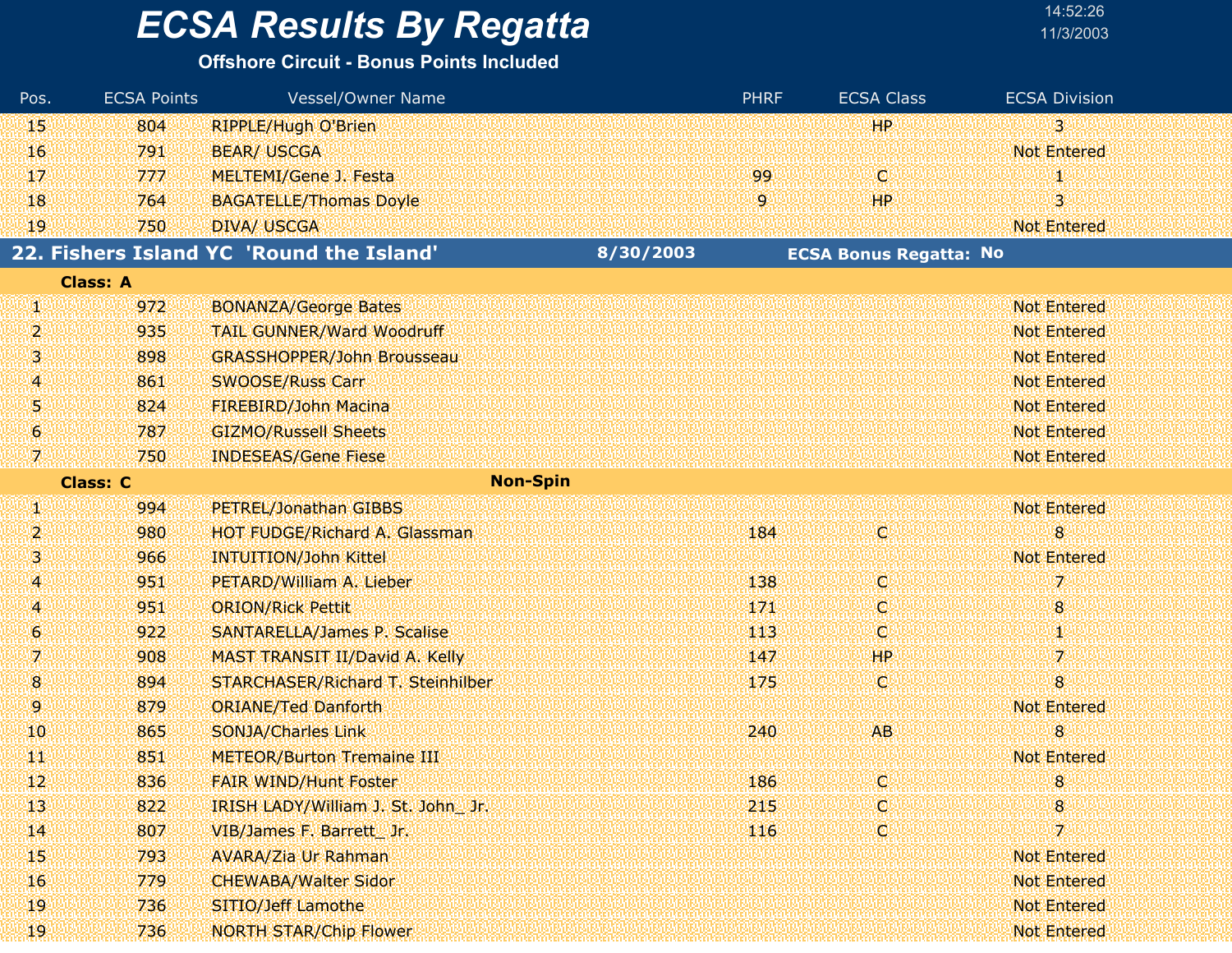# ECSA Results By Regatta

**Offshore Circuit - Bonus Points Included**

14:52:26
11/3/2003

| Pos. | ECSA Points | Vessel/Owner Name | PHRF | ECSA Class | ECSA Division |
|---|---|---|---|---|---|
| 15 | 804 | RIPPLE/Hugh O'Brien | | HP | 3 |
| 16 | 791 | BEAR/ USCGA | | | Not Entered |
| 17 | 777 | MELTEMI/Gene J. Festa | 99 | C | 1 |
| 18 | 764 | BAGATELLE/Thomas Doyle | 9 | HP | 3 |
| 19 | 750 | DIVA/ USCGA | | | Not Entered |

## 22. Fishers Island YC 'Round the Island' — 8/30/2003 — ECSA Bonus Regatta: No

**Class: A**

| Pos. | ECSA Points | Vessel/Owner Name | PHRF | ECSA Class | ECSA Division |
|---|---|---|---|---|---|
| 1 | 972 | BONANZA/George Bates | | | Not Entered |
| 2 | 935 | TAIL GUNNER/Ward Woodruff | | | Not Entered |
| 3 | 898 | GRASSHOPPER/John Brousseau | | | Not Entered |
| 4 | 861 | SWOOSE/Russ Carr | | | Not Entered |
| 5 | 824 | FIREBIRD/John Macina | | | Not Entered |
| 6 | 787 | GIZMO/Russell Sheets | | | Not Entered |
| 7 | 750 | INDESEAS/Gene Fiese | | | Not Entered |

**Class: C** — **Non-Spin**

| Pos. | ECSA Points | Vessel/Owner Name | PHRF | ECSA Class | ECSA Division |
|---|---|---|---|---|---|
| 1 | 994 | PETREL/Jonathan GIBBS | | | Not Entered |
| 2 | 980 | HOT FUDGE/Richard A. Glassman | 184 | C | 8 |
| 3 | 966 | INTUITION/John Kittel | | | Not Entered |
| 4 | 951 | PETARD/William A. Lieber | 138 | C | 7 |
| 4 | 951 | ORION/Rick Pettit | 171 | C | 8 |
| 6 | 922 | SANTARELLA/James P. Scalise | 113 | C | 1 |
| 7 | 908 | MAST TRANSIT II/David A. Kelly | 147 | HP | 7 |
| 8 | 894 | STARCHASER/Richard T. Steinhilber | 175 | C | 8 |
| 9 | 879 | ORIANE/Ted Danforth | | | Not Entered |
| 10 | 865 | SONJA/Charles Link | 240 | AB | 8 |
| 11 | 851 | METEOR/Burton Tremaine III | | | Not Entered |
| 12 | 836 | FAIR WIND/Hunt Foster | 186 | C | 8 |
| 13 | 822 | IRISH LADY/William J. St. John_ Jr. | 215 | C | 8 |
| 14 | 807 | VIB/James F. Barrett_ Jr. | 116 | C | 7 |
| 15 | 793 | AVARA/Zia Ur Rahman | | | Not Entered |
| 16 | 779 | CHEWABA/Walter Sidor | | | Not Entered |
| 19 | 736 | SITIO/Jeff Lamothe | | | Not Entered |
| 19 | 736 | NORTH STAR/Chip Flower | | | Not Entered |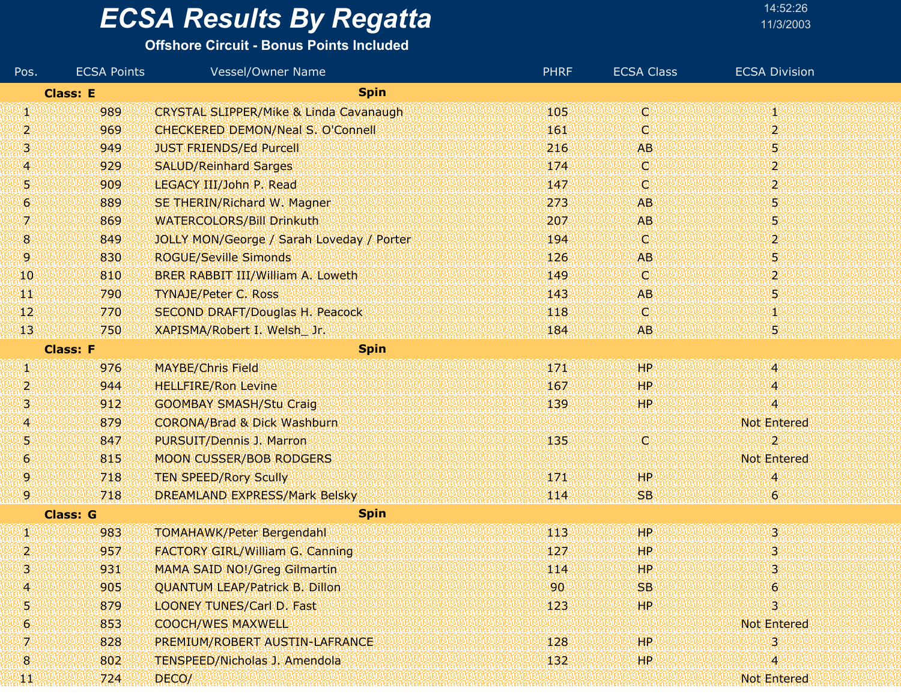# ECSA Results By Regatta

**Offshore Circuit - Bonus Points Included**

14:52:26
11/3/2003

| Pos. | ECSA Points | Vessel/Owner Name | PHRF | ECSA Class | ECSA Division |
|---|---|---|---|---|---|
| **Class: E** | | **Spin** | | | |
| 1 | 989 | CRYSTAL SLIPPER/Mike & Linda Cavanaugh | 105 | C | 1 |
| 2 | 969 | CHECKERED DEMON/Neal S. O'Connell | 161 | C | 2 |
| 3 | 949 | JUST FRIENDS/Ed Purcell | 216 | AB | 5 |
| 4 | 929 | SALUD/Reinhard Sarges | 174 | C | 2 |
| 5 | 909 | LEGACY III/John P. Read | 147 | C | 2 |
| 6 | 889 | SE THERIN/Richard W. Magner | 273 | AB | 5 |
| 7 | 869 | WATERCOLORS/Bill Drinkuth | 207 | AB | 5 |
| 8 | 849 | JOLLY MON/George / Sarah Loveday / Porter | 194 | C | 2 |
| 9 | 830 | ROGUE/Seville Simonds | 126 | AB | 5 |
| 10 | 810 | BRER RABBIT III/William A. Loweth | 149 | C | 2 |
| 11 | 790 | TYNAJE/Peter C. Ross | 143 | AB | 5 |
| 12 | 770 | SECOND DRAFT/Douglas H. Peacock | 118 | C | 1 |
| 13 | 750 | XAPISMA/Robert I. Welsh_ Jr. | 184 | AB | 5 |
| **Class: F** | | **Spin** | | | |
| 1 | 976 | MAYBE/Chris Field | 171 | HP | 4 |
| 2 | 944 | HELLFIRE/Ron Levine | 167 | HP | 4 |
| 3 | 912 | GOOMBAY SMASH/Stu Craig | 139 | HP | 4 |
| 4 | 879 | CORONA/Brad & Dick Washburn | | | Not Entered |
| 5 | 847 | PURSUIT/Dennis J. Marron | 135 | C | 2 |
| 6 | 815 | MOON CUSSER/BOB RODGERS | | | Not Entered |
| 9 | 718 | TEN SPEED/Rory Scully | 171 | HP | 4 |
| 9 | 718 | DREAMLAND EXPRESS/Mark Belsky | 114 | SB | 6 |
| **Class: G** | | **Spin** | | | |
| 1 | 983 | TOMAHAWK/Peter Bergendahl | 113 | HP | 3 |
| 2 | 957 | FACTORY GIRL/William G. Canning | 127 | HP | 3 |
| 3 | 931 | MAMA SAID NO!/Greg Gilmartin | 114 | HP | 3 |
| 4 | 905 | QUANTUM LEAP/Patrick B. Dillon | 90 | SB | 6 |
| 5 | 879 | LOONEY TUNES/Carl D. Fast | 123 | HP | 3 |
| 6 | 853 | COOCH/WES MAXWELL | | | Not Entered |
| 7 | 828 | PREMIUM/ROBERT AUSTIN-LAFRANCE | 128 | HP | 3 |
| 8 | 802 | TENSPEED/Nicholas J. Amendola | 132 | HP | 4 |
| 11 | 724 | DECO/ | | | Not Entered |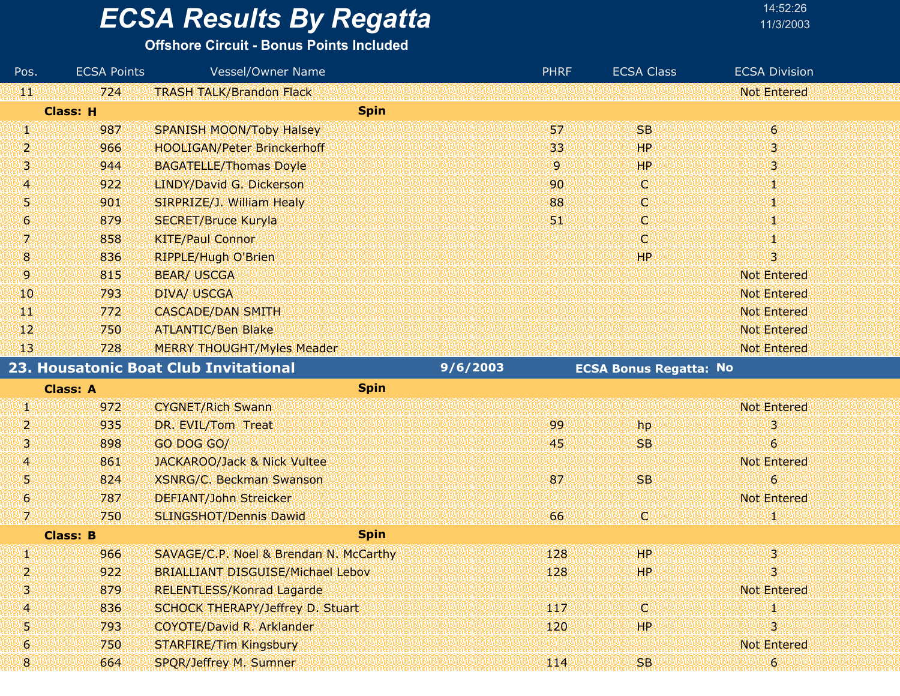# ECSA Results By Regatta

**Offshore Circuit - Bonus Points Included**

14:52:26
11/3/2003

| Pos. | ECSA Points | Vessel/Owner Name | PHRF | ECSA Class | ECSA Division |
|---|---|---|---|---|---|
| 11 | 724 | TRASH TALK/Brandon Flack | | | Not Entered |
| **Class: H** | | **Spin** | | | |
| 1 | 987 | SPANISH MOON/Toby Halsey | 57 | SB | 6 |
| 2 | 966 | HOOLIGAN/Peter Brinckerhoff | 33 | HP | 3 |
| 3 | 944 | BAGATELLE/Thomas Doyle | 9 | HP | 3 |
| 4 | 922 | LINDY/David G. Dickerson | 90 | C | 1 |
| 5 | 901 | SIRPRIZE/J. William Healy | 88 | C | 1 |
| 6 | 879 | SECRET/Bruce Kuryla | 51 | C | 1 |
| 7 | 858 | KITE/Paul Connor | | C | 1 |
| 8 | 836 | RIPPLE/Hugh O'Brien | | HP | 3 |
| 9 | 815 | BEAR/ USCGA | | | Not Entered |
| 10 | 793 | DIVA/ USCGA | | | Not Entered |
| 11 | 772 | CASCADE/DAN SMITH | | | Not Entered |
| 12 | 750 | ATLANTIC/Ben Blake | | | Not Entered |
| 13 | 728 | MERRY THOUGHT/Myles Meader | | | Not Entered |

## 23. Housatonic Boat Club Invitational — 9/6/2003 — ECSA Bonus Regatta: No

| Pos. | ECSA Points | Vessel/Owner Name | PHRF | ECSA Class | ECSA Division |
|---|---|---|---|---|---|
| **Class: A** | | **Spin** | | | |
| 1 | 972 | CYGNET/Rich Swann | | | Not Entered |
| 2 | 935 | DR. EVIL/Tom Treat | 99 | hp | 3 |
| 3 | 898 | GO DOG GO/ | 45 | SB | 6 |
| 4 | 861 | JACKAROO/Jack & Nick Vultee | | | Not Entered |
| 5 | 824 | XSNRG/C. Beckman Swanson | 87 | SB | 6 |
| 6 | 787 | DEFIANT/John Streicker | | | Not Entered |
| 7 | 750 | SLINGSHOT/Dennis Dawid | 66 | C | 1 |
| **Class: B** | | **Spin** | | | |
| 1 | 966 | SAVAGE/C.P. Noel & Brendan N. McCarthy | 128 | HP | 3 |
| 2 | 922 | BRIALLIANT DISGUISE/Michael Lebov | 128 | HP | 3 |
| 3 | 879 | RELENTLESS/Konrad Lagarde | | | Not Entered |
| 4 | 836 | SCHOCK THERAPY/Jeffrey D. Stuart | 117 | C | 1 |
| 5 | 793 | COYOTE/David R. Arklander | 120 | HP | 3 |
| 6 | 750 | STARFIRE/Tim Kingsbury | | | Not Entered |
| 8 | 664 | SPQR/Jeffrey M. Sumner | 114 | SB | 6 |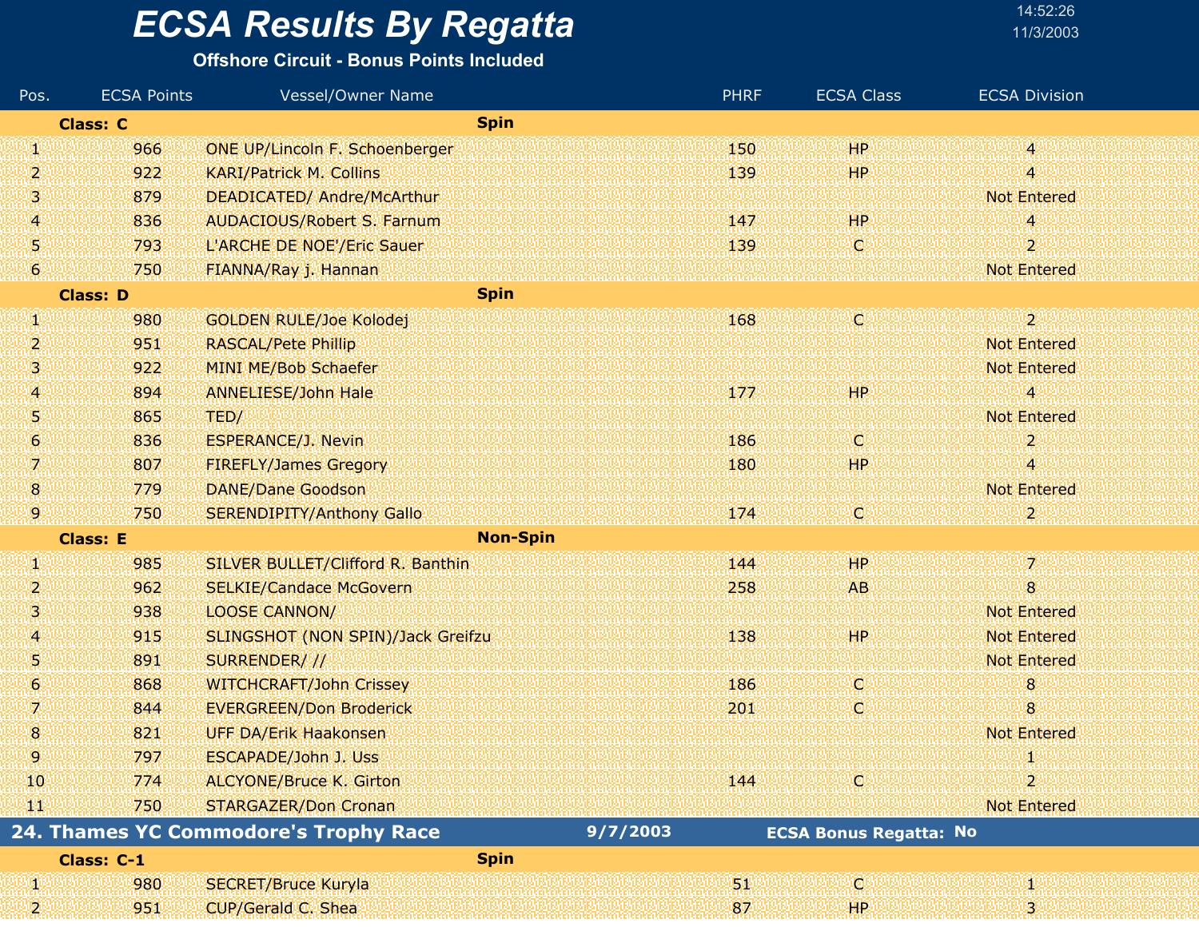# ECSA Results By Regatta

**Offshore Circuit - Bonus Points Included**

14:52:26
11/3/2003

| Pos. | ECSA Points | Vessel/Owner Name | PHRF | ECSA Class | ECSA Division |
|---|---|---|---|---|---|
| **Class: C** | | **Spin** | | | |
| 1 | 966 | ONE UP/Lincoln F. Schoenberger | 150 | HP | 4 |
| 2 | 922 | KARI/Patrick M. Collins | 139 | HP | 4 |
| 3 | 879 | DEADICATED/ Andre/McArthur | | | Not Entered |
| 4 | 836 | AUDACIOUS/Robert S. Farnum | 147 | HP | 4 |
| 5 | 793 | L'ARCHE DE NOE'/Eric Sauer | 139 | C | 2 |
| 6 | 750 | FIANNA/Ray j. Hannan | | | Not Entered |
| **Class: D** | | **Spin** | | | |
| 1 | 980 | GOLDEN RULE/Joe Kolodej | 168 | C | 2 |
| 2 | 951 | RASCAL/Pete Phillip | | | Not Entered |
| 3 | 922 | MINI ME/Bob Schaefer | | | Not Entered |
| 4 | 894 | ANNELIESE/John Hale | 177 | HP | 4 |
| 5 | 865 | TED/ | | | Not Entered |
| 6 | 836 | ESPERANCE/J. Nevin | 186 | C | 2 |
| 7 | 807 | FIREFLY/James Gregory | 180 | HP | 4 |
| 8 | 779 | DANE/Dane Goodson | | | Not Entered |
| 9 | 750 | SERENDIPITY/Anthony Gallo | 174 | C | 2 |
| **Class: E** | | **Non-Spin** | | | |
| 1 | 985 | SILVER BULLET/Clifford R. Banthin | 144 | HP | 7 |
| 2 | 962 | SELKIE/Candace McGovern | 258 | AB | 8 |
| 3 | 938 | LOOSE CANNON/ | | | Not Entered |
| 4 | 915 | SLINGSHOT (NON SPIN)/Jack Greifzu | 138 | HP | Not Entered |
| 5 | 891 | SURRENDER/ // | | | Not Entered |
| 6 | 868 | WITCHCRAFT/John Crissey | 186 | C | 8 |
| 7 | 844 | EVERGREEN/Don Broderick | 201 | C | 8 |
| 8 | 821 | UFF DA/Erik Haakonsen | | | Not Entered |
| 9 | 797 | ESCAPADE/John J. Uss | | | 1 |
| 10 | 774 | ALCYONE/Bruce K. Girton | 144 | C | 2 |
| 11 | 750 | STARGAZER/Don Cronan | | | Not Entered |

## 24. Thames YC Commodore's Trophy Race — 9/7/2003 — ECSA Bonus Regatta: No

| Pos. | ECSA Points | Vessel/Owner Name | PHRF | ECSA Class | ECSA Division |
|---|---|---|---|---|---|
| **Class: C-1** | | **Spin** | | | |
| 1 | 980 | SECRET/Bruce Kuryla | 51 | C | 1 |
| 2 | 951 | CUP/Gerald C. Shea | 87 | HP | 3 |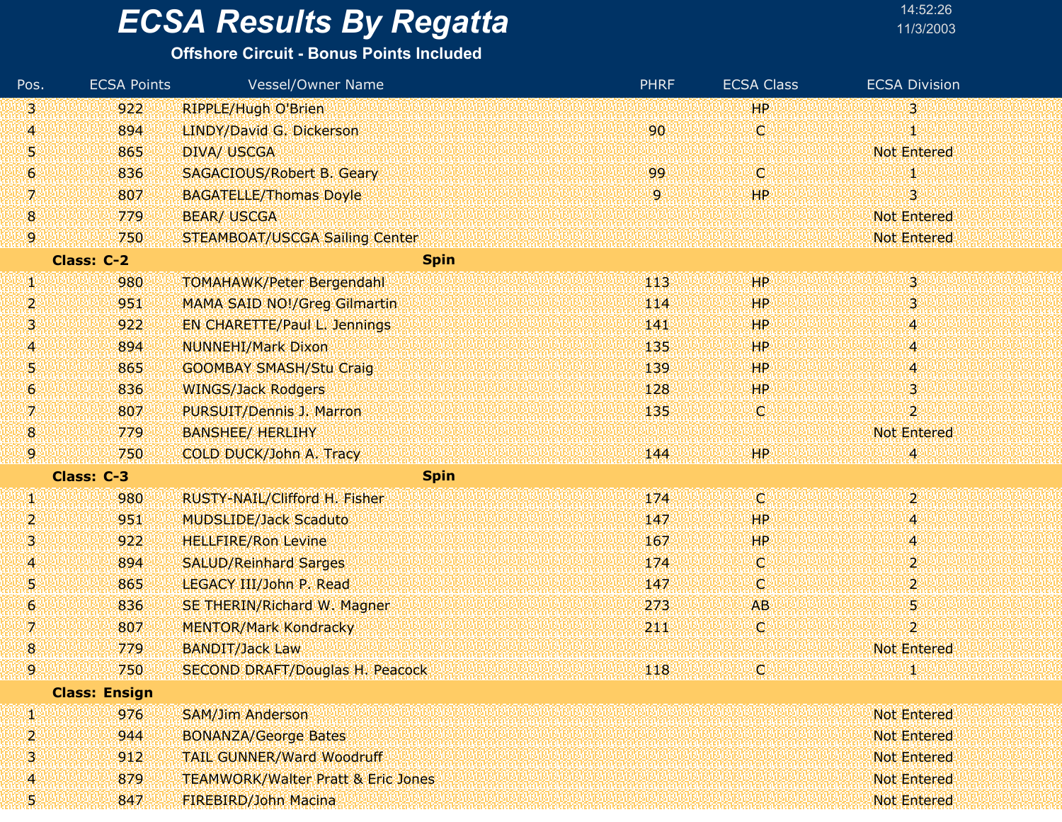# ECSA Results By Regatta

**Offshore Circuit - Bonus Points Included**

14:52:26
11/3/2003

| Pos. | ECSA Points | Vessel/Owner Name | PHRF | ECSA Class | ECSA Division |
|---|---|---|---|---|---|
| 3 | 922 | RIPPLE/Hugh O'Brien | | HP | 3 |
| 4 | 894 | LINDY/David G. Dickerson | 90 | C | 1 |
| 5 | 865 | DIVA/ USCGA | | | Not Entered |
| 6 | 836 | SAGACIOUS/Robert B. Geary | 99 | C | 1 |
| 7 | 807 | BAGATELLE/Thomas Doyle | 9 | HP | 3 |
| 8 | 779 | BEAR/ USCGA | | | Not Entered |
| 9 | 750 | STEAMBOAT/USCGA Sailing Center | | | Not Entered |
| **Class: C-2** | | **Spin** | | | |
| 1 | 980 | TOMAHAWK/Peter Bergendahl | 113 | HP | 3 |
| 2 | 951 | MAMA SAID NO!/Greg Gilmartin | 114 | HP | 3 |
| 3 | 922 | EN CHARETTE/Paul L. Jennings | 141 | HP | 4 |
| 4 | 894 | NUNNEHI/Mark Dixon | 135 | HP | 4 |
| 5 | 865 | GOOMBAY SMASH/Stu Craig | 139 | HP | 4 |
| 6 | 836 | WINGS/Jack Rodgers | 128 | HP | 3 |
| 7 | 807 | PURSUIT/Dennis J. Marron | 135 | C | 2 |
| 8 | 779 | BANSHEE/ HERLIHY | | | Not Entered |
| 9 | 750 | COLD DUCK/John A. Tracy | 144 | HP | 4 |
| **Class: C-3** | | **Spin** | | | |
| 1 | 980 | RUSTY-NAIL/Clifford H. Fisher | 174 | C | 2 |
| 2 | 951 | MUDSLIDE/Jack Scaduto | 147 | HP | 4 |
| 3 | 922 | HELLFIRE/Ron Levine | 167 | HP | 4 |
| 4 | 894 | SALUD/Reinhard Sarges | 174 | C | 2 |
| 5 | 865 | LEGACY III/John P. Read | 147 | C | 2 |
| 6 | 836 | SE THERIN/Richard W. Magner | 273 | AB | 5 |
| 7 | 807 | MENTOR/Mark Kondracky | 211 | C | 2 |
| 8 | 779 | BANDIT/Jack Law | | | Not Entered |
| 9 | 750 | SECOND DRAFT/Douglas H. Peacock | 118 | C | 1 |
| **Class: Ensign** | | | | | |
| 1 | 976 | SAM/Jim Anderson | | | Not Entered |
| 2 | 944 | BONANZA/George Bates | | | Not Entered |
| 3 | 912 | TAIL GUNNER/Ward Woodruff | | | Not Entered |
| 4 | 879 | TEAMWORK/Walter Pratt & Eric Jones | | | Not Entered |
| 5 | 847 | FIREBIRD/John Macina | | | Not Entered |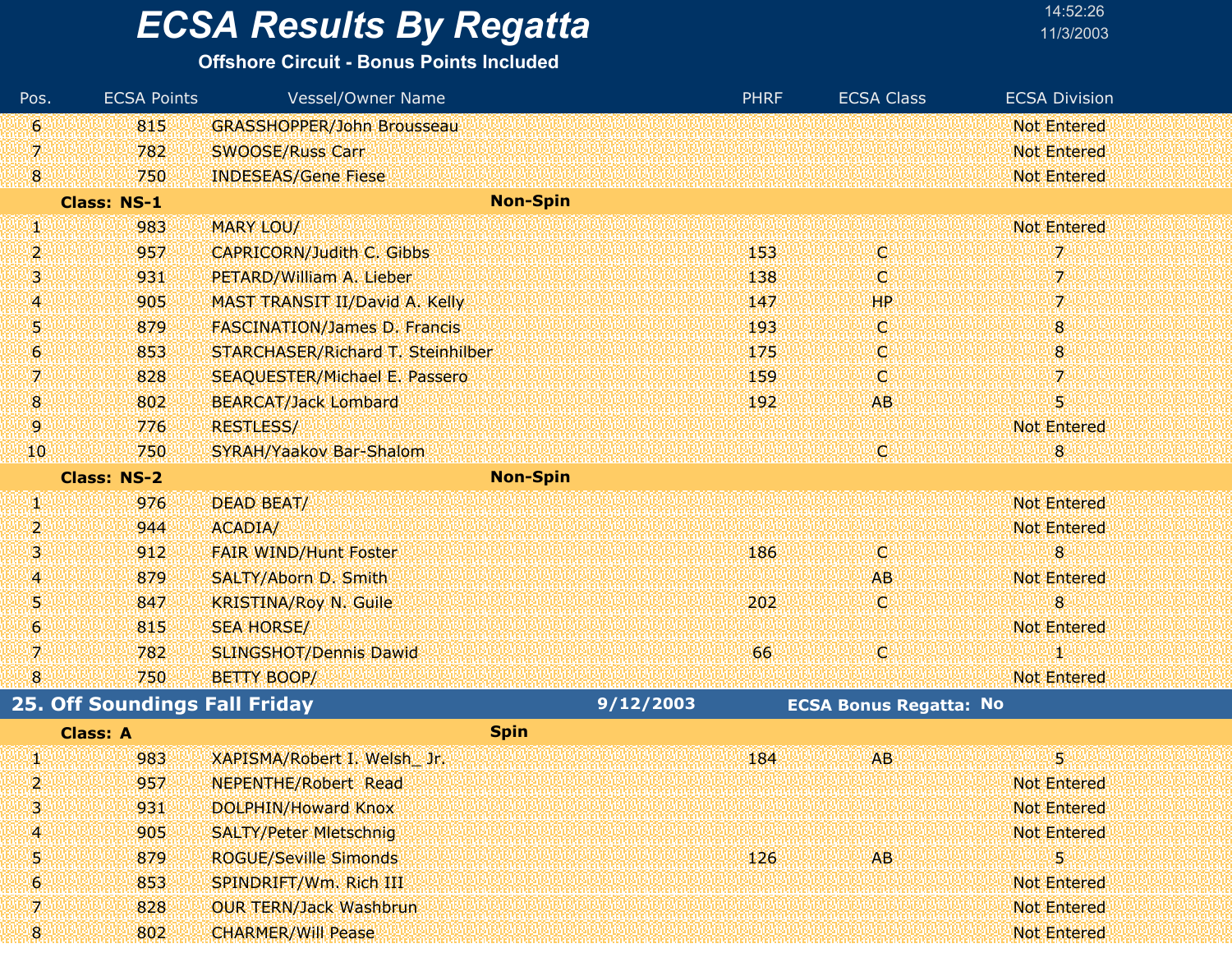# ECSA Results By Regatta

**Offshore Circuit - Bonus Points Included**

| Pos. | ECSA Points | Vessel/Owner Name | PHRF | ECSA Class | ECSA Division |
|---|---|---|---|---|---|
| 6 | 815 | GRASSHOPPER/John Brousseau | | | Not Entered |
| 7 | 782 | SWOOSE/Russ Carr | | | Not Entered |
| 8 | 750 | INDESEAS/Gene Fiese | | | Not Entered |
| **Class: NS-1** | | **Non-Spin** | | | |
| 1 | 983 | MARY LOU/ | | | Not Entered |
| 2 | 957 | CAPRICORN/Judith C. Gibbs | 153 | C | 7 |
| 3 | 931 | PETARD/William A. Lieber | 138 | C | 7 |
| 4 | 905 | MAST TRANSIT II/David A. Kelly | 147 | HP | 7 |
| 5 | 879 | FASCINATION/James D. Francis | 193 | C | 8 |
| 6 | 853 | STARCHASER/Richard T. Steinhilber | 175 | C | 8 |
| 7 | 828 | SEAQUESTER/Michael E. Passero | 159 | C | 7 |
| 8 | 802 | BEARCAT/Jack Lombard | 192 | AB | 5 |
| 9 | 776 | RESTLESS/ | | | Not Entered |
| 10 | 750 | SYRAH/Yaakov Bar-Shalom | | C | 8 |
| **Class: NS-2** | | **Non-Spin** | | | |
| 1 | 976 | DEAD BEAT/ | | | Not Entered |
| 2 | 944 | ACADIA/ | | | Not Entered |
| 3 | 912 | FAIR WIND/Hunt Foster | 186 | C | 8 |
| 4 | 879 | SALTY/Aborn D. Smith | | AB | Not Entered |
| 5 | 847 | KRISTINA/Roy N. Guile | 202 | C | 8 |
| 6 | 815 | SEA HORSE/ | | | Not Entered |
| 7 | 782 | SLINGSHOT/Dennis Dawid | 66 | C | 1 |
| 8 | 750 | BETTY BOOP/ | | | Not Entered |

## 25. Off Soundings Fall Friday — 9/12/2003 — ECSA Bonus Regatta: No

| Pos. | ECSA Points | Vessel/Owner Name | PHRF | ECSA Class | ECSA Division |
|---|---|---|---|---|---|
| **Class: A** | | **Spin** | | | |
| 1 | 983 | XAPISMA/Robert I. Welsh_ Jr. | 184 | AB | 5 |
| 2 | 957 | NEPENTHE/Robert Read | | | Not Entered |
| 3 | 931 | DOLPHIN/Howard Knox | | | Not Entered |
| 4 | 905 | SALTY/Peter Mletschnig | | | Not Entered |
| 5 | 879 | ROGUE/Seville Simonds | 126 | AB | 5 |
| 6 | 853 | SPINDRIFT/Wm. Rich III | | | Not Entered |
| 7 | 828 | OUR TERN/Jack Washbrun | | | Not Entered |
| 8 | 802 | CHARMER/Will Pease | | | Not Entered |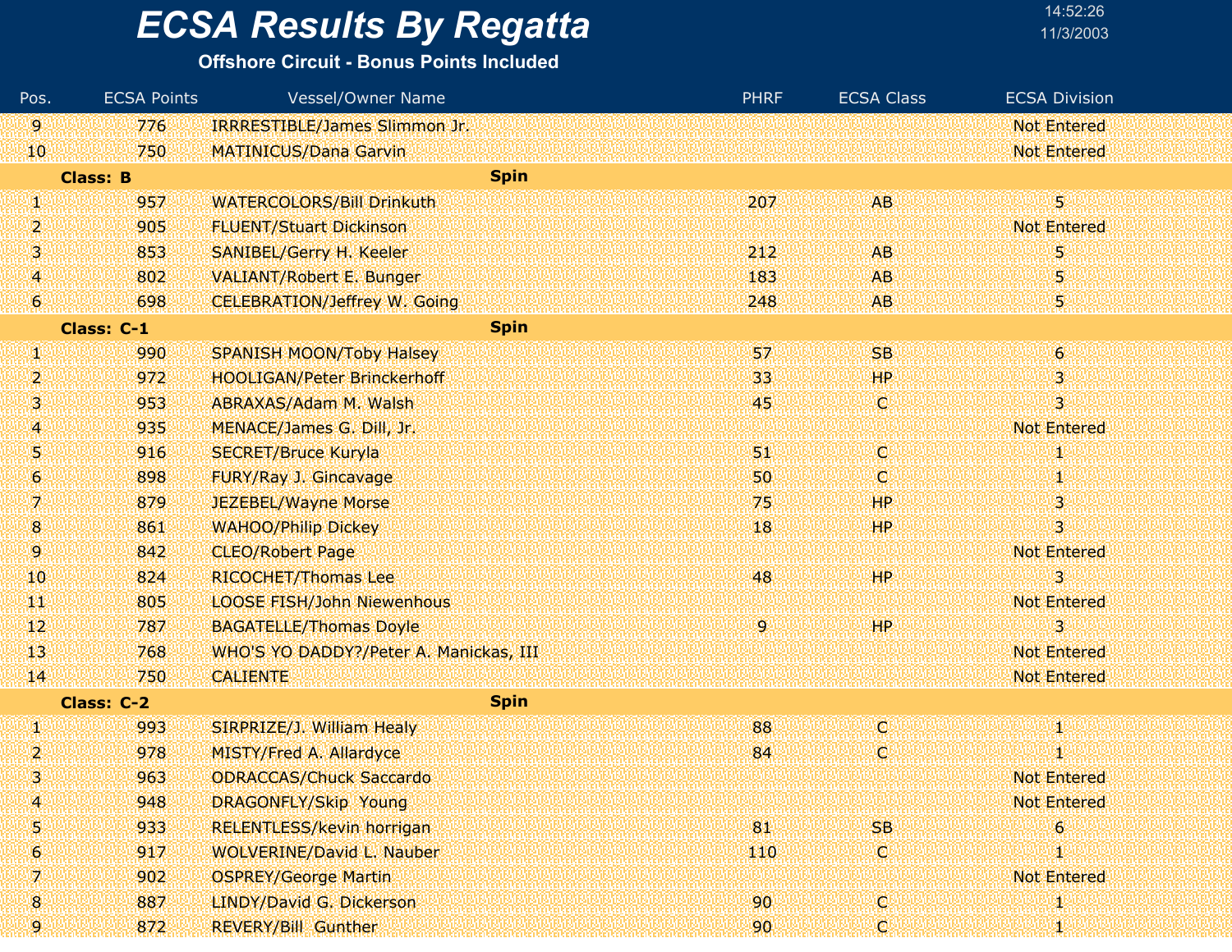# ECSA Results By Regatta

**Offshore Circuit - Bonus Points Included**

14:52:26
11/3/2003

| Pos. | ECSA Points | Vessel/Owner Name | PHRF | ECSA Class | ECSA Division |
|---|---|---|---|---|---|
| 9 | 776 | IRRRESTIBLE/James Slimmon Jr. | | | Not Entered |
| 10 | 750 | MATINICUS/Dana Garvin | | | Not Entered |
| **Class: B** | | **Spin** | | | |
| 1 | 957 | WATERCOLORS/Bill Drinkuth | 207 | AB | 5 |
| 2 | 905 | FLUENT/Stuart Dickinson | | | Not Entered |
| 3 | 853 | SANIBEL/Gerry H. Keeler | 212 | AB | 5 |
| 4 | 802 | VALIANT/Robert E. Bunger | 183 | AB | 5 |
| 6 | 698 | CELEBRATION/Jeffrey W. Going | 248 | AB | 5 |
| **Class: C-1** | | **Spin** | | | |
| 1 | 990 | SPANISH MOON/Toby Halsey | 57 | SB | 6 |
| 2 | 972 | HOOLIGAN/Peter Brinckerhoff | 33 | HP | 3 |
| 3 | 953 | ABRAXAS/Adam M. Walsh | 45 | C | 3 |
| 4 | 935 | MENACE/James G. Dill, Jr. | | | Not Entered |
| 5 | 916 | SECRET/Bruce Kuryla | 51 | C | 1 |
| 6 | 898 | FURY/Ray J. Gincavage | 50 | C | 1 |
| 7 | 879 | JEZEBEL/Wayne Morse | 75 | HP | 3 |
| 8 | 861 | WAHOO/Philip Dickey | 18 | HP | 3 |
| 9 | 842 | CLEO/Robert Page | | | Not Entered |
| 10 | 824 | RICOCHET/Thomas Lee | 48 | HP | 3 |
| 11 | 805 | LOOSE FISH/John Niewenhous | | | Not Entered |
| 12 | 787 | BAGATELLE/Thomas Doyle | 9 | HP | 3 |
| 13 | 768 | WHO'S YO DADDY?/Peter A. Manickas, III | | | Not Entered |
| 14 | 750 | CALIENTE | | | Not Entered |
| **Class: C-2** | | **Spin** | | | |
| 1 | 993 | SIRPRIZE/J. William Healy | 88 | C | 1 |
| 2 | 978 | MISTY/Fred A. Allardyce | 84 | C | 1 |
| 3 | 963 | ODRACCAS/Chuck Saccardo | | | Not Entered |
| 4 | 948 | DRAGONFLY/Skip Young | | | Not Entered |
| 5 | 933 | RELENTLESS/kevin horrigan | 81 | SB | 6 |
| 6 | 917 | WOLVERINE/David L. Nauber | 110 | C | 1 |
| 7 | 902 | OSPREY/George Martin | | | Not Entered |
| 8 | 887 | LINDY/David G. Dickerson | 90 | C | 1 |
| 9 | 872 | REVERY/Bill Gunther | 90 | C | 1 |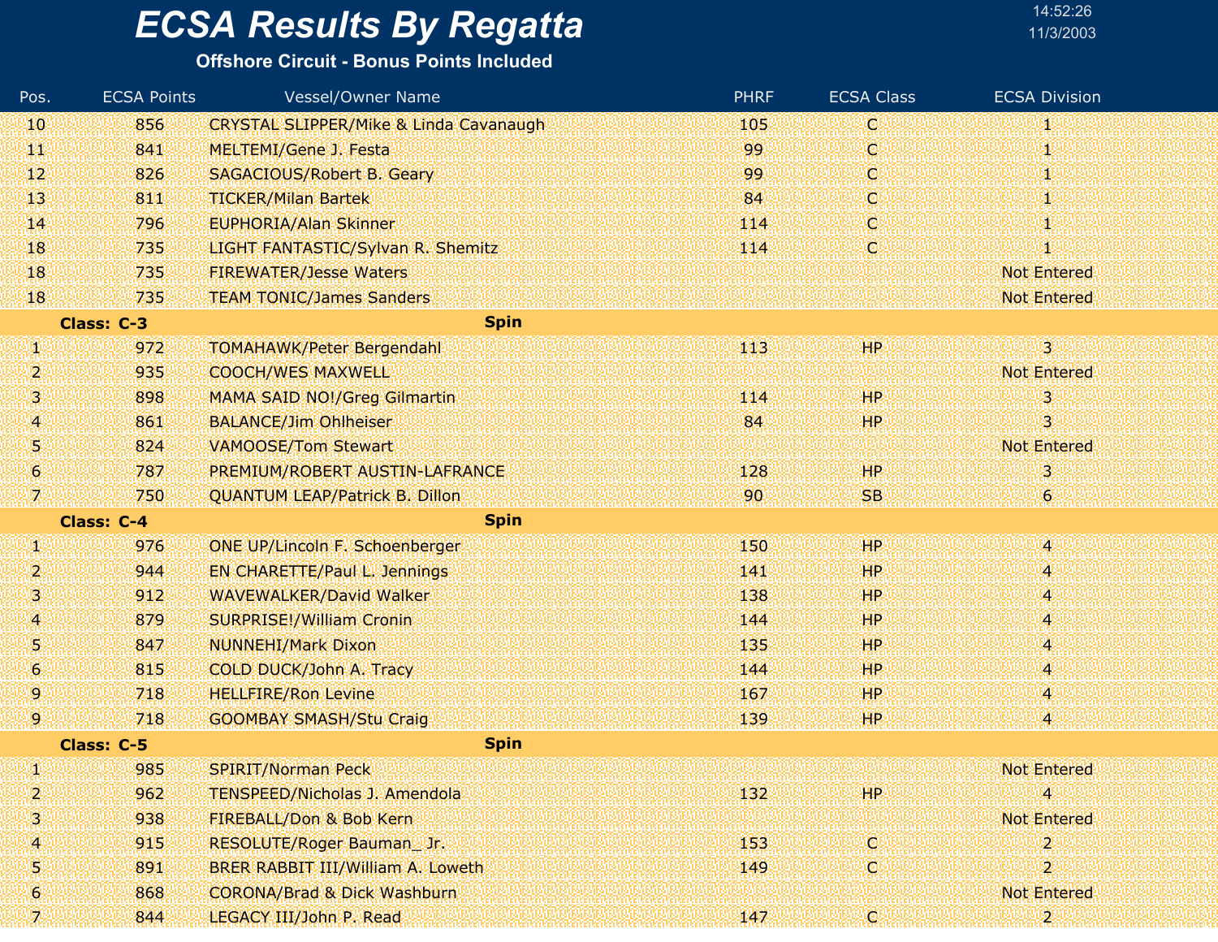# ECSA Results By Regatta

**Offshore Circuit - Bonus Points Included**

14:52:26
11/3/2003

| Pos. | ECSA Points | Vessel/Owner Name | PHRF | ECSA Class | ECSA Division |
|---|---|---|---|---|---|
| 10 | 856 | CRYSTAL SLIPPER/Mike & Linda Cavanaugh | 105 | C | 1 |
| 11 | 841 | MELTEMI/Gene J. Festa | 99 | C | 1 |
| 12 | 826 | SAGACIOUS/Robert B. Geary | 99 | C | 1 |
| 13 | 811 | TICKER/Milan Bartek | 84 | C | 1 |
| 14 | 796 | EUPHORIA/Alan Skinner | 114 | C | 1 |
| 18 | 735 | LIGHT FANTASTIC/Sylvan R. Shemitz | 114 | C | 1 |
| 18 | 735 | FIREWATER/Jesse Waters | | | Not Entered |
| 18 | 735 | TEAM TONIC/James Sanders | | | Not Entered |
| **Class: C-3** | | **Spin** | | | |
| 1 | 972 | TOMAHAWK/Peter Bergendahl | 113 | HP | 3 |
| 2 | 935 | COOCH/WES MAXWELL | | | Not Entered |
| 3 | 898 | MAMA SAID NO!/Greg Gilmartin | 114 | HP | 3 |
| 4 | 861 | BALANCE/Jim Ohlheiser | 84 | HP | 3 |
| 5 | 824 | VAMOOSE/Tom Stewart | | | Not Entered |
| 6 | 787 | PREMIUM/ROBERT AUSTIN-LAFRANCE | 128 | HP | 3 |
| 7 | 750 | QUANTUM LEAP/Patrick B. Dillon | 90 | SB | 6 |
| **Class: C-4** | | **Spin** | | | |
| 1 | 976 | ONE UP/Lincoln F. Schoenberger | 150 | HP | 4 |
| 2 | 944 | EN CHARETTE/Paul L. Jennings | 141 | HP | 4 |
| 3 | 912 | WAVEWALKER/David Walker | 138 | HP | 4 |
| 4 | 879 | SURPRISE!/William Cronin | 144 | HP | 4 |
| 5 | 847 | NUNNEHI/Mark Dixon | 135 | HP | 4 |
| 6 | 815 | COLD DUCK/John A. Tracy | 144 | HP | 4 |
| 9 | 718 | HELLFIRE/Ron Levine | 167 | HP | 4 |
| 9 | 718 | GOOMBAY SMASH/Stu Craig | 139 | HP | 4 |
| **Class: C-5** | | **Spin** | | | |
| 1 | 985 | SPIRIT/Norman Peck | | | Not Entered |
| 2 | 962 | TENSPEED/Nicholas J. Amendola | 132 | HP | 4 |
| 3 | 938 | FIREBALL/Don & Bob Kern | | | Not Entered |
| 4 | 915 | RESOLUTE/Roger Bauman_ Jr. | 153 | C | 2 |
| 5 | 891 | BRER RABBIT III/William A. Loweth | 149 | C | 2 |
| 6 | 868 | CORONA/Brad & Dick Washburn | | | Not Entered |
| 7 | 844 | LEGACY III/John P. Read | 147 | C | 2 |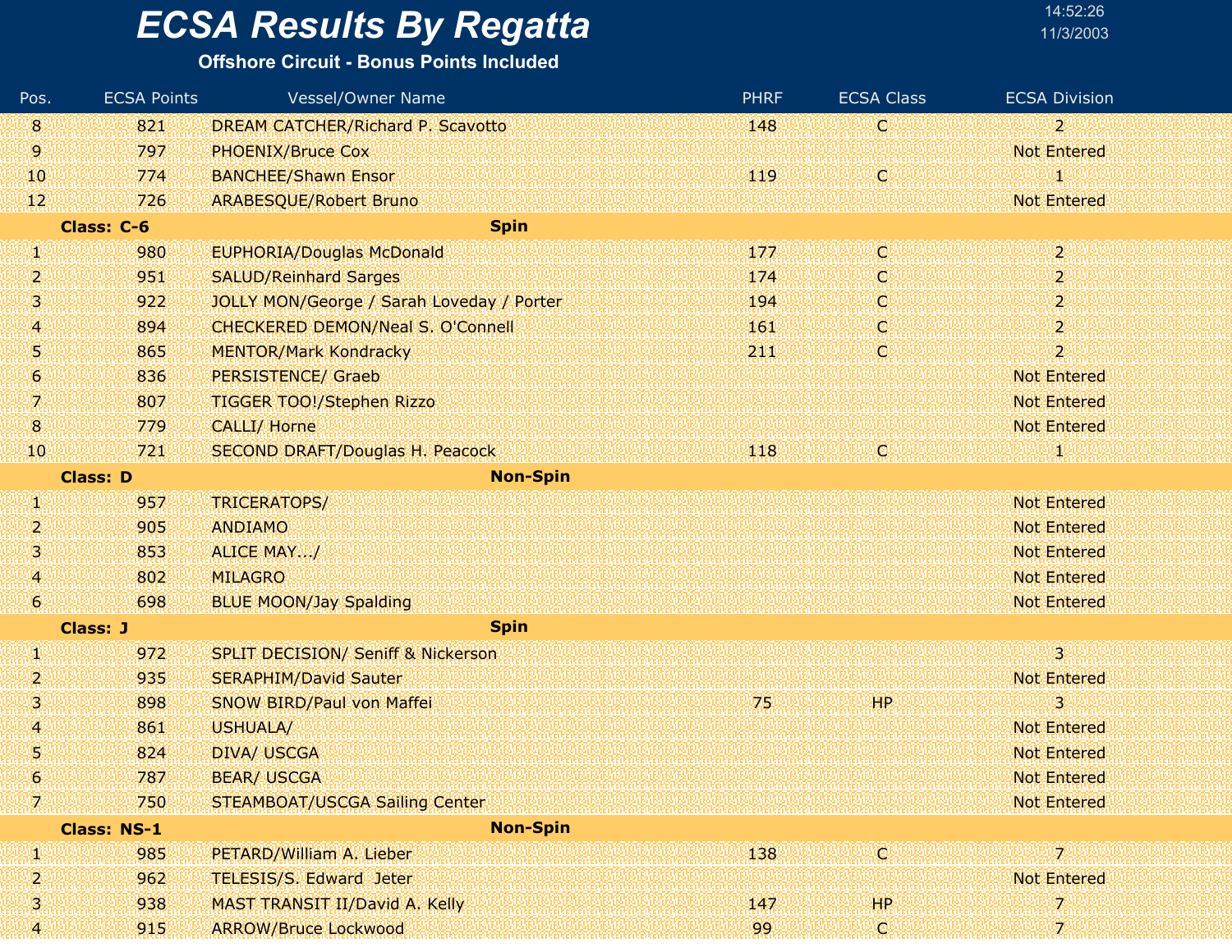# ECSA Results By Regatta

**Offshore Circuit - Bonus Points Included**

14:52:26
11/3/2003

| Pos. | ECSA Points | Vessel/Owner Name | PHRF | ECSA Class | ECSA Division |
|---|---|---|---|---|---|
| 8 | 821 | DREAM CATCHER/Richard P. Scavotto | 148 | C | 2 |
| 9 | 797 | PHOENIX/Bruce Cox | | | Not Entered |
| 10 | 774 | BANCHEE/Shawn Ensor | 119 | C | 1 |
| 12 | 726 | ARABESQUE/Robert Bruno | | | Not Entered |
| **Class: C-6** | | **Spin** | | | |
| 1 | 980 | EUPHORIA/Douglas McDonald | 177 | C | 2 |
| 2 | 951 | SALUD/Reinhard Sarges | 174 | C | 2 |
| 3 | 922 | JOLLY MON/George / Sarah Loveday / Porter | 194 | C | 2 |
| 4 | 894 | CHECKERED DEMON/Neal S. O'Connell | 161 | C | 2 |
| 5 | 865 | MENTOR/Mark Kondracky | 211 | C | 2 |
| 6 | 836 | PERSISTENCE/ Graeb | | | Not Entered |
| 7 | 807 | TIGGER TOO!/Stephen Rizzo | | | Not Entered |
| 8 | 779 | CALLI/ Horne | | | Not Entered |
| 10 | 721 | SECOND DRAFT/Douglas H. Peacock | 118 | C | 1 |
| **Class: D** | | **Non-Spin** | | | |
| 1 | 957 | TRICERATOPS/ | | | Not Entered |
| 2 | 905 | ANDIAMO | | | Not Entered |
| 3 | 853 | ALICE MAY.../ | | | Not Entered |
| 4 | 802 | MILAGRO | | | Not Entered |
| 6 | 698 | BLUE MOON/Jay Spalding | | | Not Entered |
| **Class: J** | | **Spin** | | | |
| 1 | 972 | SPLIT DECISION/ Seniff & Nickerson | | | 3 |
| 2 | 935 | SERAPHIM/David Sauter | | | Not Entered |
| 3 | 898 | SNOW BIRD/Paul von Maffei | 75 | HP | 3 |
| 4 | 861 | USHUALA/ | | | Not Entered |
| 5 | 824 | DIVA/ USCGA | | | Not Entered |
| 6 | 787 | BEAR/ USCGA | | | Not Entered |
| 7 | 750 | STEAMBOAT/USCGA Sailing Center | | | Not Entered |
| **Class: NS-1** | | **Non-Spin** | | | |
| 1 | 985 | PETARD/William A. Lieber | 138 | C | 7 |
| 2 | 962 | TELESIS/S. Edward Jeter | | | Not Entered |
| 3 | 938 | MAST TRANSIT II/David A. Kelly | 147 | HP | 7 |
| 4 | 915 | ARROW/Bruce Lockwood | 99 | C | 7 |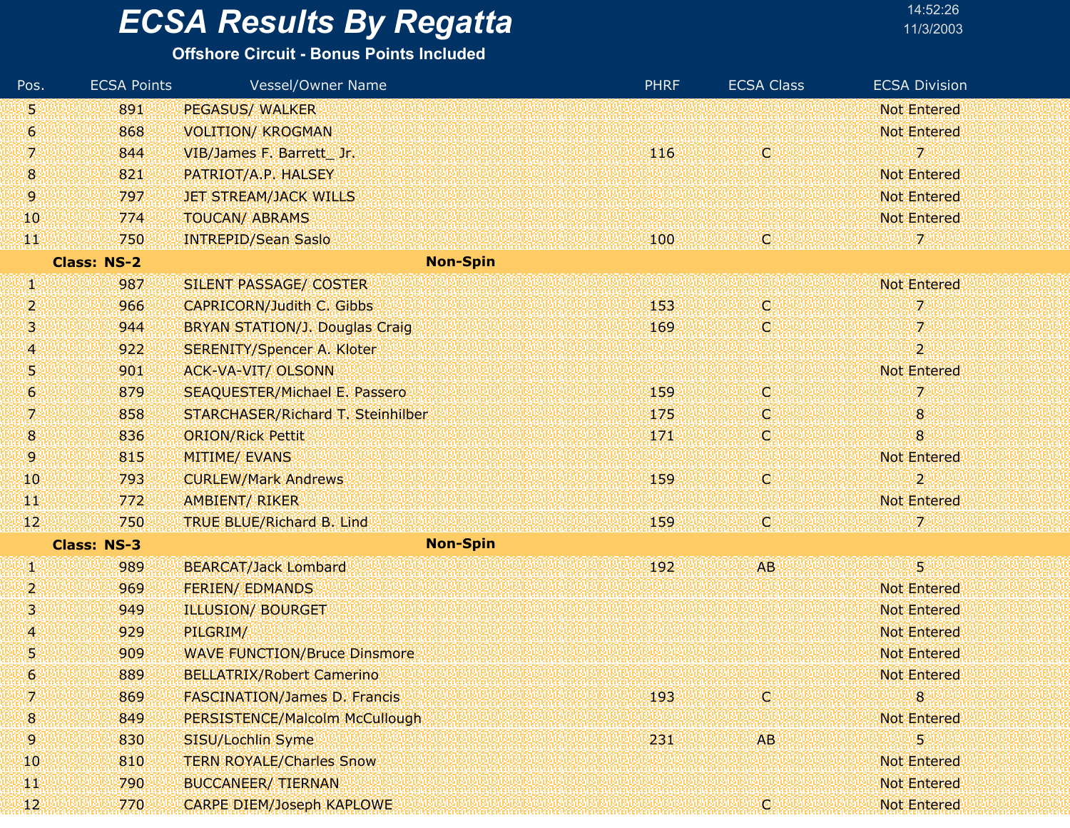# ECSA Results By Regatta

**Offshore Circuit - Bonus Points Included**

| Pos. | ECSA Points | Vessel/Owner Name | PHRF | ECSA Class | ECSA Division |
|---|---|---|---|---|---|
| 5 | 891 | PEGASUS/ WALKER | | | Not Entered |
| 6 | 868 | VOLITION/ KROGMAN | | | Not Entered |
| 7 | 844 | VIB/James F. Barrett_ Jr. | 116 | C | 7 |
| 8 | 821 | PATRIOT/A.P. HALSEY | | | Not Entered |
| 9 | 797 | JET STREAM/JACK WILLS | | | Not Entered |
| 10 | 774 | TOUCAN/ ABRAMS | | | Not Entered |
| 11 | 750 | INTREPID/Sean Saslo | 100 | C | 7 |
| **Class: NS-2** | | **Non-Spin** | | | |
| 1 | 987 | SILENT PASSAGE/ COSTER | | | Not Entered |
| 2 | 966 | CAPRICORN/Judith C. Gibbs | 153 | C | 7 |
| 3 | 944 | BRYAN STATION/J. Douglas Craig | 169 | C | 7 |
| 4 | 922 | SERENITY/Spencer A. Kloter | | | 2 |
| 5 | 901 | ACK-VA-VIT/ OLSONN | | | Not Entered |
| 6 | 879 | SEAQUESTER/Michael E. Passero | 159 | C | 7 |
| 7 | 858 | STARCHASER/Richard T. Steinhilber | 175 | C | 8 |
| 8 | 836 | ORION/Rick Pettit | 171 | C | 8 |
| 9 | 815 | MITIME/ EVANS | | | Not Entered |
| 10 | 793 | CURLEW/Mark Andrews | 159 | C | 2 |
| 11 | 772 | AMBIENT/ RIKER | | | Not Entered |
| 12 | 750 | TRUE BLUE/Richard B. Lind | 159 | C | 7 |
| **Class: NS-3** | | **Non-Spin** | | | |
| 1 | 989 | BEARCAT/Jack Lombard | 192 | AB | 5 |
| 2 | 969 | FERIEN/ EDMANDS | | | Not Entered |
| 3 | 949 | ILLUSION/ BOURGET | | | Not Entered |
| 4 | 929 | PILGRIM/ | | | Not Entered |
| 5 | 909 | WAVE FUNCTION/Bruce Dinsmore | | | Not Entered |
| 6 | 889 | BELLATRIX/Robert Camerino | | | Not Entered |
| 7 | 869 | FASCINATION/James D. Francis | 193 | C | 8 |
| 8 | 849 | PERSISTENCE/Malcolm McCullough | | | Not Entered |
| 9 | 830 | SISU/Lochlin Syme | 231 | AB | 5 |
| 10 | 810 | TERN ROYALE/Charles Snow | | | Not Entered |
| 11 | 790 | BUCCANEER/ TIERNAN | | | Not Entered |
| 12 | 770 | CARPE DIEM/Joseph KAPLOWE | | C | Not Entered |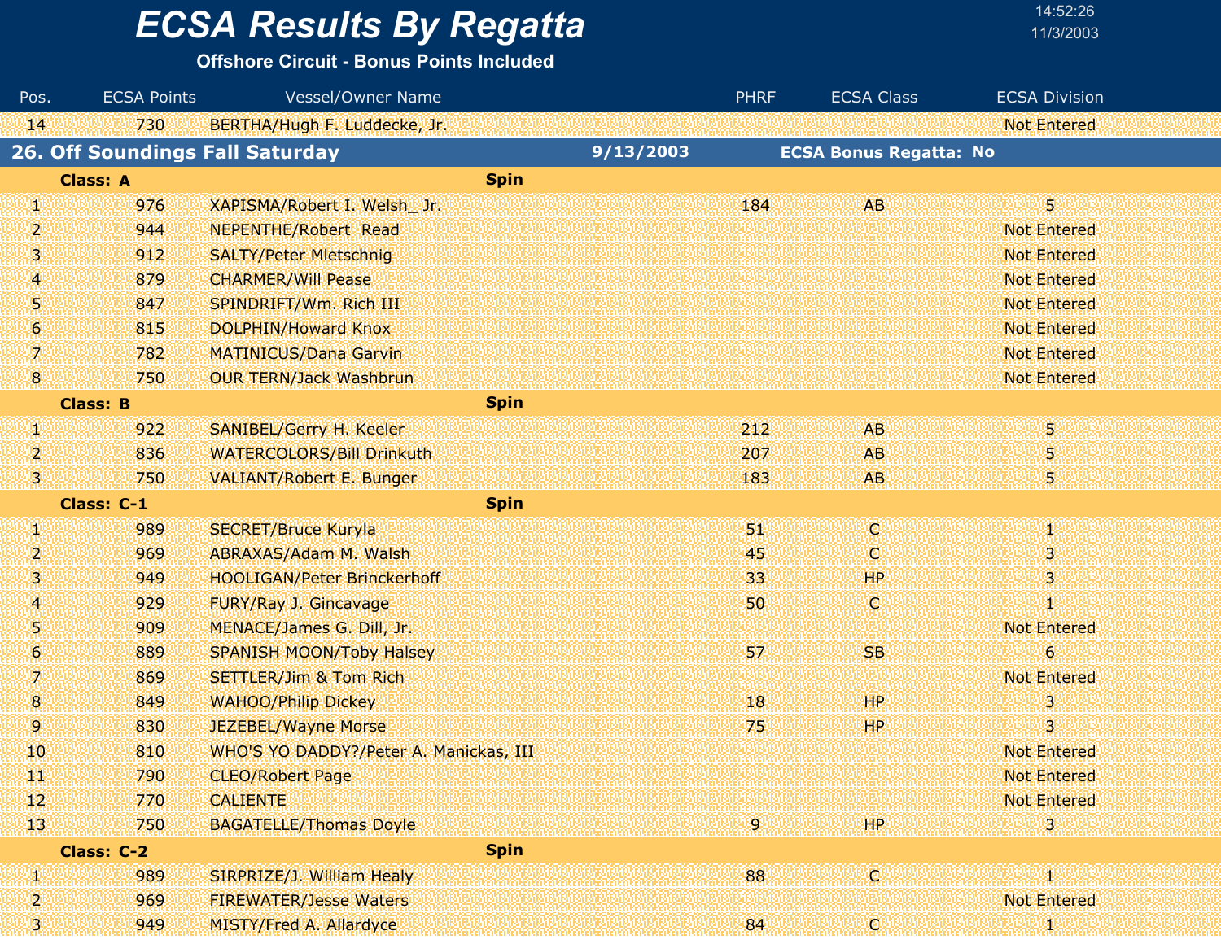# ECSA Results By Regatta

**Offshore Circuit - Bonus Points Included**

| Pos. | ECSA Points | Vessel/Owner Name | PHRF | ECSA Class | ECSA Division |
|---|---|---|---|---|---|
| 14 | 730 | BERTHA/Hugh F. Luddecke, Jr. | | | Not Entered |

## 26. Off Soundings Fall Saturday — 9/13/2003 — ECSA Bonus Regatta: No

| Pos. | ECSA Points | Vessel/Owner Name | PHRF | ECSA Class | ECSA Division |
|---|---|---|---|---|---|
| **Class: A** | | **Spin** | | | |
| 1 | 976 | XAPISMA/Robert I. Welsh_ Jr. | 184 | AB | 5 |
| 2 | 944 | NEPENTHE/Robert Read | | | Not Entered |
| 3 | 912 | SALTY/Peter Mletschnig | | | Not Entered |
| 4 | 879 | CHARMER/Will Pease | | | Not Entered |
| 5 | 847 | SPINDRIFT/Wm. Rich III | | | Not Entered |
| 6 | 815 | DOLPHIN/Howard Knox | | | Not Entered |
| 7 | 782 | MATINICUS/Dana Garvin | | | Not Entered |
| 8 | 750 | OUR TERN/Jack Washbrun | | | Not Entered |
| **Class: B** | | **Spin** | | | |
| 1 | 922 | SANIBEL/Gerry H. Keeler | 212 | AB | 5 |
| 2 | 836 | WATERCOLORS/Bill Drinkuth | 207 | AB | 5 |
| 3 | 750 | VALIANT/Robert E. Bunger | 183 | AB | 5 |
| **Class: C-1** | | **Spin** | | | |
| 1 | 989 | SECRET/Bruce Kuryla | 51 | C | 1 |
| 2 | 969 | ABRAXAS/Adam M. Walsh | 45 | C | 3 |
| 3 | 949 | HOOLIGAN/Peter Brinckerhoff | 33 | HP | 3 |
| 4 | 929 | FURY/Ray J. Gincavage | 50 | C | 1 |
| 5 | 909 | MENACE/James G. Dill, Jr. | | | Not Entered |
| 6 | 889 | SPANISH MOON/Toby Halsey | 57 | SB | 6 |
| 7 | 869 | SETTLER/Jim & Tom Rich | | | Not Entered |
| 8 | 849 | WAHOO/Philip Dickey | 18 | HP | 3 |
| 9 | 830 | JEZEBEL/Wayne Morse | 75 | HP | 3 |
| 10 | 810 | WHO'S YO DADDY?/Peter A. Manickas, III | | | Not Entered |
| 11 | 790 | CLEO/Robert Page | | | Not Entered |
| 12 | 770 | CALIENTE | | | Not Entered |
| 13 | 750 | BAGATELLE/Thomas Doyle | 9 | HP | 3 |
| **Class: C-2** | | **Spin** | | | |
| 1 | 989 | SIRPRIZE/J. William Healy | 88 | C | 1 |
| 2 | 969 | FIREWATER/Jesse Waters | | | Not Entered |
| 3 | 949 | MISTY/Fred A. Allardyce | 84 | C | 1 |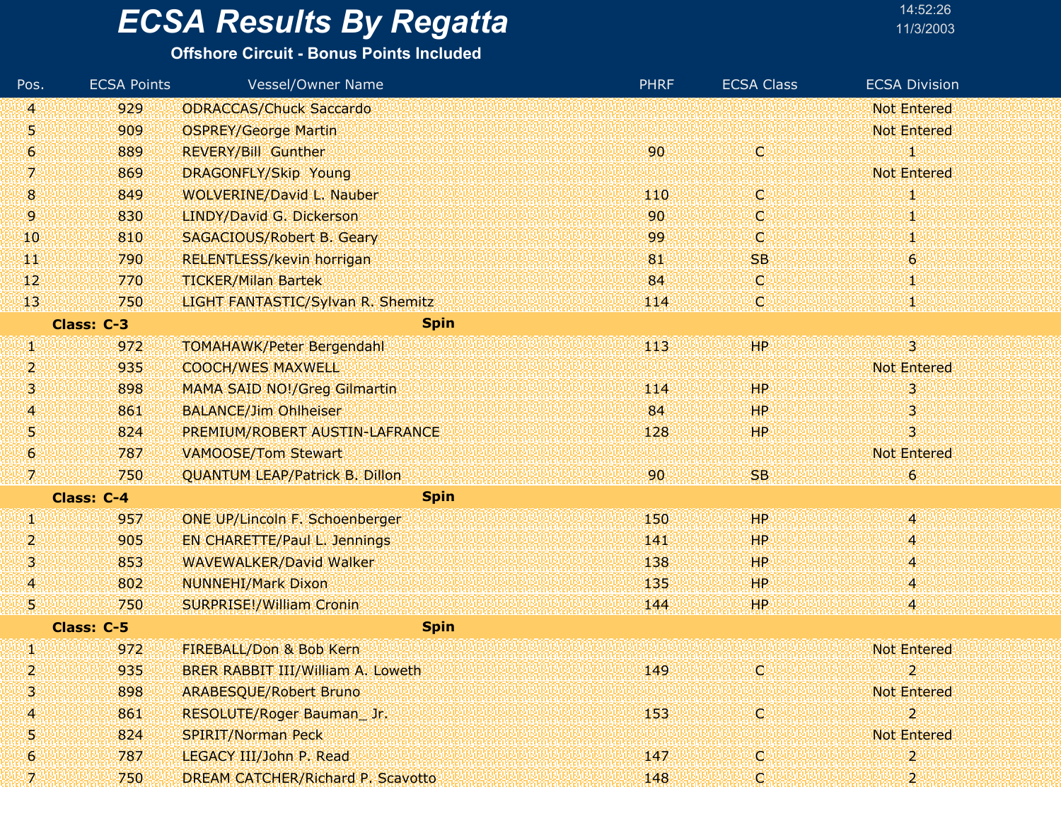# ECSA Results By Regatta

**Offshore Circuit - Bonus Points Included**

14:52:26
11/3/2003

| Pos. | ECSA Points | Vessel/Owner Name | PHRF | ECSA Class | ECSA Division |
|---|---|---|---|---|---|
| 4 | 929 | ODRACCAS/Chuck Saccardo | | | Not Entered |
| 5 | 909 | OSPREY/George Martin | | | Not Entered |
| 6 | 889 | REVERY/Bill Gunther | 90 | C | 1 |
| 7 | 869 | DRAGONFLY/Skip Young | | | Not Entered |
| 8 | 849 | WOLVERINE/David L. Nauber | 110 | C | 1 |
| 9 | 830 | LINDY/David G. Dickerson | 90 | C | 1 |
| 10 | 810 | SAGACIOUS/Robert B. Geary | 99 | C | 1 |
| 11 | 790 | RELENTLESS/kevin horrigan | 81 | SB | 6 |
| 12 | 770 | TICKER/Milan Bartek | 84 | C | 1 |
| 13 | 750 | LIGHT FANTASTIC/Sylvan R. Shemitz | 114 | C | 1 |
| **Class: C-3** | | **Spin** | | | |
| 1 | 972 | TOMAHAWK/Peter Bergendahl | 113 | HP | 3 |
| 2 | 935 | COOCH/WES MAXWELL | | | Not Entered |
| 3 | 898 | MAMA SAID NO!/Greg Gilmartin | 114 | HP | 3 |
| 4 | 861 | BALANCE/Jim Ohlheiser | 84 | HP | 3 |
| 5 | 824 | PREMIUM/ROBERT AUSTIN-LAFRANCE | 128 | HP | 3 |
| 6 | 787 | VAMOOSE/Tom Stewart | | | Not Entered |
| 7 | 750 | QUANTUM LEAP/Patrick B. Dillon | 90 | SB | 6 |
| **Class: C-4** | | **Spin** | | | |
| 1 | 957 | ONE UP/Lincoln F. Schoenberger | 150 | HP | 4 |
| 2 | 905 | EN CHARETTE/Paul L. Jennings | 141 | HP | 4 |
| 3 | 853 | WAVEWALKER/David Walker | 138 | HP | 4 |
| 4 | 802 | NUNNEHI/Mark Dixon | 135 | HP | 4 |
| 5 | 750 | SURPRISE!/William Cronin | 144 | HP | 4 |
| **Class: C-5** | | **Spin** | | | |
| 1 | 972 | FIREBALL/Don & Bob Kern | | | Not Entered |
| 2 | 935 | BRER RABBIT III/William A. Loweth | 149 | C | 2 |
| 3 | 898 | ARABESQUE/Robert Bruno | | | Not Entered |
| 4 | 861 | RESOLUTE/Roger Bauman_ Jr. | 153 | C | 2 |
| 5 | 824 | SPIRIT/Norman Peck | | | Not Entered |
| 6 | 787 | LEGACY III/John P. Read | 147 | C | 2 |
| 7 | 750 | DREAM CATCHER/Richard P. Scavotto | 148 | C | 2 |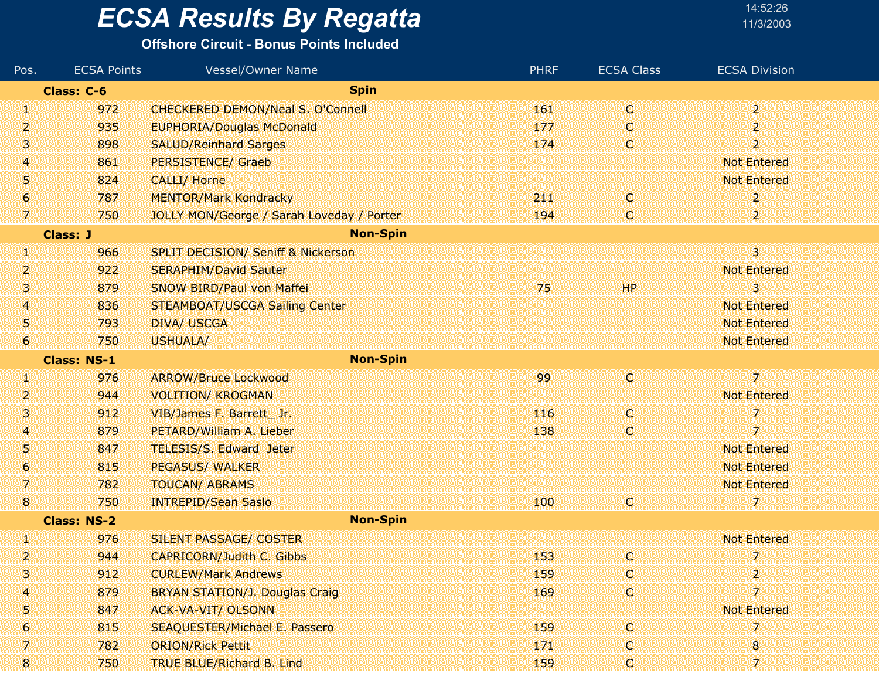# ECSA Results By Regatta

**Offshore Circuit - Bonus Points Included**

14:52:26
11/3/2003

| Pos. | ECSA Points | Vessel/Owner Name | PHRF | ECSA Class | ECSA Division |
|---|---|---|---|---|---|
| **Class: C-6** | | **Spin** | | | |
| 1 | 972 | CHECKERED DEMON/Neal S. O'Connell | 161 | C | 2 |
| 2 | 935 | EUPHORIA/Douglas McDonald | 177 | C | 2 |
| 3 | 898 | SALUD/Reinhard Sarges | 174 | C | 2 |
| 4 | 861 | PERSISTENCE/ Graeb | | | Not Entered |
| 5 | 824 | CALLI/ Horne | | | Not Entered |
| 6 | 787 | MENTOR/Mark Kondracky | 211 | C | 2 |
| 7 | 750 | JOLLY MON/George / Sarah Loveday / Porter | 194 | C | 2 |
| **Class: J** | | **Non-Spin** | | | |
| 1 | 966 | SPLIT DECISION/ Seniff & Nickerson | | | 3 |
| 2 | 922 | SERAPHIM/David Sauter | | | Not Entered |
| 3 | 879 | SNOW BIRD/Paul von Maffei | 75 | HP | 3 |
| 4 | 836 | STEAMBOAT/USCGA Sailing Center | | | Not Entered |
| 5 | 793 | DIVA/ USCGA | | | Not Entered |
| 6 | 750 | USHUALA/ | | | Not Entered |
| **Class: NS-1** | | **Non-Spin** | | | |
| 1 | 976 | ARROW/Bruce Lockwood | 99 | C | 7 |
| 2 | 944 | VOLITION/ KROGMAN | | | Not Entered |
| 3 | 912 | VIB/James F. Barrett_ Jr. | 116 | C | 7 |
| 4 | 879 | PETARD/William A. Lieber | 138 | C | 7 |
| 5 | 847 | TELESIS/S. Edward Jeter | | | Not Entered |
| 6 | 815 | PEGASUS/ WALKER | | | Not Entered |
| 7 | 782 | TOUCAN/ ABRAMS | | | Not Entered |
| 8 | 750 | INTREPID/Sean Saslo | 100 | C | 7 |
| **Class: NS-2** | | **Non-Spin** | | | |
| 1 | 976 | SILENT PASSAGE/ COSTER | | | Not Entered |
| 2 | 944 | CAPRICORN/Judith C. Gibbs | 153 | C | 7 |
| 3 | 912 | CURLEW/Mark Andrews | 159 | C | 2 |
| 4 | 879 | BRYAN STATION/J. Douglas Craig | 169 | C | 7 |
| 5 | 847 | ACK-VA-VIT/ OLSONN | | | Not Entered |
| 6 | 815 | SEAQUESTER/Michael E. Passero | 159 | C | 7 |
| 7 | 782 | ORION/Rick Pettit | 171 | C | 8 |
| 8 | 750 | TRUE BLUE/Richard B. Lind | 159 | C | 7 |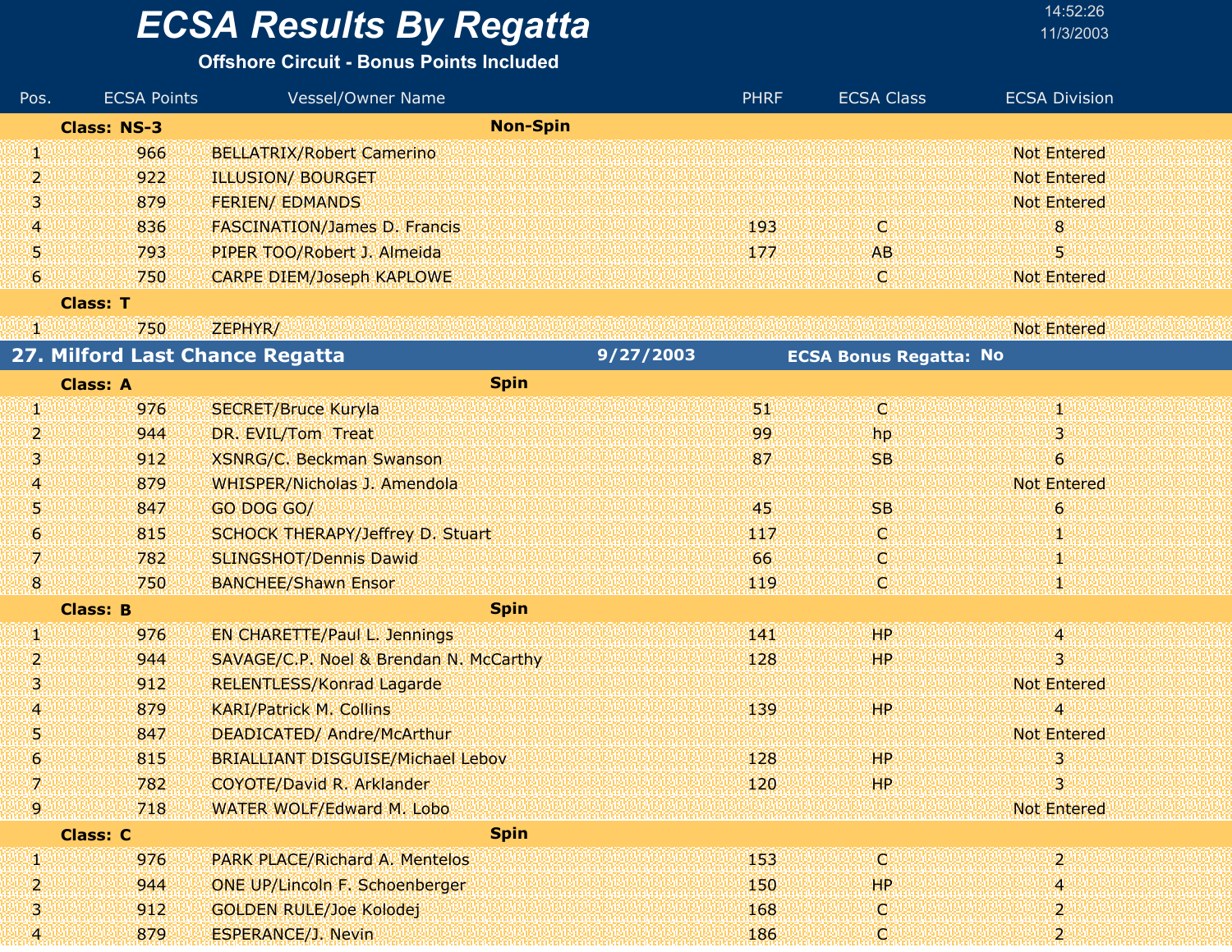# ECSA Results By Regatta

**Offshore Circuit - Bonus Points Included**

| Pos. | ECSA Points | Vessel/Owner Name | PHRF | ECSA Class | ECSA Division |
|---|---|---|---|---|---|
| **Class: NS-3** | | **Non-Spin** | | | |
| 1 | 966 | BELLATRIX/Robert Camerino | | | Not Entered |
| 2 | 922 | ILLUSION/ BOURGET | | | Not Entered |
| 3 | 879 | FERIEN/ EDMANDS | | | Not Entered |
| 4 | 836 | FASCINATION/James D. Francis | 193 | C | 8 |
| 5 | 793 | PIPER TOO/Robert J. Almeida | 177 | AB | 5 |
| 6 | 750 | CARPE DIEM/Joseph KAPLOWE | | C | Not Entered |
| **Class: T** | | | | | |
| 1 | 750 | ZEPHYR/ | | | Not Entered |

## 27. Milford Last Chance Regatta — 9/27/2003 — ECSA Bonus Regatta: No

| Pos. | ECSA Points | Vessel/Owner Name | PHRF | ECSA Class | ECSA Division |
|---|---|---|---|---|---|
| **Class: A** | | **Spin** | | | |
| 1 | 976 | SECRET/Bruce Kuryla | 51 | C | 1 |
| 2 | 944 | DR. EVIL/Tom Treat | 99 | hp | 3 |
| 3 | 912 | XSNRG/C. Beckman Swanson | 87 | SB | 6 |
| 4 | 879 | WHISPER/Nicholas J. Amendola | | | Not Entered |
| 5 | 847 | GO DOG GO/ | 45 | SB | 6 |
| 6 | 815 | SCHOCK THERAPY/Jeffrey D. Stuart | 117 | C | 1 |
| 7 | 782 | SLINGSHOT/Dennis Dawid | 66 | C | 1 |
| 8 | 750 | BANCHEE/Shawn Ensor | 119 | C | 1 |
| **Class: B** | | **Spin** | | | |
| 1 | 976 | EN CHARETTE/Paul L. Jennings | 141 | HP | 4 |
| 2 | 944 | SAVAGE/C.P. Noel & Brendan N. McCarthy | 128 | HP | 3 |
| 3 | 912 | RELENTLESS/Konrad Lagarde | | | Not Entered |
| 4 | 879 | KARI/Patrick M. Collins | 139 | HP | 4 |
| 5 | 847 | DEADICATED/ Andre/McArthur | | | Not Entered |
| 6 | 815 | BRIALLIANT DISGUISE/Michael Lebov | 128 | HP | 3 |
| 7 | 782 | COYOTE/David R. Arklander | 120 | HP | 3 |
| 9 | 718 | WATER WOLF/Edward M. Lobo | | | Not Entered |
| **Class: C** | | **Spin** | | | |
| 1 | 976 | PARK PLACE/Richard A. Mentelos | 153 | C | 2 |
| 2 | 944 | ONE UP/Lincoln F. Schoenberger | 150 | HP | 4 |
| 3 | 912 | GOLDEN RULE/Joe Kolodej | 168 | C | 2 |
| 4 | 879 | ESPERANCE/J. Nevin | 186 | C | 2 |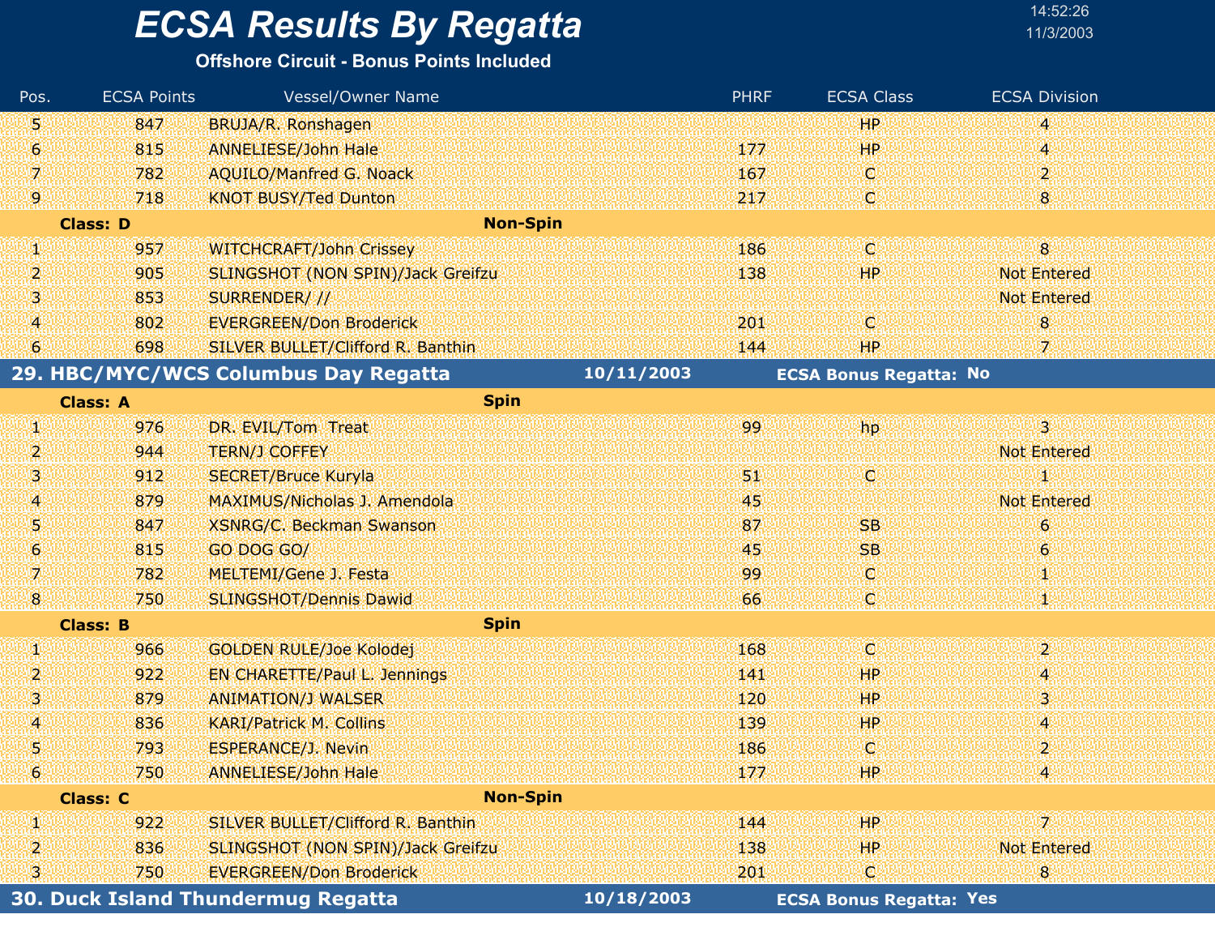# ECSA Results By Regatta

**Offshore Circuit - Bonus Points Included**

| Pos. | ECSA Points | Vessel/Owner Name | PHRF | ECSA Class | ECSA Division |
|---|---|---|---|---|---|
| 5 | 847 | BRUJA/R. Ronshagen | | HP | 4 |
| 6 | 815 | ANNELIESE/John Hale | 177 | HP | 4 |
| 7 | 782 | AQUILO/Manfred G. Noack | 167 | C | 2 |
| 9 | 718 | KNOT BUSY/Ted Dunton | 217 | C | 8 |
| **Class: D** | | **Non-Spin** | | | |
| 1 | 957 | WITCHCRAFT/John Crissey | 186 | C | 8 |
| 2 | 905 | SLINGSHOT (NON SPIN)/Jack Greifzu | 138 | HP | Not Entered |
| 3 | 853 | SURRENDER/ // | | | Not Entered |
| 4 | 802 | EVERGREEN/Don Broderick | 201 | C | 8 |
| 6 | 698 | SILVER BULLET/Clifford R. Banthin | 144 | HP | 7 |

## 29. HBC/MYC/WCS Columbus Day Regatta — 10/11/2003 — ECSA Bonus Regatta: No

| Pos. | ECSA Points | Vessel/Owner Name | PHRF | ECSA Class | ECSA Division |
|---|---|---|---|---|---|
| **Class: A** | | **Spin** | | | |
| 1 | 976 | DR. EVIL/Tom Treat | 99 | hp | 3 |
| 2 | 944 | TERN/J COFFEY | | | Not Entered |
| 3 | 912 | SECRET/Bruce Kuryla | 51 | C | 1 |
| 4 | 879 | MAXIMUS/Nicholas J. Amendola | 45 | | Not Entered |
| 5 | 847 | XSNRG/C. Beckman Swanson | 87 | SB | 6 |
| 6 | 815 | GO DOG GO/ | 45 | SB | 6 |
| 7 | 782 | MELTEMI/Gene J. Festa | 99 | C | 1 |
| 8 | 750 | SLINGSHOT/Dennis Dawid | 66 | C | 1 |
| **Class: B** | | **Spin** | | | |
| 1 | 966 | GOLDEN RULE/Joe Kolodej | 168 | C | 2 |
| 2 | 922 | EN CHARETTE/Paul L. Jennings | 141 | HP | 4 |
| 3 | 879 | ANIMATION/J WALSER | 120 | HP | 3 |
| 4 | 836 | KARI/Patrick M. Collins | 139 | HP | 4 |
| 5 | 793 | ESPERANCE/J. Nevin | 186 | C | 2 |
| 6 | 750 | ANNELIESE/John Hale | 177 | HP | 4 |
| **Class: C** | | **Non-Spin** | | | |
| 1 | 922 | SILVER BULLET/Clifford R. Banthin | 144 | HP | 7 |
| 2 | 836 | SLINGSHOT (NON SPIN)/Jack Greifzu | 138 | HP | Not Entered |
| 3 | 750 | EVERGREEN/Don Broderick | 201 | C | 8 |

## 30. Duck Island Thundermug Regatta — 10/18/2003 — ECSA Bonus Regatta: Yes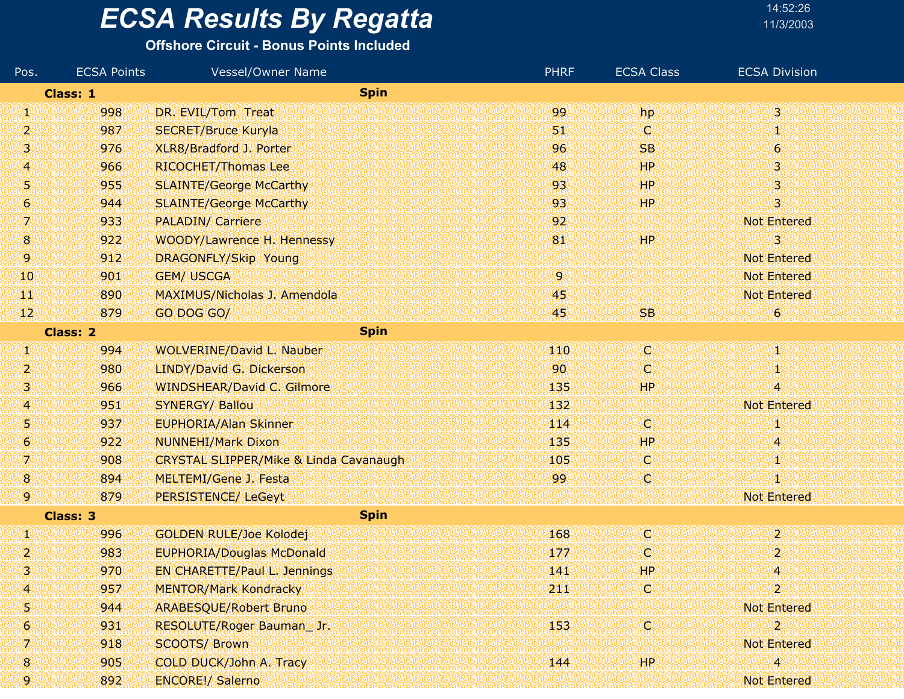# ECSA Results By Regatta

**Offshore Circuit - Bonus Points Included**

14:52:26
11/3/2003

| Pos. | ECSA Points | Vessel/Owner Name | PHRF | ECSA Class | ECSA Division |
|---|---|---|---|---|---|
| **Class: 1** | | **Spin** | | | |
| 1 | 998 | DR. EVIL/Tom Treat | 99 | hp | 3 |
| 2 | 987 | SECRET/Bruce Kuryla | 51 | C | 1 |
| 3 | 976 | XLR8/Bradford J. Porter | 96 | SB | 6 |
| 4 | 966 | RICOCHET/Thomas Lee | 48 | HP | 3 |
| 5 | 955 | SLAINTE/George McCarthy | 93 | HP | 3 |
| 6 | 944 | SLAINTE/George McCarthy | 93 | HP | 3 |
| 7 | 933 | PALADIN/ Carriere | 92 | | Not Entered |
| 8 | 922 | WOODY/Lawrence H. Hennessy | 81 | HP | 3 |
| 9 | 912 | DRAGONFLY/Skip Young | | | Not Entered |
| 10 | 901 | GEM/ USCGA | 9 | | Not Entered |
| 11 | 890 | MAXIMUS/Nicholas J. Amendola | 45 | | Not Entered |
| 12 | 879 | GO DOG GO/ | 45 | SB | 6 |
| **Class: 2** | | **Spin** | | | |
| 1 | 994 | WOLVERINE/David L. Nauber | 110 | C | 1 |
| 2 | 980 | LINDY/David G. Dickerson | 90 | C | 1 |
| 3 | 966 | WINDSHEAR/David C. Gilmore | 135 | HP | 4 |
| 4 | 951 | SYNERGY/ Ballou | 132 | | Not Entered |
| 5 | 937 | EUPHORIA/Alan Skinner | 114 | C | 1 |
| 6 | 922 | NUNNEHI/Mark Dixon | 135 | HP | 4 |
| 7 | 908 | CRYSTAL SLIPPER/Mike & Linda Cavanaugh | 105 | C | 1 |
| 8 | 894 | MELTEMI/Gene J. Festa | 99 | C | 1 |
| 9 | 879 | PERSISTENCE/ LeGeyt | | | Not Entered |
| **Class: 3** | | **Spin** | | | |
| 1 | 996 | GOLDEN RULE/Joe Kolodej | 168 | C | 2 |
| 2 | 983 | EUPHORIA/Douglas McDonald | 177 | C | 2 |
| 3 | 970 | EN CHARETTE/Paul L. Jennings | 141 | HP | 4 |
| 4 | 957 | MENTOR/Mark Kondracky | 211 | C | 2 |
| 5 | 944 | ARABESQUE/Robert Bruno | | | Not Entered |
| 6 | 931 | RESOLUTE/Roger Bauman_ Jr. | 153 | C | 2 |
| 7 | 918 | SCOOTS/ Brown | | | Not Entered |
| 8 | 905 | COLD DUCK/John A. Tracy | 144 | HP | 4 |
| 9 | 892 | ENCORE!/ Salerno | | | Not Entered |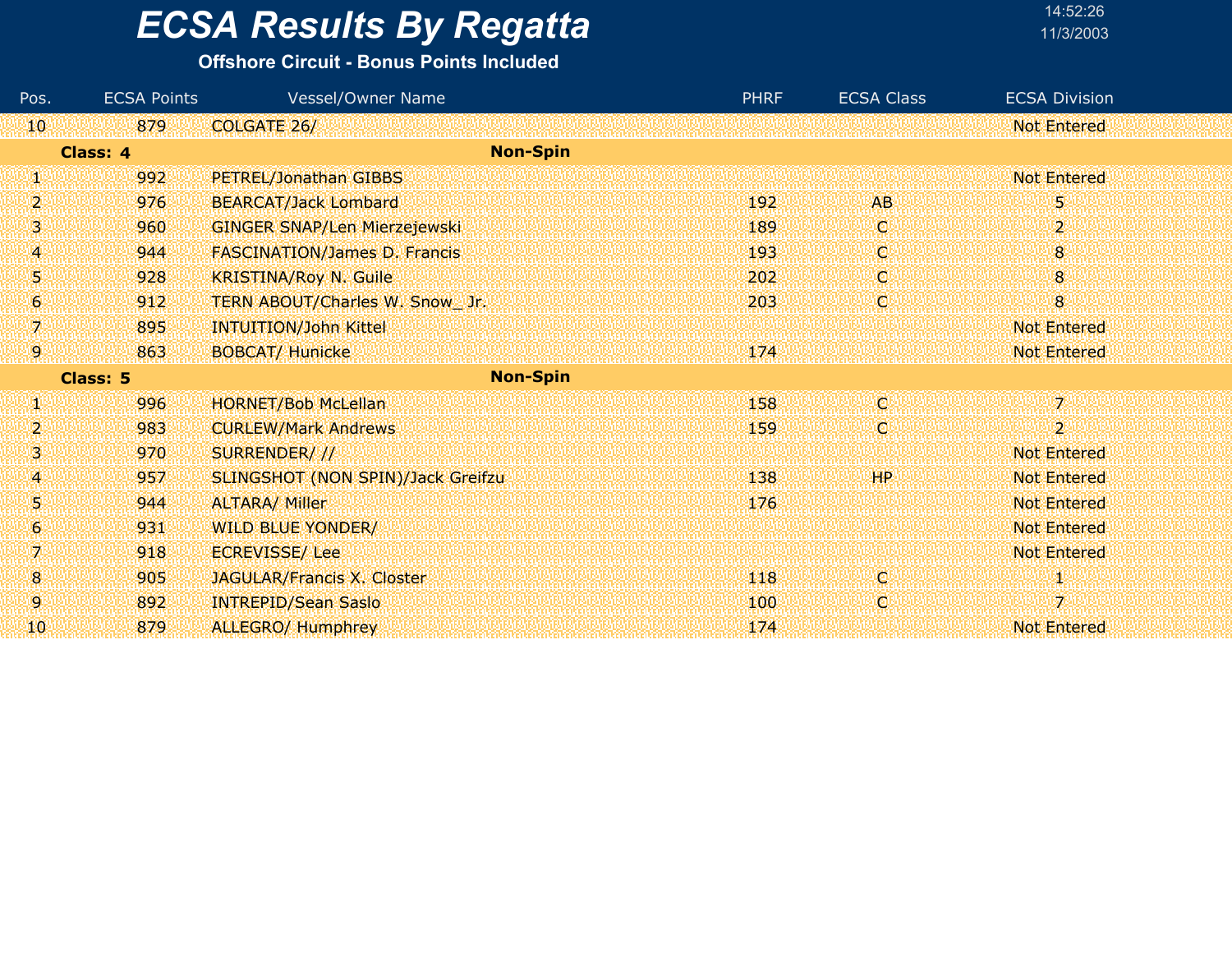# ECSA Results By Regatta

**Offshore Circuit - Bonus Points Included**

| Pos. | ECSA Points | Vessel/Owner Name | PHRF | ECSA Class | ECSA Division |
|---|---|---|---|---|---|
| 10 | 879 | COLGATE 26/ | | | Not Entered |
| **Class: 4** | | **Non-Spin** | | | |
| 1 | 992 | PETREL/Jonathan GIBBS | | | Not Entered |
| 2 | 976 | BEARCAT/Jack Lombard | 192 | AB | 5 |
| 3 | 960 | GINGER SNAP/Len Mierzejewski | 189 | C | 2 |
| 4 | 944 | FASCINATION/James D. Francis | 193 | C | 8 |
| 5 | 928 | KRISTINA/Roy N. Guile | 202 | C | 8 |
| 6 | 912 | TERN ABOUT/Charles W. Snow_ Jr. | 203 | C | 8 |
| 7 | 895 | INTUITION/John Kittel | | | Not Entered |
| 9 | 863 | BOBCAT/ Hunicke | 174 | | Not Entered |
| **Class: 5** | | **Non-Spin** | | | |
| 1 | 996 | HORNET/Bob McLellan | 158 | C | 7 |
| 2 | 983 | CURLEW/Mark Andrews | 159 | C | 2 |
| 3 | 970 | SURRENDER/ // | | | Not Entered |
| 4 | 957 | SLINGSHOT (NON SPIN)/Jack Greifzu | 138 | HP | Not Entered |
| 5 | 944 | ALTARA/ Miller | 176 | | Not Entered |
| 6 | 931 | WILD BLUE YONDER/ | | | Not Entered |
| 7 | 918 | ECREVISSE/ Lee | | | Not Entered |
| 8 | 905 | JAGULAR/Francis X. Closter | 118 | C | 1 |
| 9 | 892 | INTREPID/Sean Saslo | 100 | C | 7 |
| 10 | 879 | ALLEGRO/ Humphrey | 174 | | Not Entered |